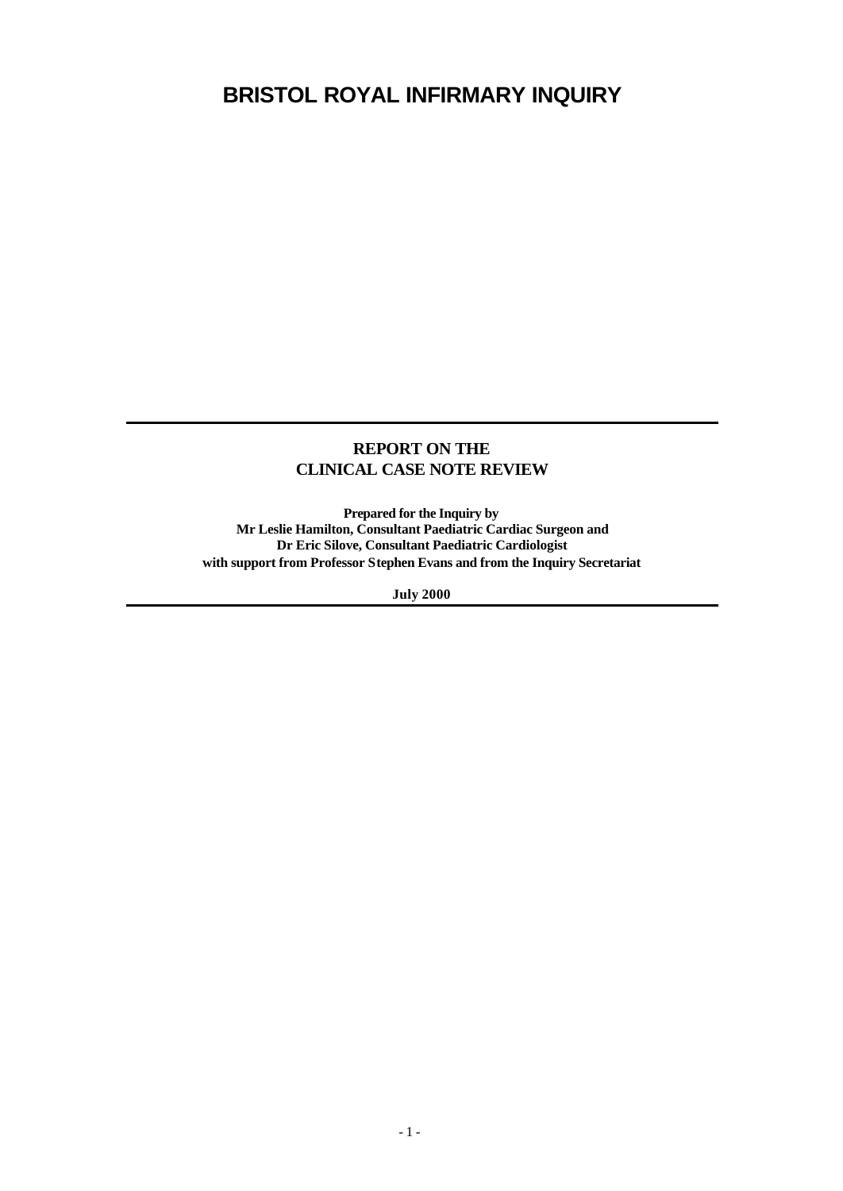# BRISTOL ROYAL INFIRMARY INQUIRY

## REPORT ON THE CLINICAL CASE NOTE REVIEW

**Prepared for the Inquiry by**
**Mr Leslie Hamilton, Consultant Paediatric Cardiac Surgeon and**
**Dr Eric Silove, Consultant Paediatric Cardiologist**
**with support from Professor Stephen Evans and from the Inquiry Secretariat**

**July 2000**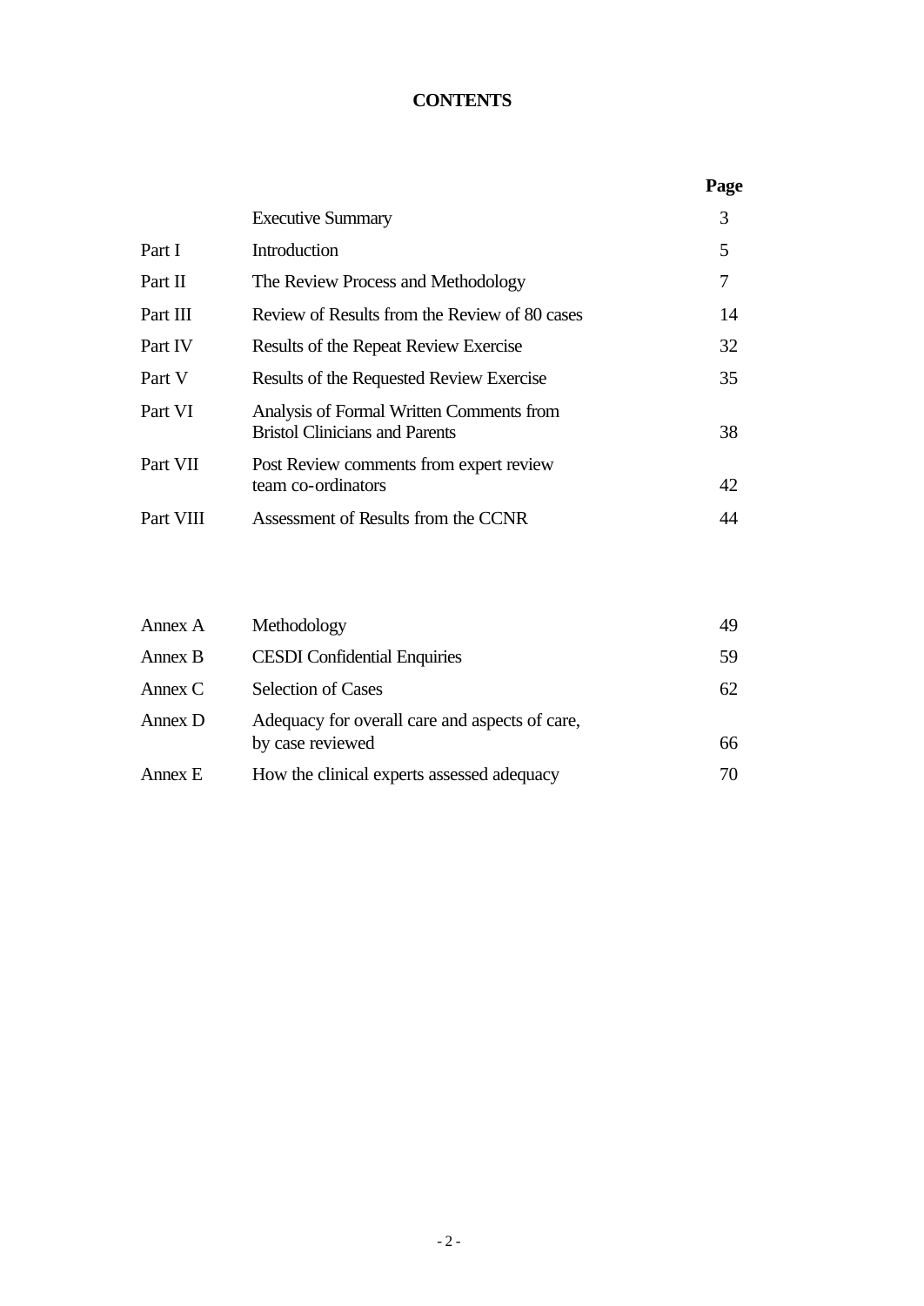# CONTENTS

| | | Page |
|---|---|---|
| | Executive Summary | 3 |
| Part I | Introduction | 5 |
| Part II | The Review Process and Methodology | 7 |
| Part III | Review of Results from the Review of 80 cases | 14 |
| Part IV | Results of the Repeat Review Exercise | 32 |
| Part V | Results of the Requested Review Exercise | 35 |
| Part VI | Analysis of Formal Written Comments from Bristol Clinicians and Parents | 38 |
| Part VII | Post Review comments from expert review team co-ordinators | 42 |
| Part VIII | Assessment of Results from the CCNR | 44 |

| | | |
|---|---|---|
| Annex A | Methodology | 49 |
| Annex B | CESDI Confidential Enquiries | 59 |
| Annex C | Selection of Cases | 62 |
| Annex D | Adequacy for overall care and aspects of care, by case reviewed | 66 |
| Annex E | How the clinical experts assessed adequacy | 70 |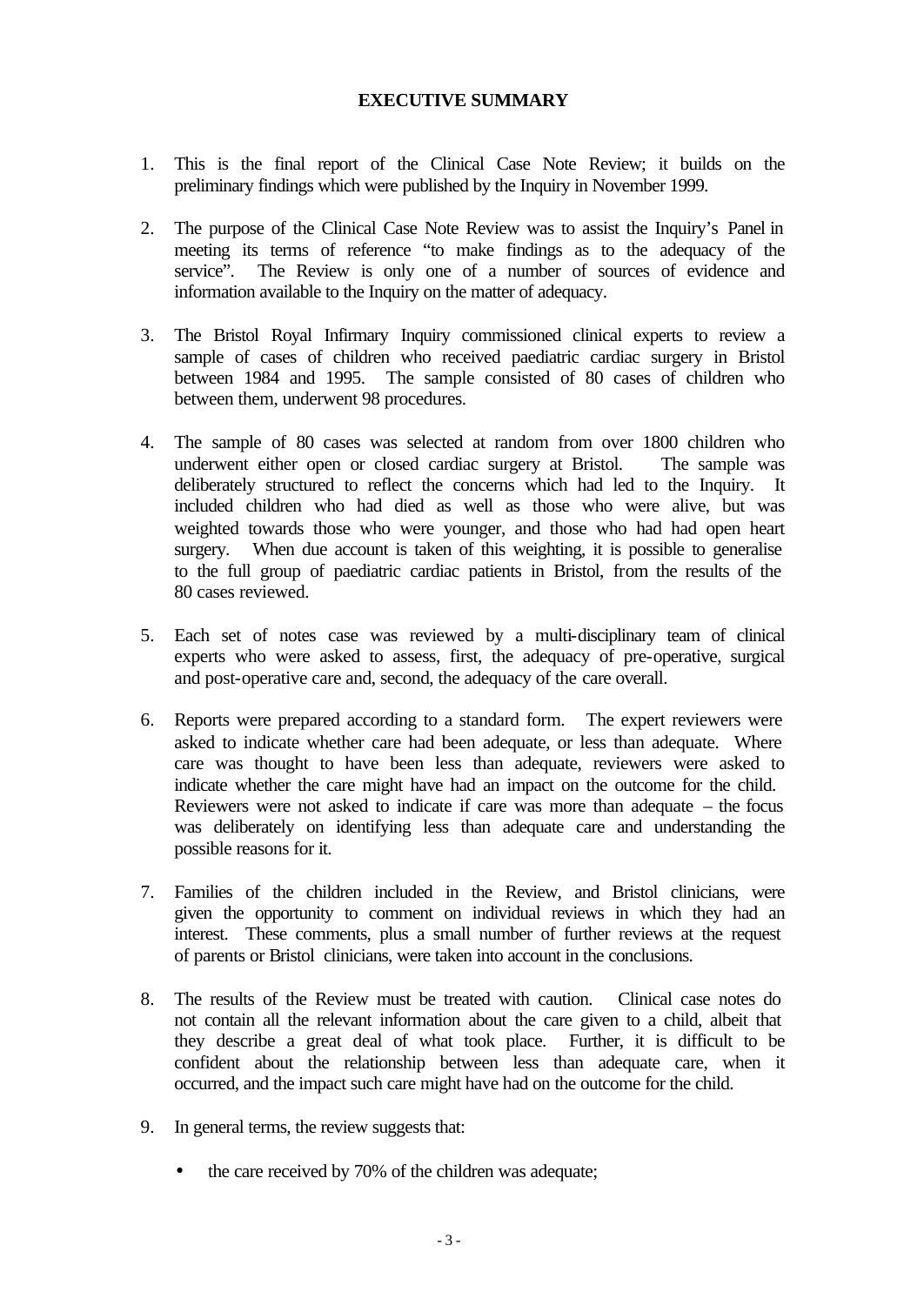# EXECUTIVE SUMMARY

1. This is the final report of the Clinical Case Note Review; it builds on the preliminary findings which were published by the Inquiry in November 1999.

2. The purpose of the Clinical Case Note Review was to assist the Inquiry's Panel in meeting its terms of reference "to make findings as to the adequacy of the service". The Review is only one of a number of sources of evidence and information available to the Inquiry on the matter of adequacy.

3. The Bristol Royal Infirmary Inquiry commissioned clinical experts to review a sample of cases of children who received paediatric cardiac surgery in Bristol between 1984 and 1995. The sample consisted of 80 cases of children who between them, underwent 98 procedures.

4. The sample of 80 cases was selected at random from over 1800 children who underwent either open or closed cardiac surgery at Bristol. The sample was deliberately structured to reflect the concerns which had led to the Inquiry. It included children who had died as well as those who were alive, but was weighted towards those who were younger, and those who had had open heart surgery. When due account is taken of this weighting, it is possible to generalise to the full group of paediatric cardiac patients in Bristol, from the results of the 80 cases reviewed.

5. Each set of notes case was reviewed by a multi-disciplinary team of clinical experts who were asked to assess, first, the adequacy of pre-operative, surgical and post-operative care and, second, the adequacy of the care overall.

6. Reports were prepared according to a standard form. The expert reviewers were asked to indicate whether care had been adequate, or less than adequate. Where care was thought to have been less than adequate, reviewers were asked to indicate whether the care might have had an impact on the outcome for the child. Reviewers were not asked to indicate if care was more than adequate – the focus was deliberately on identifying less than adequate care and understanding the possible reasons for it.

7. Families of the children included in the Review, and Bristol clinicians, were given the opportunity to comment on individual reviews in which they had an interest. These comments, plus a small number of further reviews at the request of parents or Bristol clinicians, were taken into account in the conclusions.

8. The results of the Review must be treated with caution. Clinical case notes do not contain all the relevant information about the care given to a child, albeit that they describe a great deal of what took place. Further, it is difficult to be confident about the relationship between less than adequate care, when it occurred, and the impact such care might have had on the outcome for the child.

9. In general terms, the review suggests that:

   - the care received by 70% of the children was adequate;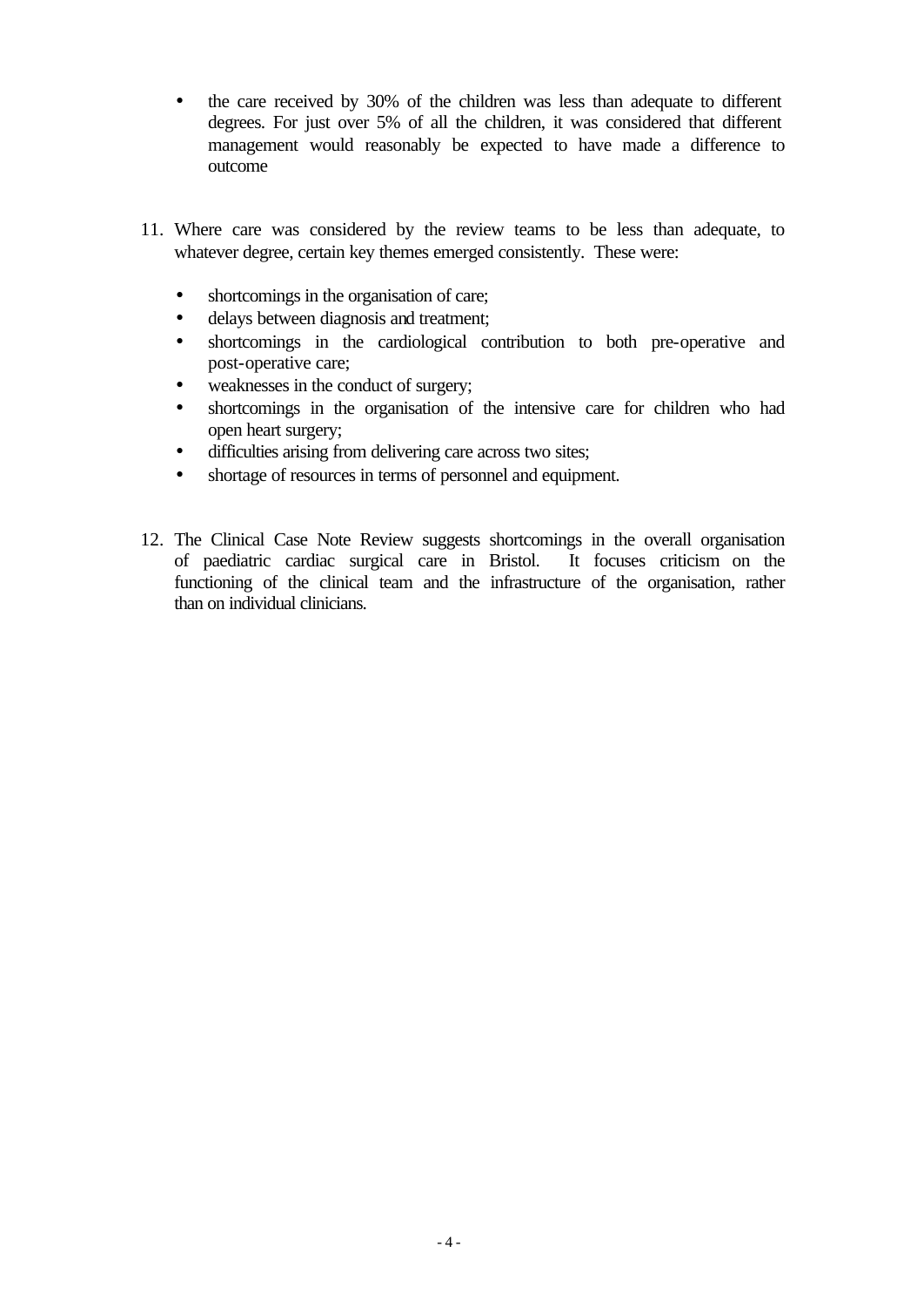- the care received by 30% of the children was less than adequate to different degrees. For just over 5% of all the children, it was considered that different management would reasonably be expected to have made a difference to outcome

11. Where care was considered by the review teams to be less than adequate, to whatever degree, certain key themes emerged consistently. These were:

    - shortcomings in the organisation of care;
    - delays between diagnosis and treatment;
    - shortcomings in the cardiological contribution to both pre-operative and post-operative care;
    - weaknesses in the conduct of surgery;
    - shortcomings in the organisation of the intensive care for children who had open heart surgery;
    - difficulties arising from delivering care across two sites;
    - shortage of resources in terms of personnel and equipment.

12. The Clinical Case Note Review suggests shortcomings in the overall organisation of paediatric cardiac surgical care in Bristol. It focuses criticism on the functioning of the clinical team and the infrastructure of the organisation, rather than on individual clinicians.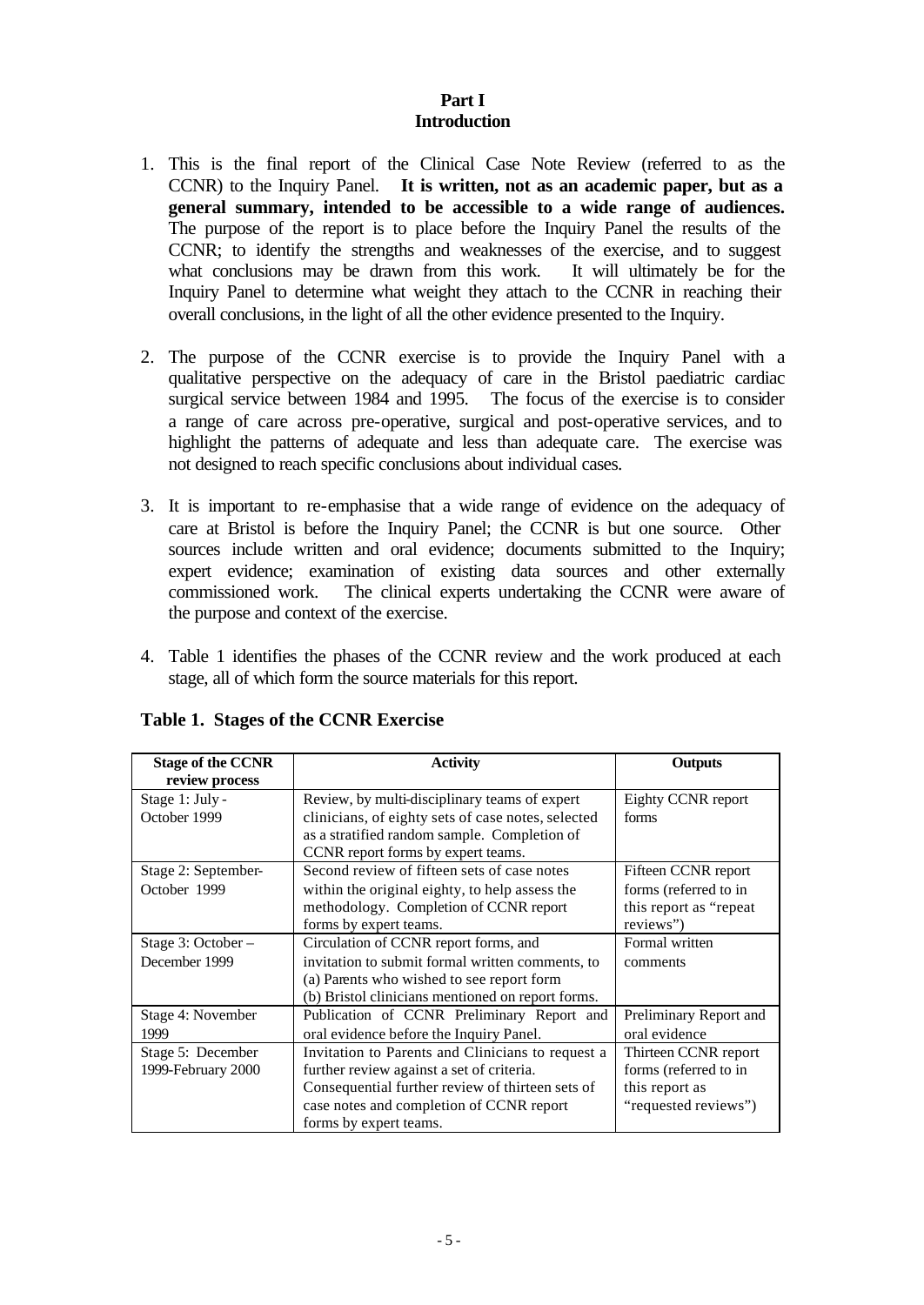# Part I
## Introduction

1. This is the final report of the Clinical Case Note Review (referred to as the CCNR) to the Inquiry Panel. **It is written, not as an academic paper, but as a general summary, intended to be accessible to a wide range of audiences.** The purpose of the report is to place before the Inquiry Panel the results of the CCNR; to identify the strengths and weaknesses of the exercise, and to suggest what conclusions may be drawn from this work. It will ultimately be for the Inquiry Panel to determine what weight they attach to the CCNR in reaching their overall conclusions, in the light of all the other evidence presented to the Inquiry.

2. The purpose of the CCNR exercise is to provide the Inquiry Panel with a qualitative perspective on the adequacy of care in the Bristol paediatric cardiac surgical service between 1984 and 1995. The focus of the exercise is to consider a range of care across pre-operative, surgical and post-operative services, and to highlight the patterns of adequate and less than adequate care. The exercise was not designed to reach specific conclusions about individual cases.

3. It is important to re-emphasise that a wide range of evidence on the adequacy of care at Bristol is before the Inquiry Panel; the CCNR is but one source. Other sources include written and oral evidence; documents submitted to the Inquiry; expert evidence; examination of existing data sources and other externally commissioned work. The clinical experts undertaking the CCNR were aware of the purpose and context of the exercise.

4. Table 1 identifies the phases of the CCNR review and the work produced at each stage, all of which form the source materials for this report.

**Table 1. Stages of the CCNR Exercise**

| Stage of the CCNR review process | Activity | Outputs |
|---|---|---|
| Stage 1: July - October 1999 | Review, by multi-disciplinary teams of expert clinicians, of eighty sets of case notes, selected as a stratified random sample. Completion of CCNR report forms by expert teams. | Eighty CCNR report forms |
| Stage 2: September-October 1999 | Second review of fifteen sets of case notes within the original eighty, to help assess the methodology. Completion of CCNR report forms by expert teams. | Fifteen CCNR report forms (referred to in this report as "repeat reviews") |
| Stage 3: October – December 1999 | Circulation of CCNR report forms, and invitation to submit formal written comments, to (a) Parents who wished to see report form (b) Bristol clinicians mentioned on report forms. | Formal written comments |
| Stage 4: November 1999 | Publication of CCNR Preliminary Report and oral evidence before the Inquiry Panel. | Preliminary Report and oral evidence |
| Stage 5: December 1999-February 2000 | Invitation to Parents and Clinicians to request a further review against a set of criteria. Consequential further review of thirteen sets of case notes and completion of CCNR report forms by expert teams. | Thirteen CCNR report forms (referred to in this report as "requested reviews") |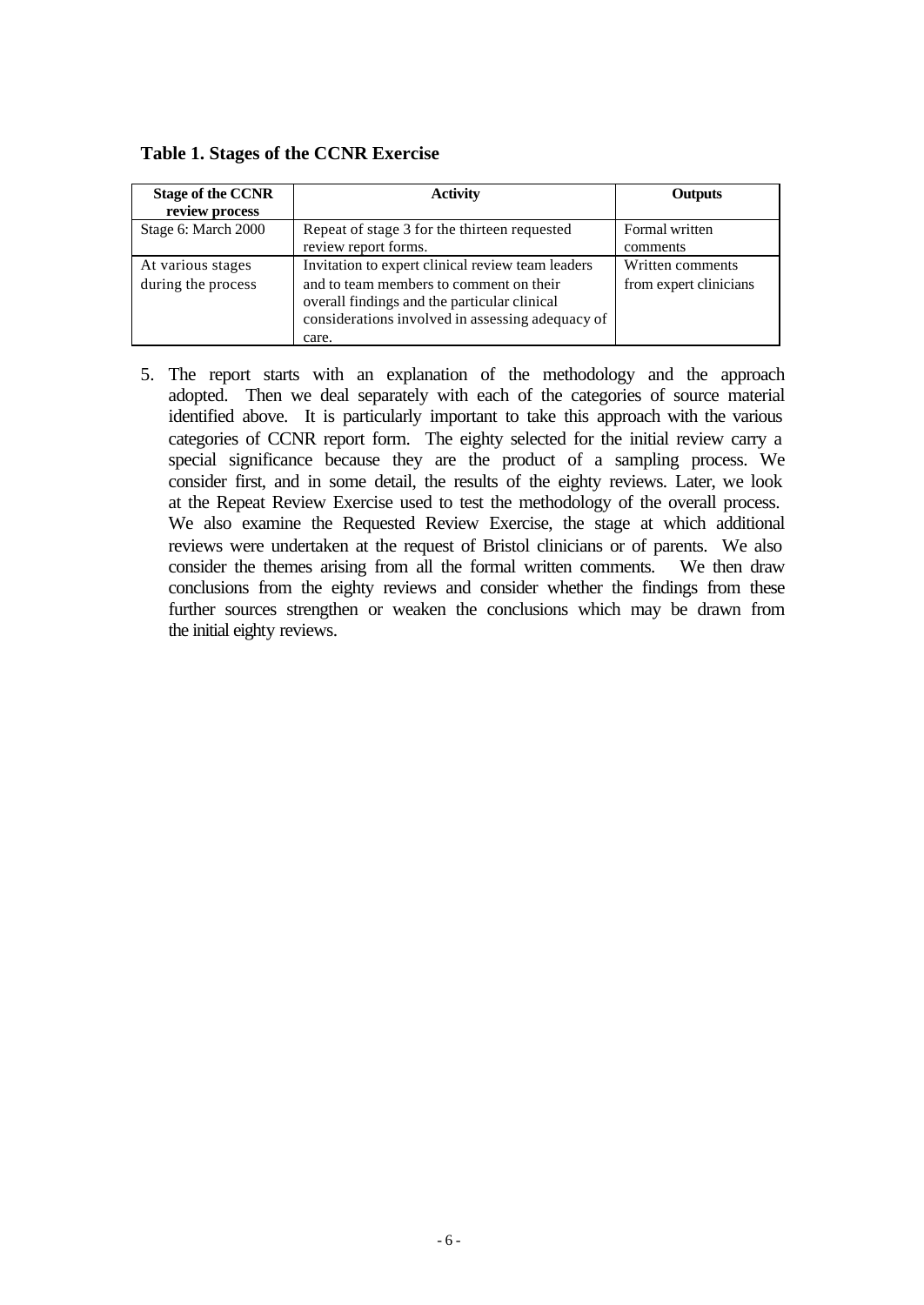**Table 1. Stages of the CCNR Exercise**

| Stage of the CCNR review process | Activity | Outputs |
|---|---|---|
| Stage 6: March 2000 | Repeat of stage 3 for the thirteen requested review report forms. | Formal written comments |
| At various stages during the process | Invitation to expert clinical review team leaders and to team members to comment on their overall findings and the particular clinical considerations involved in assessing adequacy of care. | Written comments from expert clinicians |

5. The report starts with an explanation of the methodology and the approach adopted. Then we deal separately with each of the categories of source material identified above. It is particularly important to take this approach with the various categories of CCNR report form. The eighty selected for the initial review carry a special significance because they are the product of a sampling process. We consider first, and in some detail, the results of the eighty reviews. Later, we look at the Repeat Review Exercise used to test the methodology of the overall process. We also examine the Requested Review Exercise, the stage at which additional reviews were undertaken at the request of Bristol clinicians or of parents. We also consider the themes arising from all the formal written comments. We then draw conclusions from the eighty reviews and consider whether the findings from these further sources strengthen or weaken the conclusions which may be drawn from the initial eighty reviews.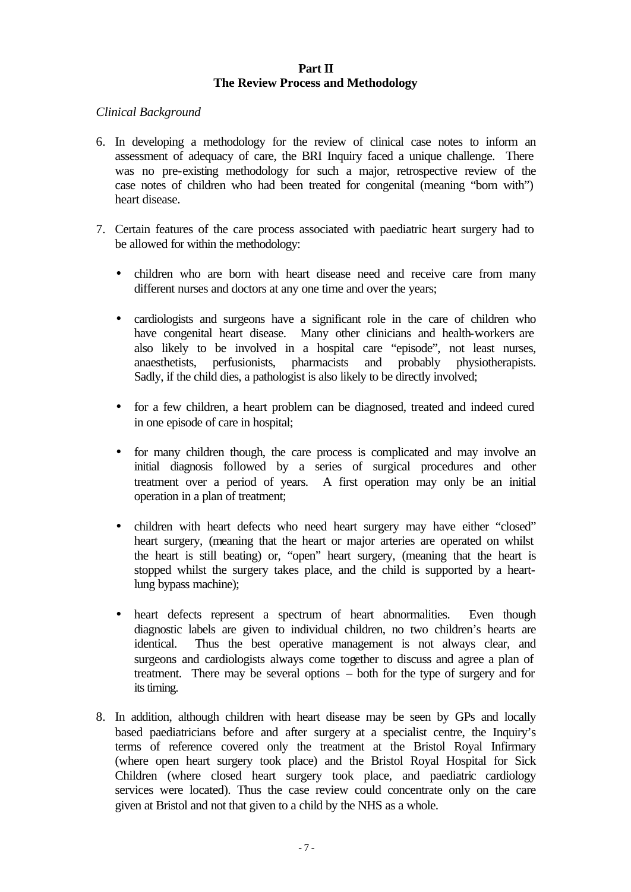**Part II**
**The Review Process and Methodology**

*Clinical Background*

6. In developing a methodology for the review of clinical case notes to inform an assessment of adequacy of care, the BRI Inquiry faced a unique challenge. There was no pre-existing methodology for such a major, retrospective review of the case notes of children who had been treated for congenital (meaning "born with") heart disease.

7. Certain features of the care process associated with paediatric heart surgery had to be allowed for within the methodology:

   - children who are born with heart disease need and receive care from many different nurses and doctors at any one time and over the years;

   - cardiologists and surgeons have a significant role in the care of children who have congenital heart disease. Many other clinicians and health-workers are also likely to be involved in a hospital care "episode", not least nurses, anaesthetists, perfusionists, pharmacists and probably physiotherapists. Sadly, if the child dies, a pathologist is also likely to be directly involved;

   - for a few children, a heart problem can be diagnosed, treated and indeed cured in one episode of care in hospital;

   - for many children though, the care process is complicated and may involve an initial diagnosis followed by a series of surgical procedures and other treatment over a period of years. A first operation may only be an initial operation in a plan of treatment;

   - children with heart defects who need heart surgery may have either "closed" heart surgery, (meaning that the heart or major arteries are operated on whilst the heart is still beating) or, "open" heart surgery, (meaning that the heart is stopped whilst the surgery takes place, and the child is supported by a heart-lung bypass machine);

   - heart defects represent a spectrum of heart abnormalities. Even though diagnostic labels are given to individual children, no two children's hearts are identical. Thus the best operative management is not always clear, and surgeons and cardiologists always come together to discuss and agree a plan of treatment. There may be several options – both for the type of surgery and for its timing.

8. In addition, although children with heart disease may be seen by GPs and locally based paediatricians before and after surgery at a specialist centre, the Inquiry's terms of reference covered only the treatment at the Bristol Royal Infirmary (where open heart surgery took place) and the Bristol Royal Hospital for Sick Children (where closed heart surgery took place, and paediatric cardiology services were located). Thus the case review could concentrate only on the care given at Bristol and not that given to a child by the NHS as a whole.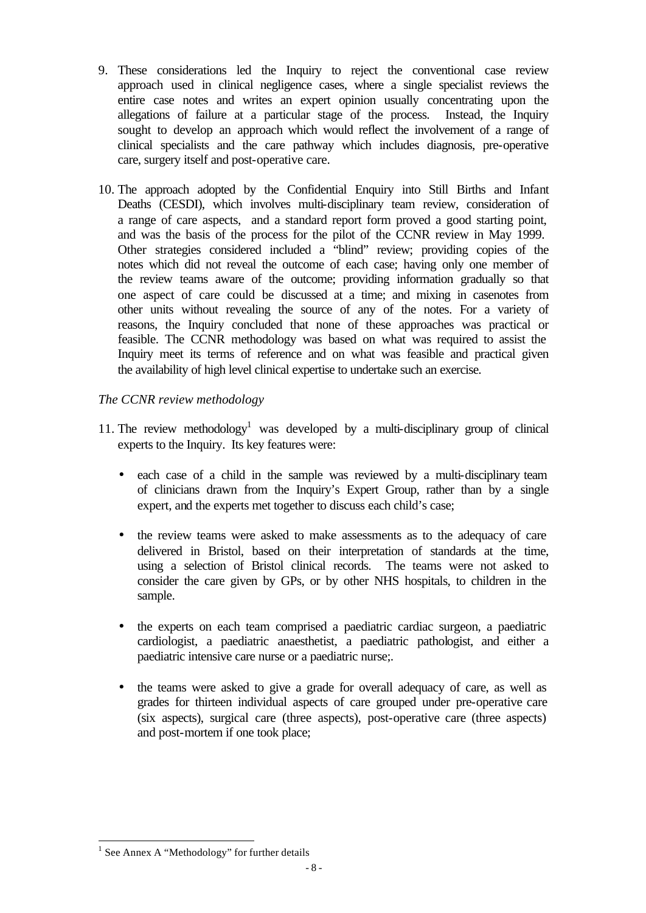9. These considerations led the Inquiry to reject the conventional case review approach used in clinical negligence cases, where a single specialist reviews the entire case notes and writes an expert opinion usually concentrating upon the allegations of failure at a particular stage of the process. Instead, the Inquiry sought to develop an approach which would reflect the involvement of a range of clinical specialists and the care pathway which includes diagnosis, pre-operative care, surgery itself and post-operative care.

10. The approach adopted by the Confidential Enquiry into Still Births and Infant Deaths (CESDI), which involves multi-disciplinary team review, consideration of a range of care aspects, and a standard report form proved a good starting point, and was the basis of the process for the pilot of the CCNR review in May 1999. Other strategies considered included a "blind" review; providing copies of the notes which did not reveal the outcome of each case; having only one member of the review teams aware of the outcome; providing information gradually so that one aspect of care could be discussed at a time; and mixing in casenotes from other units without revealing the source of any of the notes. For a variety of reasons, the Inquiry concluded that none of these approaches was practical or feasible. The CCNR methodology was based on what was required to assist the Inquiry meet its terms of reference and on what was feasible and practical given the availability of high level clinical expertise to undertake such an exercise.

*The CCNR review methodology*

11. The review methodology[1] was developed by a multi-disciplinary group of clinical experts to the Inquiry. Its key features were:

   - each case of a child in the sample was reviewed by a multi-disciplinary team of clinicians drawn from the Inquiry's Expert Group, rather than by a single expert, and the experts met together to discuss each child's case;

   - the review teams were asked to make assessments as to the adequacy of care delivered in Bristol, based on their interpretation of standards at the time, using a selection of Bristol clinical records. The teams were not asked to consider the care given by GPs, or by other NHS hospitals, to children in the sample.

   - the experts on each team comprised a paediatric cardiac surgeon, a paediatric cardiologist, a paediatric anaesthetist, a paediatric pathologist, and either a paediatric intensive care nurse or a paediatric nurse;.

   - the teams were asked to give a grade for overall adequacy of care, as well as grades for thirteen individual aspects of care grouped under pre-operative care (six aspects), surgical care (three aspects), post-operative care (three aspects) and post-mortem if one took place;

[1] See Annex A "Methodology" for further details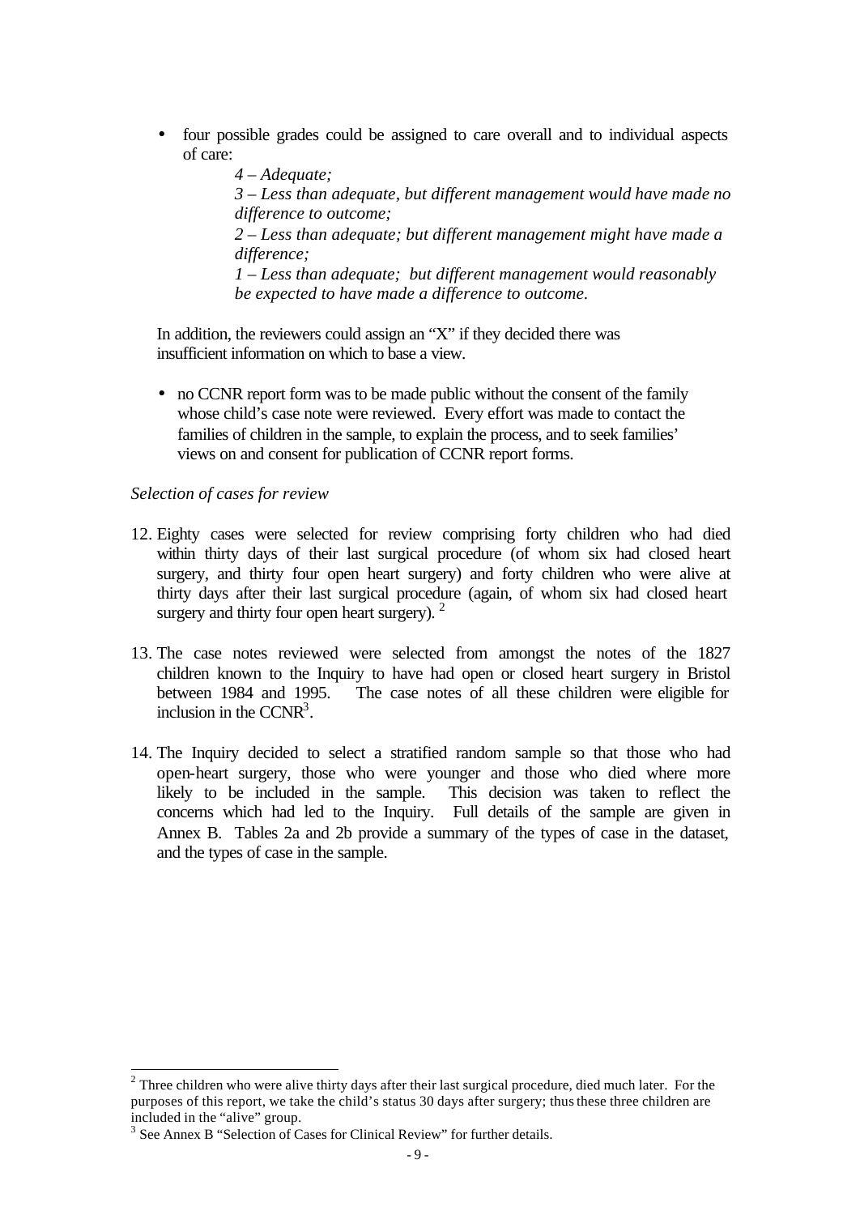- four possible grades could be assigned to care overall and to individual aspects of care:

  *4 – Adequate;*

  *3 – Less than adequate, but different management would have made no difference to outcome;*

  *2 – Less than adequate; but different management might have made a difference;*

  *1 – Less than adequate; but different management would reasonably be expected to have made a difference to outcome.*

In addition, the reviewers could assign an "X" if they decided there was insufficient information on which to base a view.

- no CCNR report form was to be made public without the consent of the family whose child's case note were reviewed. Every effort was made to contact the families of children in the sample, to explain the process, and to seek families' views on and consent for publication of CCNR report forms.

*Selection of cases for review*

12. Eighty cases were selected for review comprising forty children who had died within thirty days of their last surgical procedure (of whom six had closed heart surgery, and thirty four open heart surgery) and forty children who were alive at thirty days after their last surgical procedure (again, of whom six had closed heart surgery and thirty four open heart surgery). [2]

13. The case notes reviewed were selected from amongst the notes of the 1827 children known to the Inquiry to have had open or closed heart surgery in Bristol between 1984 and 1995. The case notes of all these children were eligible for inclusion in the CCNR[3].

14. The Inquiry decided to select a stratified random sample so that those who had open-heart surgery, those who were younger and those who died where more likely to be included in the sample. This decision was taken to reflect the concerns which had led to the Inquiry. Full details of the sample are given in Annex B. Tables 2a and 2b provide a summary of the types of case in the dataset, and the types of case in the sample.

---

[2] Three children who were alive thirty days after their last surgical procedure, died much later. For the purposes of this report, we take the child's status 30 days after surgery; thus these three children are included in the "alive" group.

[3] See Annex B "Selection of Cases for Clinical Review" for further details.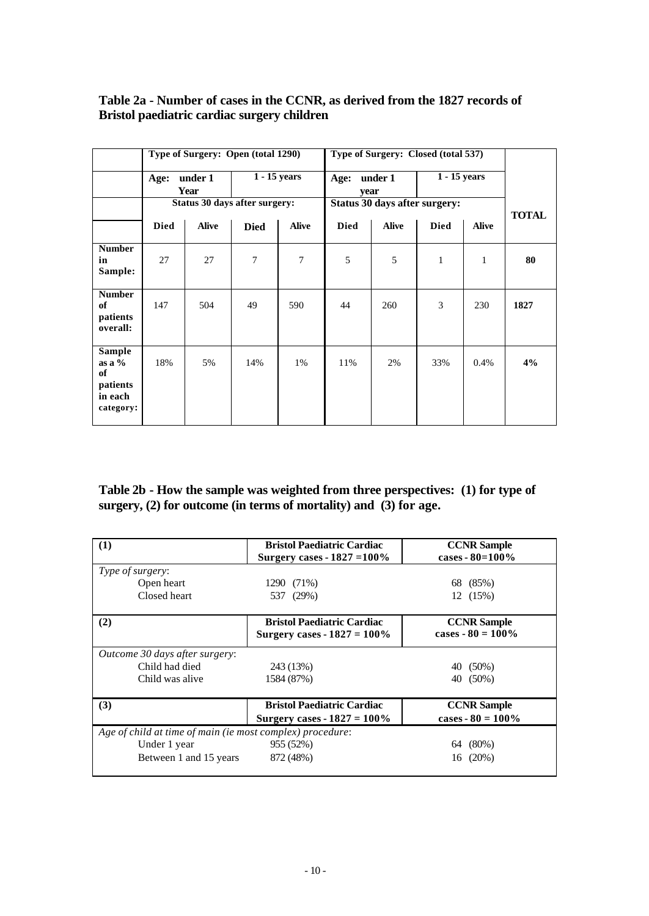**Table 2a - Number of cases in the CCNR, as derived from the 1827 records of Bristol paediatric cardiac surgery children**

| | Type of Surgery: Open (total 1290) | | | | Type of Surgery: Closed (total 537) | | | | |
|---|---|---|---|---|---|---|---|---|---|
| | Age: under 1 Year | | 1 - 15 years | | Age: under 1 year | | 1 - 15 years | | |
| | Status 30 days after surgery: | | | | Status 30 days after surgery: | | | | **TOTAL** |
| | **Died** | **Alive** | **Died** | **Alive** | **Died** | **Alive** | **Died** | **Alive** | |
| **Number in Sample:** | 27 | 27 | 7 | 7 | 5 | 5 | 1 | 1 | **80** |
| **Number of patients overall:** | 147 | 504 | 49 | 590 | 44 | 260 | 3 | 230 | **1827** |
| **Sample as a % of patients in each category:** | 18% | 5% | 14% | 1% | 11% | 2% | 33% | 0.4% | **4%** |

**Table 2b - How the sample was weighted from three perspectives: (1) for type of surgery, (2) for outcome (in terms of mortality) and (3) for age.**

| **(1)** | **Bristol Paediatric Cardiac Surgery cases - 1827 =100%** | **CCNR Sample cases - 80=100%** |
|---|---|---|
| *Type of surgery*: | | |
| Open heart | 1290 (71%) | 68 (85%) |
| Closed heart | 537 (29%) | 12 (15%) |
| **(2)** | **Bristol Paediatric Cardiac Surgery cases - 1827 = 100%** | **CCNR Sample cases - 80 = 100%** |
| *Outcome 30 days after surgery*: | | |
| Child had died | 243 (13%) | 40 (50%) |
| Child was alive | 1584 (87%) | 40 (50%) |
| **(3)** | **Bristol Paediatric Cardiac Surgery cases - 1827 = 100%** | **CCNR Sample cases - 80 = 100%** |
| *Age of child at time of main (ie most complex) procedure*: | | |
| Under 1 year | 955 (52%) | 64 (80%) |
| Between 1 and 15 years | 872 (48%) | 16 (20%) |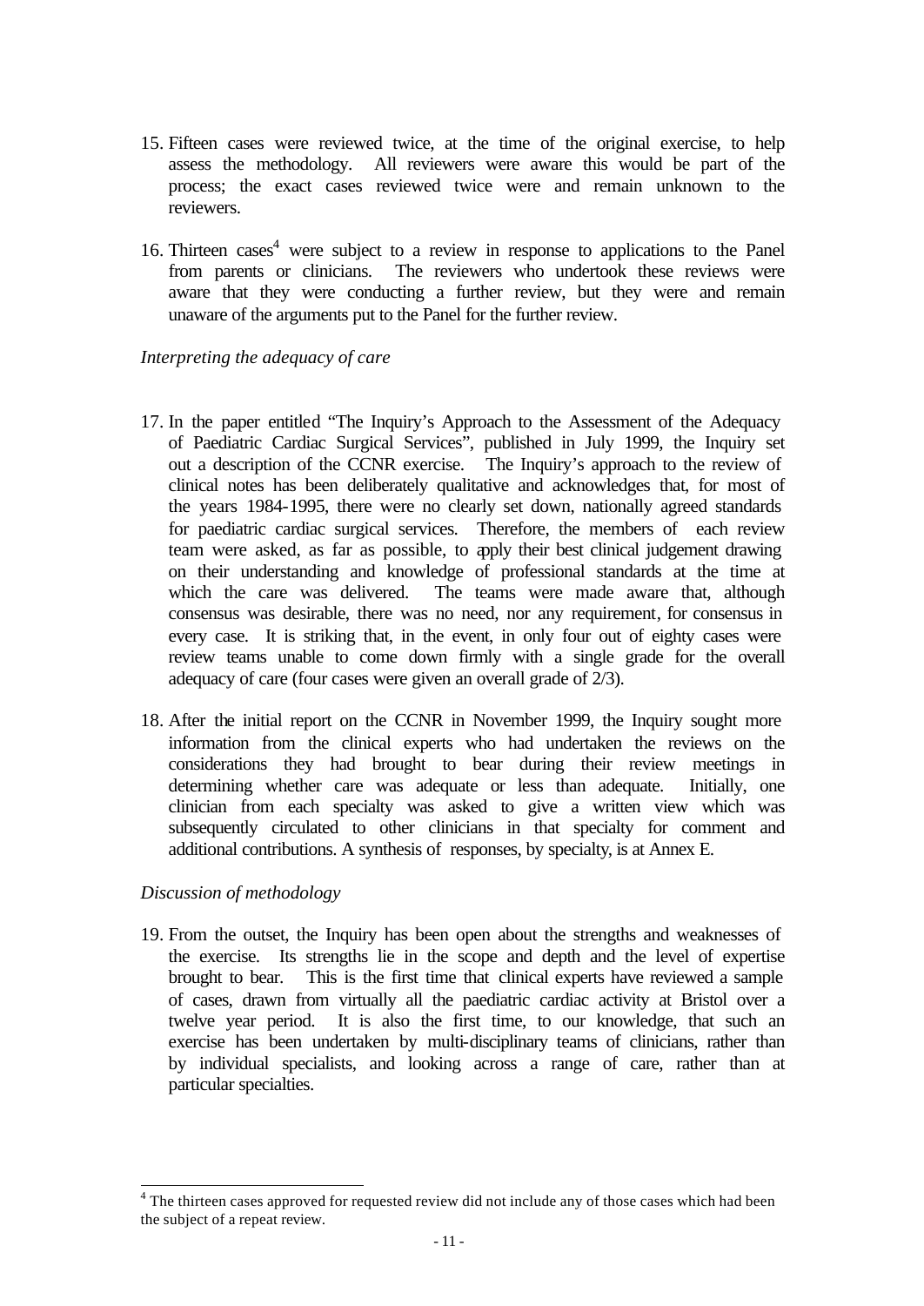15. Fifteen cases were reviewed twice, at the time of the original exercise, to help assess the methodology. All reviewers were aware this would be part of the process; the exact cases reviewed twice were and remain unknown to the reviewers.

16. Thirteen cases[4] were subject to a review in response to applications to the Panel from parents or clinicians. The reviewers who undertook these reviews were aware that they were conducting a further review, but they were and remain unaware of the arguments put to the Panel for the further review.

*Interpreting the adequacy of care*

17. In the paper entitled "The Inquiry's Approach to the Assessment of the Adequacy of Paediatric Cardiac Surgical Services", published in July 1999, the Inquiry set out a description of the CCNR exercise. The Inquiry's approach to the review of clinical notes has been deliberately qualitative and acknowledges that, for most of the years 1984-1995, there were no clearly set down, nationally agreed standards for paediatric cardiac surgical services. Therefore, the members of each review team were asked, as far as possible, to apply their best clinical judgement drawing on their understanding and knowledge of professional standards at the time at which the care was delivered. The teams were made aware that, although consensus was desirable, there was no need, nor any requirement, for consensus in every case. It is striking that, in the event, in only four out of eighty cases were review teams unable to come down firmly with a single grade for the overall adequacy of care (four cases were given an overall grade of 2/3).

18. After the initial report on the CCNR in November 1999, the Inquiry sought more information from the clinical experts who had undertaken the reviews on the considerations they had brought to bear during their review meetings in determining whether care was adequate or less than adequate. Initially, one clinician from each specialty was asked to give a written view which was subsequently circulated to other clinicians in that specialty for comment and additional contributions. A synthesis of responses, by specialty, is at Annex E.

*Discussion of methodology*

19. From the outset, the Inquiry has been open about the strengths and weaknesses of the exercise. Its strengths lie in the scope and depth and the level of expertise brought to bear. This is the first time that clinical experts have reviewed a sample of cases, drawn from virtually all the paediatric cardiac activity at Bristol over a twelve year period. It is also the first time, to our knowledge, that such an exercise has been undertaken by multi-disciplinary teams of clinicians, rather than by individual specialists, and looking across a range of care, rather than at particular specialties.

[4] The thirteen cases approved for requested review did not include any of those cases which had been the subject of a repeat review.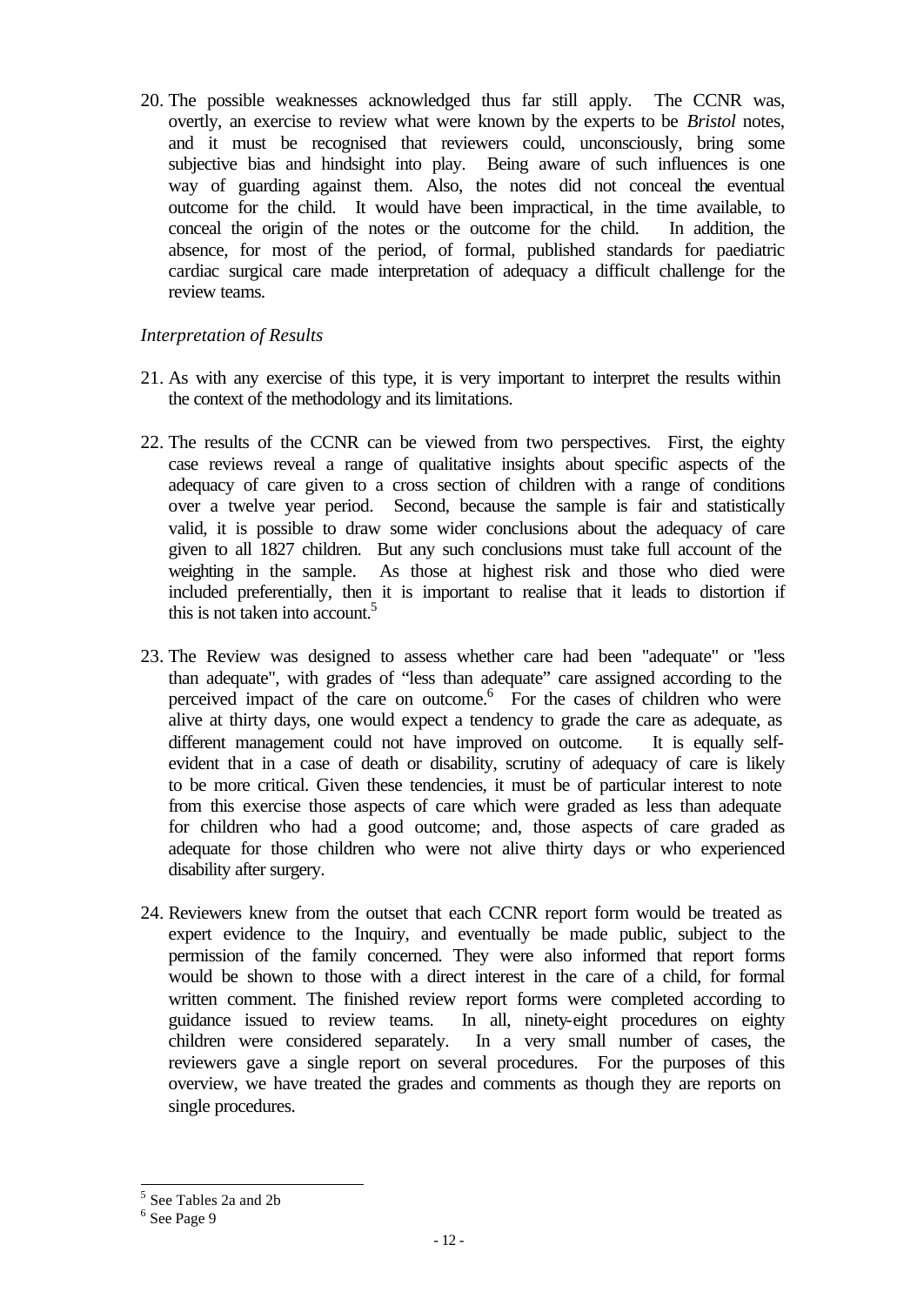20. The possible weaknesses acknowledged thus far still apply. The CCNR was, overtly, an exercise to review what were known by the experts to be *Bristol* notes, and it must be recognised that reviewers could, unconsciously, bring some subjective bias and hindsight into play. Being aware of such influences is one way of guarding against them. Also, the notes did not conceal the eventual outcome for the child. It would have been impractical, in the time available, to conceal the origin of the notes or the outcome for the child. In addition, the absence, for most of the period, of formal, published standards for paediatric cardiac surgical care made interpretation of adequacy a difficult challenge for the review teams.

*Interpretation of Results*

21. As with any exercise of this type, it is very important to interpret the results within the context of the methodology and its limitations.

22. The results of the CCNR can be viewed from two perspectives. First, the eighty case reviews reveal a range of qualitative insights about specific aspects of the adequacy of care given to a cross section of children with a range of conditions over a twelve year period. Second, because the sample is fair and statistically valid, it is possible to draw some wider conclusions about the adequacy of care given to all 1827 children. But any such conclusions must take full account of the weighting in the sample. As those at highest risk and those who died were included preferentially, then it is important to realise that it leads to distortion if this is not taken into account.[5]

23. The Review was designed to assess whether care had been "adequate" or "less than adequate", with grades of "less than adequate" care assigned according to the perceived impact of the care on outcome.[6] For the cases of children who were alive at thirty days, one would expect a tendency to grade the care as adequate, as different management could not have improved on outcome. It is equally self-evident that in a case of death or disability, scrutiny of adequacy of care is likely to be more critical. Given these tendencies, it must be of particular interest to note from this exercise those aspects of care which were graded as less than adequate for children who had a good outcome; and, those aspects of care graded as adequate for those children who were not alive thirty days or who experienced disability after surgery.

24. Reviewers knew from the outset that each CCNR report form would be treated as expert evidence to the Inquiry, and eventually be made public, subject to the permission of the family concerned. They were also informed that report forms would be shown to those with a direct interest in the care of a child, for formal written comment. The finished review report forms were completed according to guidance issued to review teams. In all, ninety-eight procedures on eighty children were considered separately. In a very small number of cases, the reviewers gave a single report on several procedures. For the purposes of this overview, we have treated the grades and comments as though they are reports on single procedures.

---

[5] See Tables 2a and 2b

[6] See Page 9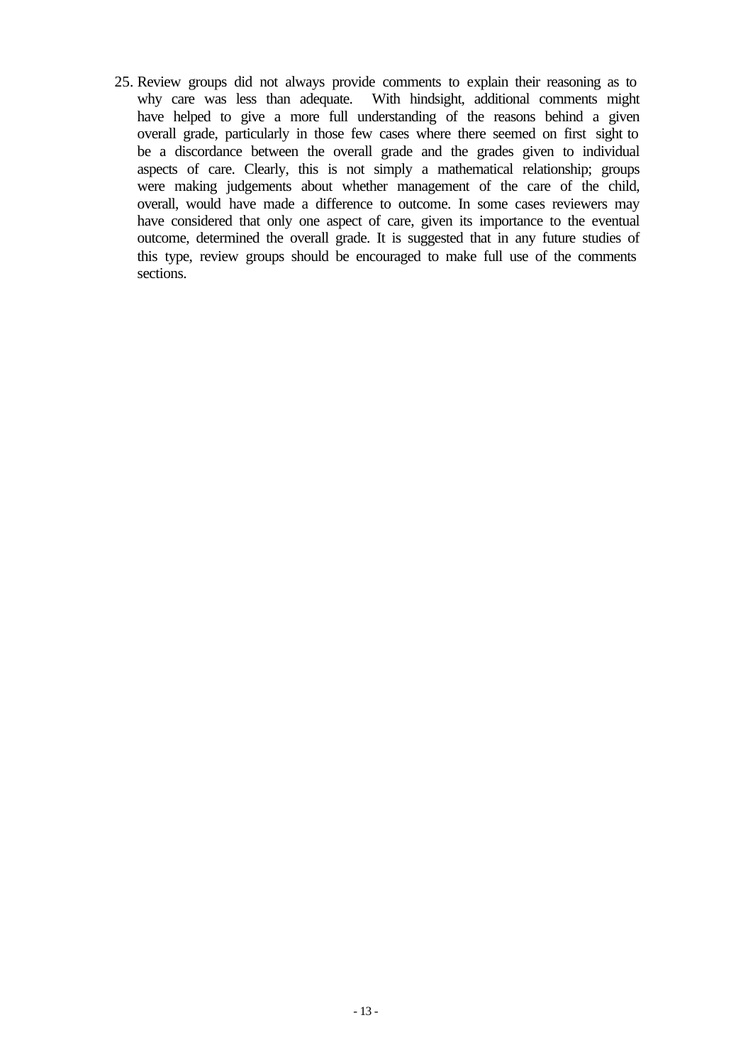25. Review groups did not always provide comments to explain their reasoning as to why care was less than adequate. With hindsight, additional comments might have helped to give a more full understanding of the reasons behind a given overall grade, particularly in those few cases where there seemed on first sight to be a discordance between the overall grade and the grades given to individual aspects of care. Clearly, this is not simply a mathematical relationship; groups were making judgements about whether management of the care of the child, overall, would have made a difference to outcome. In some cases reviewers may have considered that only one aspect of care, given its importance to the eventual outcome, determined the overall grade. It is suggested that in any future studies of this type, review groups should be encouraged to make full use of the comments sections.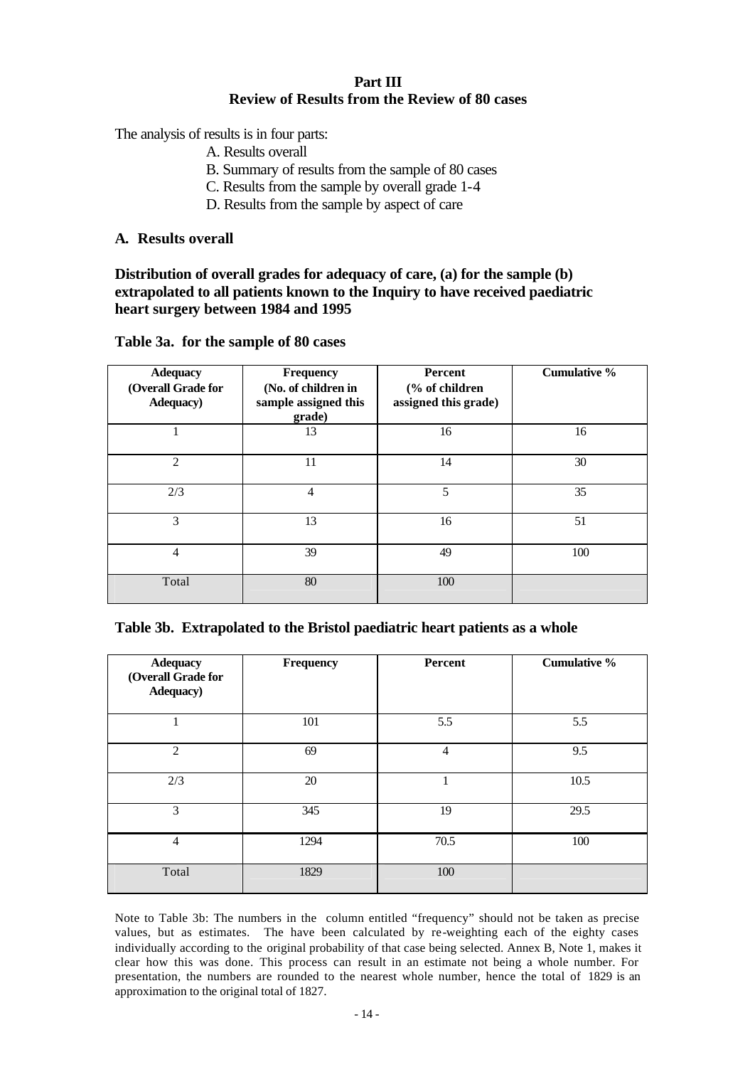# Part III
## Review of Results from the Review of 80 cases

The analysis of results is in four parts:

A. Results overall

B. Summary of results from the sample of 80 cases

C. Results from the sample by overall grade 1-4

D. Results from the sample by aspect of care

### A. Results overall

**Distribution of overall grades for adequacy of care, (a) for the sample (b) extrapolated to all patients known to the Inquiry to have received paediatric heart surgery between 1984 and 1995**

**Table 3a. for the sample of 80 cases**

| Adequacy (Overall Grade for Adequacy) | Frequency (No. of children in sample assigned this grade) | Percent (% of children assigned this grade) | Cumulative % |
|---|---|---|---|
| 1 | 13 | 16 | 16 |
| 2 | 11 | 14 | 30 |
| 2/3 | 4 | 5 | 35 |
| 3 | 13 | 16 | 51 |
| 4 | 39 | 49 | 100 |
| Total | 80 | 100 | |

**Table 3b. Extrapolated to the Bristol paediatric heart patients as a whole**

| Adequacy (Overall Grade for Adequacy) | Frequency | Percent | Cumulative % |
|---|---|---|---|
| 1 | 101 | 5.5 | 5.5 |
| 2 | 69 | 4 | 9.5 |
| 2/3 | 20 | 1 | 10.5 |
| 3 | 345 | 19 | 29.5 |
| 4 | 1294 | 70.5 | 100 |
| Total | 1829 | 100 | |

Note to Table 3b: The numbers in the column entitled "frequency" should not be taken as precise values, but as estimates. The have been calculated by re-weighting each of the eighty cases individually according to the original probability of that case being selected. Annex B, Note 1, makes it clear how this was done. This process can result in an estimate not being a whole number. For presentation, the numbers are rounded to the nearest whole number, hence the total of 1829 is an approximation to the original total of 1827.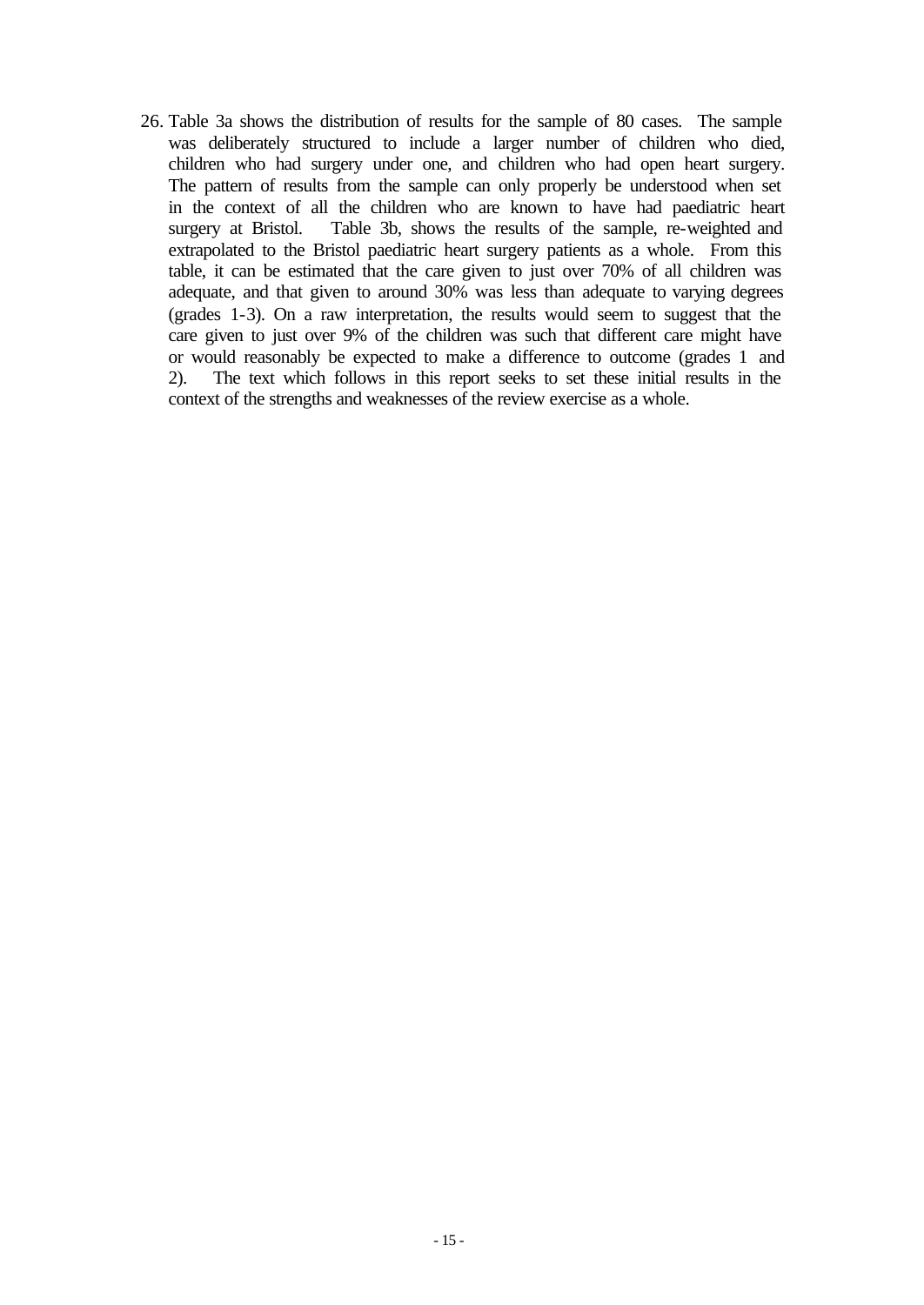26. Table 3a shows the distribution of results for the sample of 80 cases. The sample was deliberately structured to include a larger number of children who died, children who had surgery under one, and children who had open heart surgery. The pattern of results from the sample can only properly be understood when set in the context of all the children who are known to have had paediatric heart surgery at Bristol. Table 3b, shows the results of the sample, re-weighted and extrapolated to the Bristol paediatric heart surgery patients as a whole. From this table, it can be estimated that the care given to just over 70% of all children was adequate, and that given to around 30% was less than adequate to varying degrees (grades 1-3). On a raw interpretation, the results would seem to suggest that the care given to just over 9% of the children was such that different care might have or would reasonably be expected to make a difference to outcome (grades 1 and 2). The text which follows in this report seeks to set these initial results in the context of the strengths and weaknesses of the review exercise as a whole.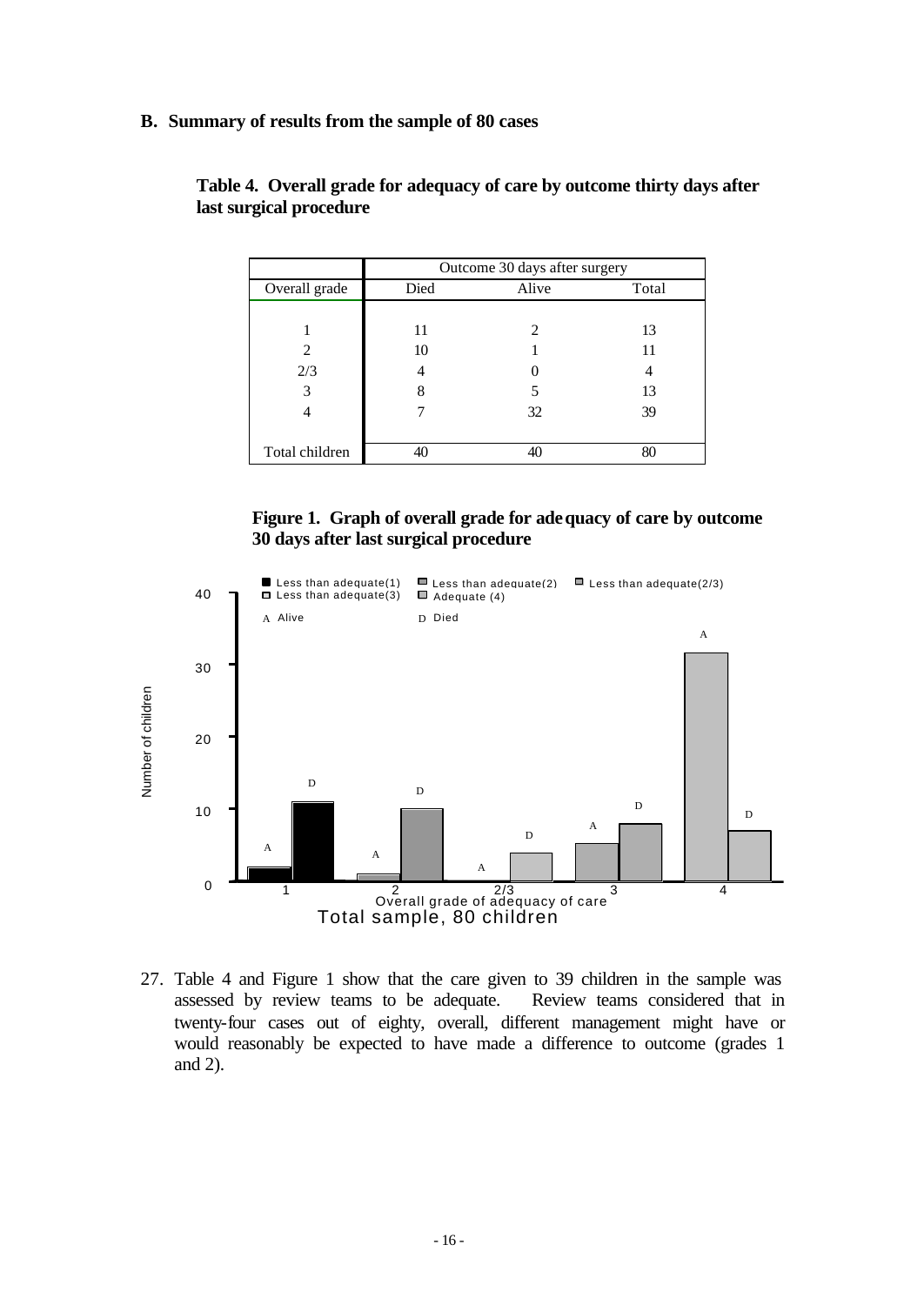**B. Summary of results from the sample of 80 cases**

**Table 4. Overall grade for adequacy of care by outcome thirty days after last surgical procedure**

| | Outcome 30 days after surgery | | |
|---|---|---|---|
| Overall grade | Died | Alive | Total |
| 1 | 11 | 2 | 13 |
| 2 | 10 | 1 | 11 |
| 2/3 | 4 | 0 | 4 |
| 3 | 8 | 5 | 13 |
| 4 | 7 | 32 | 39 |
| Total children | 40 | 40 | 80 |

**Figure 1. Graph of overall grade for adequacy of care by outcome 30 days after last surgical procedure**

27. Table 4 and Figure 1 show that the care given to 39 children in the sample was assessed by review teams to be adequate. Review teams considered that in twenty-four cases out of eighty, overall, different management might have or would reasonably be expected to have made a difference to outcome (grades 1 and 2).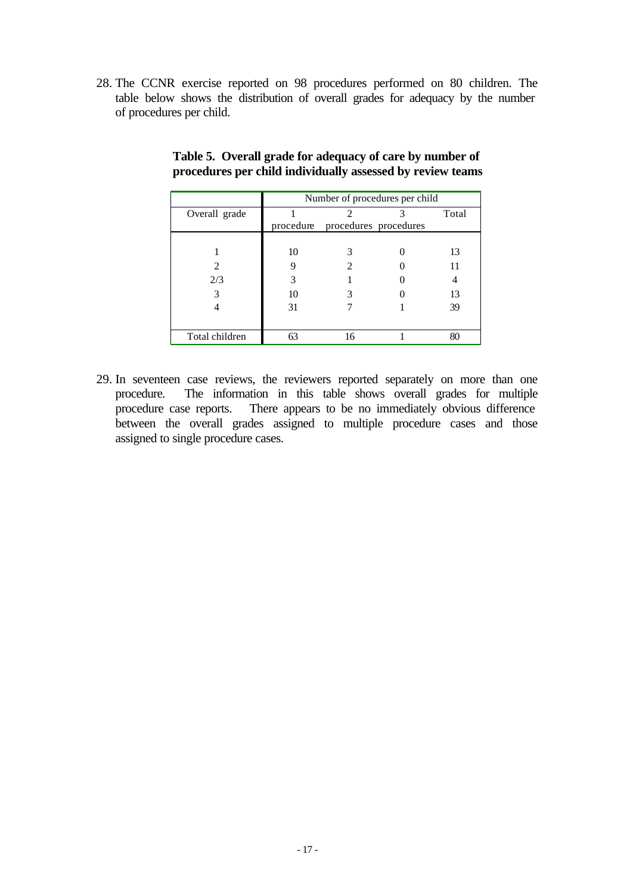28. The CCNR exercise reported on 98 procedures performed on 80 children. The table below shows the distribution of overall grades for adequacy by the number of procedures per child.

**Table 5. Overall grade for adequacy of care by number of procedures per child individually assessed by review teams**

| | Number of procedures per child | | | |
|---|---|---|---|---|
| Overall grade | 1 procedure | 2 procedures | 3 procedures | Total |
| 1 | 10 | 3 | 0 | 13 |
| 2 | 9 | 2 | 0 | 11 |
| 2/3 | 3 | 1 | 0 | 4 |
| 3 | 10 | 3 | 0 | 13 |
| 4 | 31 | 7 | 1 | 39 |
| Total children | 63 | 16 | 1 | 80 |

29. In seventeen case reviews, the reviewers reported separately on more than one procedure. The information in this table shows overall grades for multiple procedure case reports. There appears to be no immediately obvious difference between the overall grades assigned to multiple procedure cases and those assigned to single procedure cases.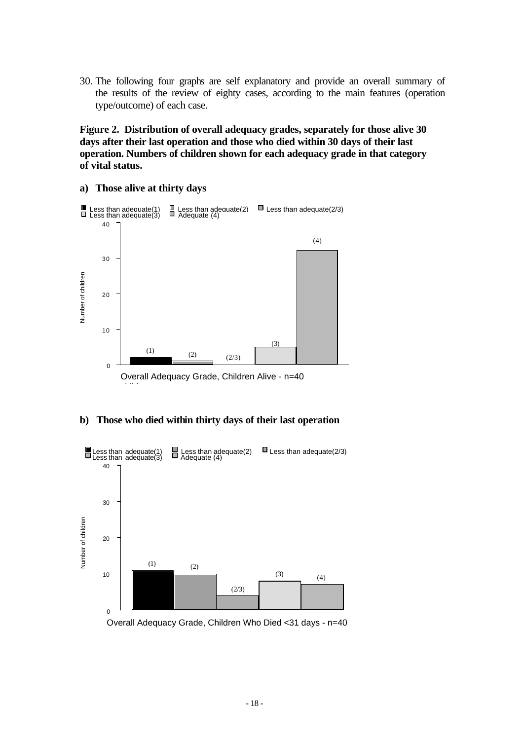30. The following four graphs are self explanatory and provide an overall summary of the results of the review of eighty cases, according to the main features (operation type/outcome) of each case.

**Figure 2. Distribution of overall adequacy grades, separately for those alive 30 days after their last operation and those who died within 30 days of their last operation. Numbers of children shown for each adequacy grade in that category of vital status.**

**a) Those alive at thirty days**

Less than adequate(1) Less than adequate(2) Less than adequate(2/3) Less than adequate(3) Adequate (4)

Number of children

40

30

20

10

0

(1) (2) (2/3) (3) (4)

Overall Adequacy Grade, Children Alive - n=40

**b) Those who died within thirty days of their last operation**

Less than adequate(1) Less than adequate(2) Less than adequate(2/3) Less than adequate(3) Adequate (4)

Number of children

40

30

20

10

0

(1) (2) (2/3) (3) (4)

Overall Adequacy Grade, Children Who Died <31 days - n=40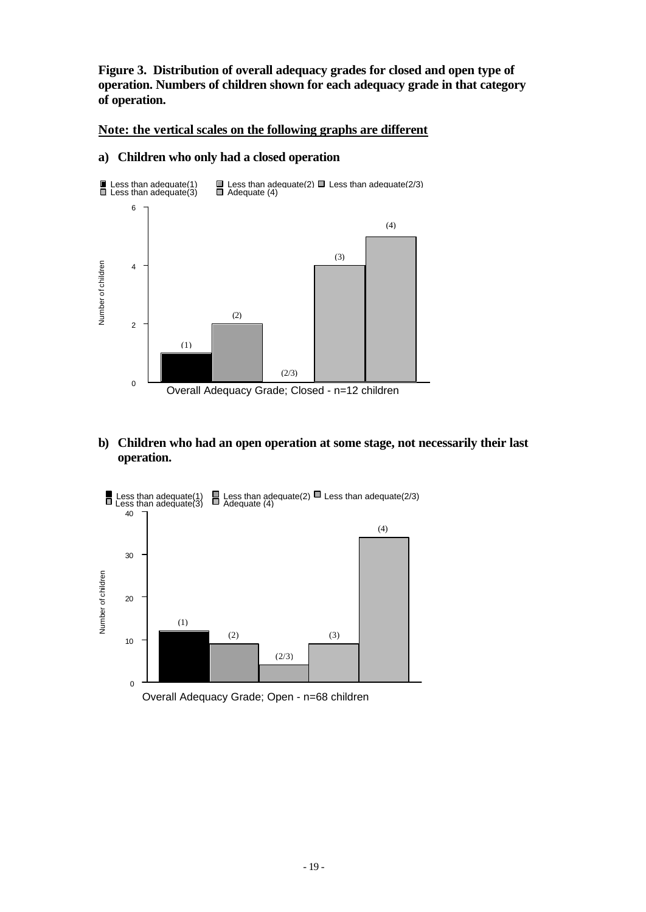**Figure 3. Distribution of overall adequacy grades for closed and open type of operation. Numbers of children shown for each adequacy grade in that category of operation.**

**Note: the vertical scales on the following graphs are different**

**a) Children who only had a closed operation**

Less than adequate(1) Less than adequate(2) Less than adequate(2/3) Less than adequate(3) Adequate (4)

Number of children

Overall Adequacy Grade; Closed - n=12 children

**b) Children who had an open operation at some stage, not necessarily their last operation.**

Less than adequate(1) Less than adequate(2) Less than adequate(2/3) Less than adequate(3) Adequate (4)

Number of children

Overall Adequacy Grade; Open - n=68 children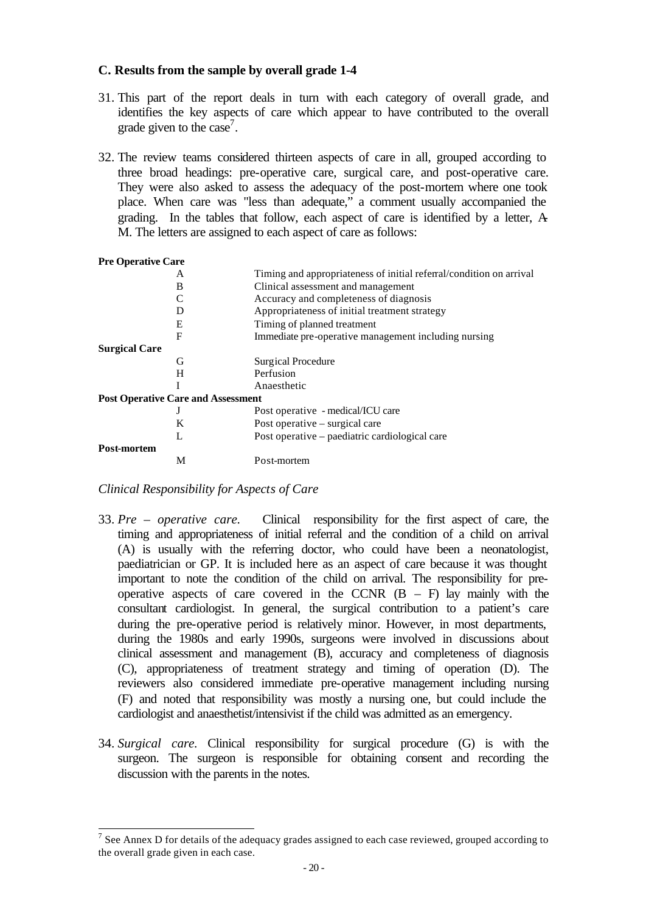### C. Results from the sample by overall grade 1-4

31. This part of the report deals in turn with each category of overall grade, and identifies the key aspects of care which appear to have contributed to the overall grade given to the case[7].

32. The review teams considered thirteen aspects of care in all, grouped according to three broad headings: pre-operative care, surgical care, and post-operative care. They were also asked to assess the adequacy of the post-mortem where one took place. When care was "less than adequate," a comment usually accompanied the grading. In the tables that follow, each aspect of care is identified by a letter, A-M. The letters are assigned to each aspect of care as follows:

| | | |
|---|---|---|
| **Pre Operative Care** | | |
| | A | Timing and appropriateness of initial referral/condition on arrival |
| | B | Clinical assessment and management |
| | C | Accuracy and completeness of diagnosis |
| | D | Appropriateness of initial treatment strategy |
| | E | Timing of planned treatment |
| | F | Immediate pre-operative management including nursing |
| **Surgical Care** | | |
| | G | Surgical Procedure |
| | H | Perfusion |
| | I | Anaesthetic |
| **Post Operative Care and Assessment** | | |
| | J | Post operative - medical/ICU care |
| | K | Post operative – surgical care |
| | L | Post operative – paediatric cardiological care |
| **Post-mortem** | | |
| | M | Post-mortem |

*Clinical Responsibility for Aspects of Care*

33. *Pre – operative care.* Clinical responsibility for the first aspect of care, the timing and appropriateness of initial referral and the condition of a child on arrival (A) is usually with the referring doctor, who could have been a neonatologist, paediatrician or GP. It is included here as an aspect of care because it was thought important to note the condition of the child on arrival. The responsibility for pre-operative aspects of care covered in the CCNR (B – F) lay mainly with the consultant cardiologist. In general, the surgical contribution to a patient's care during the pre-operative period is relatively minor. However, in most departments, during the 1980s and early 1990s, surgeons were involved in discussions about clinical assessment and management (B), accuracy and completeness of diagnosis (C), appropriateness of treatment strategy and timing of operation (D). The reviewers also considered immediate pre-operative management including nursing (F) and noted that responsibility was mostly a nursing one, but could include the cardiologist and anaesthetist/intensivist if the child was admitted as an emergency.

34. *Surgical care.* Clinical responsibility for surgical procedure (G) is with the surgeon. The surgeon is responsible for obtaining consent and recording the discussion with the parents in the notes.

[7] See Annex D for details of the adequacy grades assigned to each case reviewed, grouped according to the overall grade given in each case.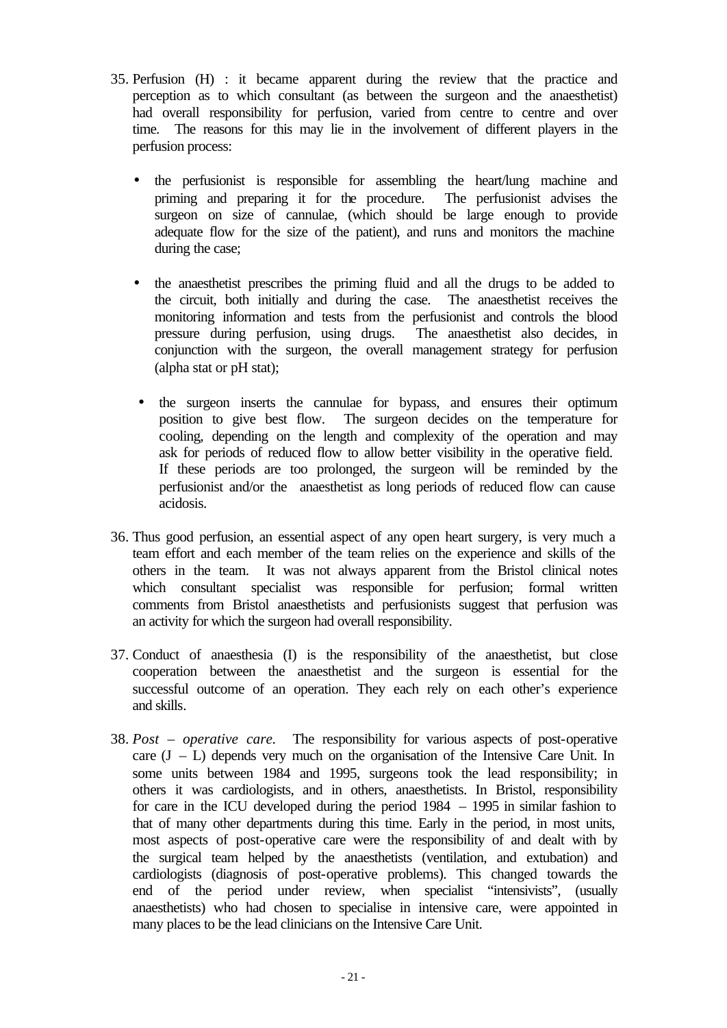35. Perfusion (H) : it became apparent during the review that the practice and perception as to which consultant (as between the surgeon and the anaesthetist) had overall responsibility for perfusion, varied from centre to centre and over time. The reasons for this may lie in the involvement of different players in the perfusion process:

    - the perfusionist is responsible for assembling the heart/lung machine and priming and preparing it for the procedure. The perfusionist advises the surgeon on size of cannulae, (which should be large enough to provide adequate flow for the size of the patient), and runs and monitors the machine during the case;

    - the anaesthetist prescribes the priming fluid and all the drugs to be added to the circuit, both initially and during the case. The anaesthetist receives the monitoring information and tests from the perfusionist and controls the blood pressure during perfusion, using drugs. The anaesthetist also decides, in conjunction with the surgeon, the overall management strategy for perfusion (alpha stat or pH stat);

    - the surgeon inserts the cannulae for bypass, and ensures their optimum position to give best flow. The surgeon decides on the temperature for cooling, depending on the length and complexity of the operation and may ask for periods of reduced flow to allow better visibility in the operative field. If these periods are too prolonged, the surgeon will be reminded by the perfusionist and/or the anaesthetist as long periods of reduced flow can cause acidosis.

36. Thus good perfusion, an essential aspect of any open heart surgery, is very much a team effort and each member of the team relies on the experience and skills of the others in the team. It was not always apparent from the Bristol clinical notes which consultant specialist was responsible for perfusion; formal written comments from Bristol anaesthetists and perfusionists suggest that perfusion was an activity for which the surgeon had overall responsibility.

37. Conduct of anaesthesia (I) is the responsibility of the anaesthetist, but close cooperation between the anaesthetist and the surgeon is essential for the successful outcome of an operation. They each rely on each other's experience and skills.

38. *Post – operative care.* The responsibility for various aspects of post-operative care (J – L) depends very much on the organisation of the Intensive Care Unit. In some units between 1984 and 1995, surgeons took the lead responsibility; in others it was cardiologists, and in others, anaesthetists. In Bristol, responsibility for care in the ICU developed during the period 1984 – 1995 in similar fashion to that of many other departments during this time. Early in the period, in most units, most aspects of post-operative care were the responsibility of and dealt with by the surgical team helped by the anaesthetists (ventilation, and extubation) and cardiologists (diagnosis of post-operative problems). This changed towards the end of the period under review, when specialist "intensivists", (usually anaesthetists) who had chosen to specialise in intensive care, were appointed in many places to be the lead clinicians on the Intensive Care Unit.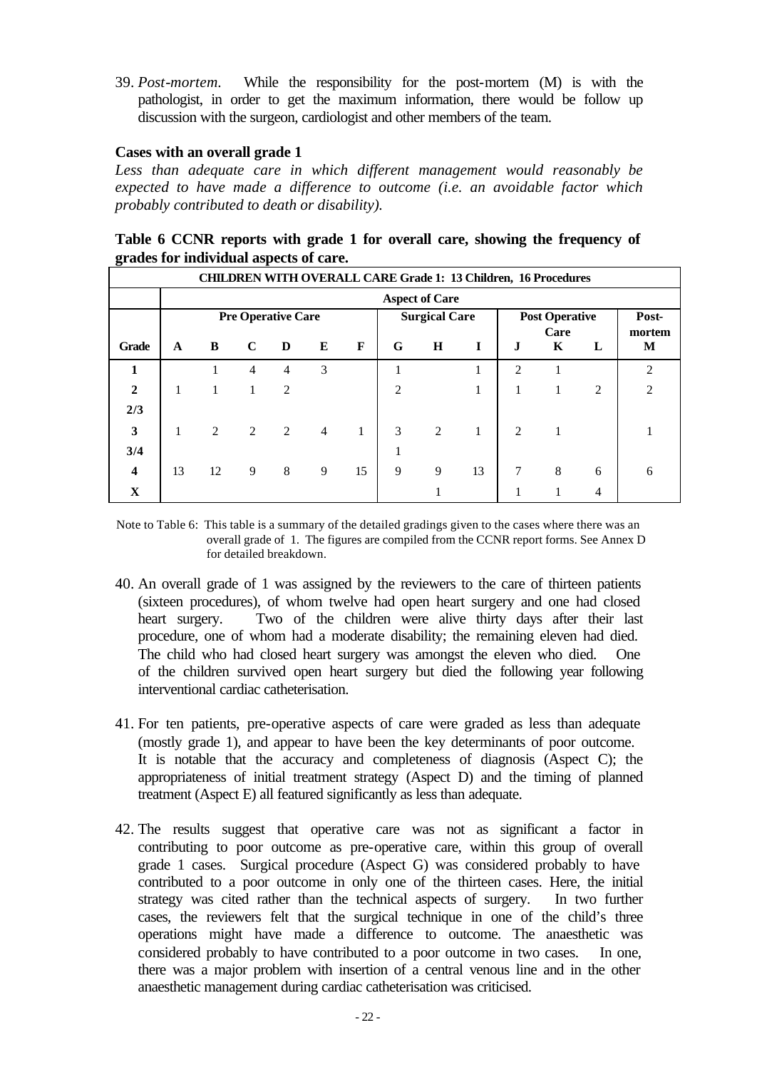39. *Post-mortem*. While the responsibility for the post-mortem (M) is with the pathologist, in order to get the maximum information, there would be follow up discussion with the surgeon, cardiologist and other members of the team.

**Cases with an overall grade 1**

*Less than adequate care in which different management would reasonably be expected to have made a difference to outcome (i.e. an avoidable factor which probably contributed to death or disability).*

**Table 6 CCNR reports with grade 1 for overall care, showing the frequency of grades for individual aspects of care.**

| CHILDREN WITH OVERALL CARE Grade 1: 13 Children, 16 Procedures | | | | | | | | | | | | | |
|---|---|---|---|---|---|---|---|---|---|---|---|---|---|
| | Aspect of Care | | | | | | | | | | | | |
| | Pre Operative Care | | | | | | Surgical Care | | | Post Operative Care | | | Post-mortem |
| Grade | A | B | C | D | E | F | G | H | I | J | K | L | M |
| 1 | | 1 | 4 | 4 | 3 | | 1 | | 1 | 2 | 1 | | 2 |
| 2 | 1 | 1 | 1 | 2 | | | 2 | | 1 | 1 | 1 | 2 | 2 |
| 2/3 | | | | | | | | | | | | | |
| 3 | 1 | 2 | 2 | 2 | 4 | 1 | 3 | 2 | 1 | 2 | 1 | | 1 |
| 3/4 | | | | | | | 1 | | | | | | |
| 4 | 13 | 12 | 9 | 8 | 9 | 15 | 9 | 9 | 13 | 7 | 8 | 6 | 6 |
| X | | | | | | | | 1 | | 1 | 1 | 4 | |

Note to Table 6: This table is a summary of the detailed gradings given to the cases where there was an overall grade of 1. The figures are compiled from the CCNR report forms. See Annex D for detailed breakdown.

40. An overall grade of 1 was assigned by the reviewers to the care of thirteen patients (sixteen procedures), of whom twelve had open heart surgery and one had closed heart surgery. Two of the children were alive thirty days after their last procedure, one of whom had a moderate disability; the remaining eleven had died. The child who had closed heart surgery was amongst the eleven who died. One of the children survived open heart surgery but died the following year following interventional cardiac catheterisation.

41. For ten patients, pre-operative aspects of care were graded as less than adequate (mostly grade 1), and appear to have been the key determinants of poor outcome. It is notable that the accuracy and completeness of diagnosis (Aspect C); the appropriateness of initial treatment strategy (Aspect D) and the timing of planned treatment (Aspect E) all featured significantly as less than adequate.

42. The results suggest that operative care was not as significant a factor in contributing to poor outcome as pre-operative care, within this group of overall grade 1 cases. Surgical procedure (Aspect G) was considered probably to have contributed to a poor outcome in only one of the thirteen cases. Here, the initial strategy was cited rather than the technical aspects of surgery. In two further cases, the reviewers felt that the surgical technique in one of the child's three operations might have made a difference to outcome. The anaesthetic was considered probably to have contributed to a poor outcome in two cases. In one, there was a major problem with insertion of a central venous line and in the other anaesthetic management during cardiac catheterisation was criticised.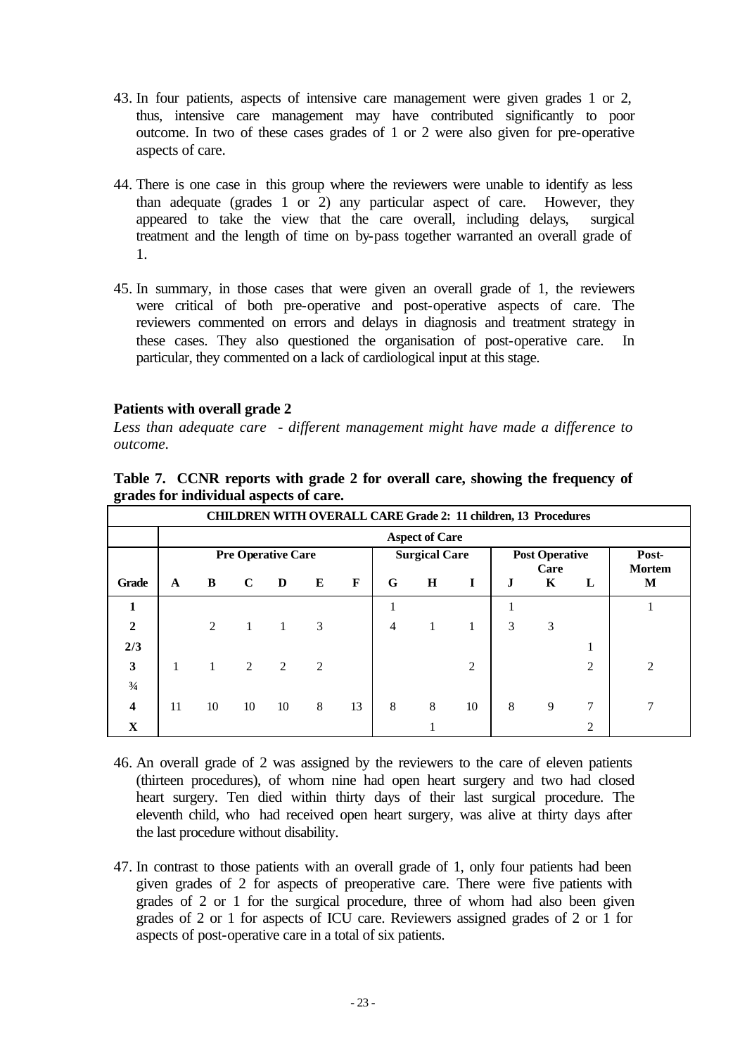43. In four patients, aspects of intensive care management were given grades 1 or 2, thus, intensive care management may have contributed significantly to poor outcome. In two of these cases grades of 1 or 2 were also given for pre-operative aspects of care.

44. There is one case in this group where the reviewers were unable to identify as less than adequate (grades 1 or 2) any particular aspect of care. However, they appeared to take the view that the care overall, including delays, surgical treatment and the length of time on by-pass together warranted an overall grade of 1.

45. In summary, in those cases that were given an overall grade of 1, the reviewers were critical of both pre-operative and post-operative aspects of care. The reviewers commented on errors and delays in diagnosis and treatment strategy in these cases. They also questioned the organisation of post-operative care. In particular, they commented on a lack of cardiological input at this stage.

### Patients with overall grade 2

*Less than adequate care - different management might have made a difference to outcome.*

**Table 7. CCNR reports with grade 2 for overall care, showing the frequency of grades for individual aspects of care.**

| CHILDREN WITH OVERALL CARE Grade 2: 11 children, 13 Procedures | | | | | | | | | | | | | |
|---|---|---|---|---|---|---|---|---|---|---|---|---|---|
| | Aspect of Care | | | | | | | | | | | | |
| | Pre Operative Care | | | | | | Surgical Care | | | Post Operative Care | | | Post-Mortem |
| Grade | A | B | C | D | E | F | G | H | I | J | K | L | M |
| 1 | | | | | | | 1 | | | 1 | | | 1 |
| 2 | | 2 | 1 | 1 | 3 | | 4 | 1 | 1 | 3 | 3 | | |
| 2/3 | | | | | | | | | | | | 1 | |
| 3 | 1 | 1 | 2 | 2 | 2 | | | | 2 | | | 2 | 2 |
| ¾ | | | | | | | | | | | | | |
| 4 | 11 | 10 | 10 | 10 | 8 | 13 | 8 | 8 | 10 | 8 | 9 | 7 | 7 |
| X | | | | | | | | 1 | | | | 2 | |

46. An overall grade of 2 was assigned by the reviewers to the care of eleven patients (thirteen procedures), of whom nine had open heart surgery and two had closed heart surgery. Ten died within thirty days of their last surgical procedure. The eleventh child, who had received open heart surgery, was alive at thirty days after the last procedure without disability.

47. In contrast to those patients with an overall grade of 1, only four patients had been given grades of 2 for aspects of preoperative care. There were five patients with grades of 2 or 1 for the surgical procedure, three of whom had also been given grades of 2 or 1 for aspects of ICU care. Reviewers assigned grades of 2 or 1 for aspects of post-operative care in a total of six patients.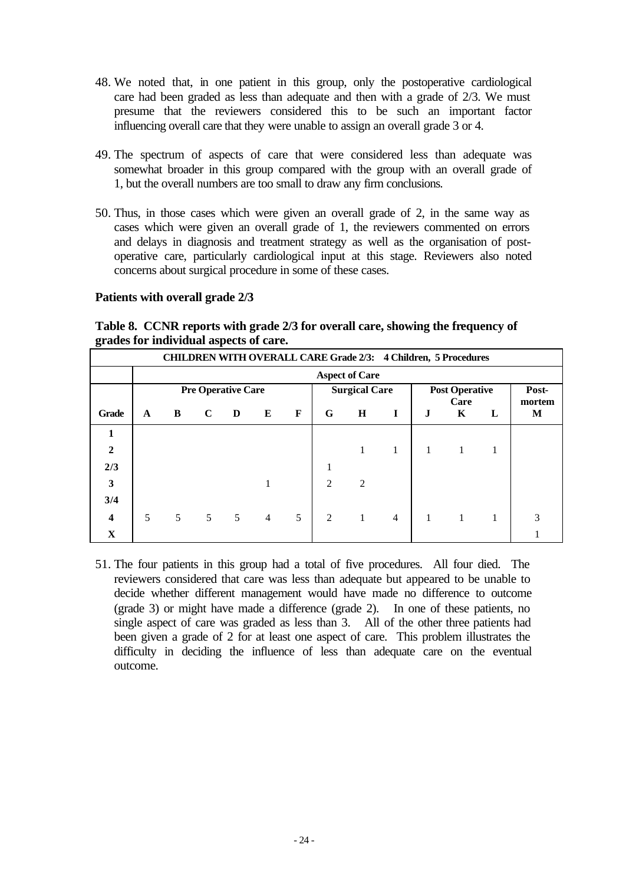48. We noted that, in one patient in this group, only the postoperative cardiological care had been graded as less than adequate and then with a grade of 2/3. We must presume that the reviewers considered this to be such an important factor influencing overall care that they were unable to assign an overall grade 3 or 4.

49. The spectrum of aspects of care that were considered less than adequate was somewhat broader in this group compared with the group with an overall grade of 1, but the overall numbers are too small to draw any firm conclusions.

50. Thus, in those cases which were given an overall grade of 2, in the same way as cases which were given an overall grade of 1, the reviewers commented on errors and delays in diagnosis and treatment strategy as well as the organisation of post-operative care, particularly cardiological input at this stage. Reviewers also noted concerns about surgical procedure in some of these cases.

**Patients with overall grade 2/3**

**Table 8. CCNR reports with grade 2/3 for overall care, showing the frequency of grades for individual aspects of care.**

| CHILDREN WITH OVERALL CARE Grade 2/3: 4 Children, 5 Procedures | | | | | | | | | | | | | |
|---|---|---|---|---|---|---|---|---|---|---|---|---|---|
| | Aspect of Care | | | | | | | | | | | | |
| | Pre Operative Care | | | | | | Surgical Care | | | Post Operative Care | | | Post-mortem |
| **Grade** | **A** | **B** | **C** | **D** | **E** | **F** | **G** | **H** | **I** | **J** | **K** | **L** | **M** |
| **1** | | | | | | | | | | | | | |
| **2** | | | | | | | | 1 | 1 | 1 | 1 | 1 | |
| **2/3** | | | | | | | 1 | | | | | | |
| **3** | | | | | 1 | | 2 | 2 | | | | | |
| **3/4** | | | | | | | | | | | | | |
| **4** | 5 | 5 | 5 | 5 | 4 | 5 | 2 | 1 | 4 | 1 | 1 | 1 | 3 |
| **X** | | | | | | | | | | | | | 1 |

51. The four patients in this group had a total of five procedures. All four died. The reviewers considered that care was less than adequate but appeared to be unable to decide whether different management would have made no difference to outcome (grade 3) or might have made a difference (grade 2). In one of these patients, no single aspect of care was graded as less than 3. All of the other three patients had been given a grade of 2 for at least one aspect of care. This problem illustrates the difficulty in deciding the influence of less than adequate care on the eventual outcome.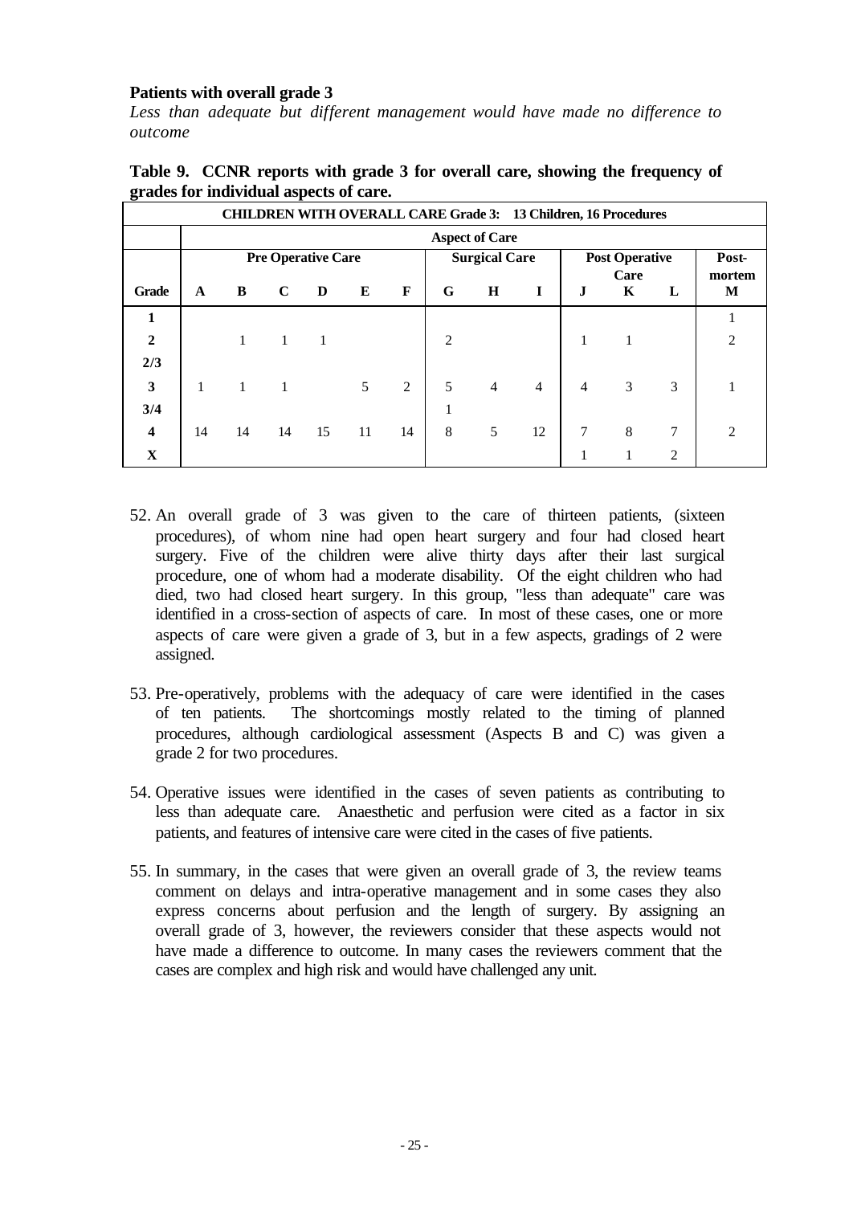**Patients with overall grade 3**

*Less than adequate but different management would have made no difference to outcome*

**Table 9. CCNR reports with grade 3 for overall care, showing the frequency of grades for individual aspects of care.**

| CHILDREN WITH OVERALL CARE Grade 3: 13 Children, 16 Procedures | | | | | | | | | | | | | |
|---|---|---|---|---|---|---|---|---|---|---|---|---|---|
| | Aspect of Care | | | | | | | | | | | | |
| | Pre Operative Care | | | | | | Surgical Care | | | Post Operative Care | | | Post-mortem |
| **Grade** | **A** | **B** | **C** | **D** | **E** | **F** | **G** | **H** | **I** | **J** | **K** | **L** | **M** |
| **1** | | | | | | | | | | | | | 1 |
| **2** | | 1 | 1 | 1 | | | 2 | | | 1 | 1 | | 2 |
| **2/3** | | | | | | | | | | | | | |
| **3** | 1 | 1 | 1 | | 5 | 2 | 5 | 4 | 4 | 4 | 3 | 3 | 1 |
| **3/4** | | | | | | | 1 | | | | | | |
| **4** | 14 | 14 | 14 | 15 | 11 | 14 | 8 | 5 | 12 | 7 | 8 | 7 | 2 |
| **X** | | | | | | | | | | 1 | 1 | 2 | |

52. An overall grade of 3 was given to the care of thirteen patients, (sixteen procedures), of whom nine had open heart surgery and four had closed heart surgery. Five of the children were alive thirty days after their last surgical procedure, one of whom had a moderate disability. Of the eight children who had died, two had closed heart surgery. In this group, "less than adequate" care was identified in a cross-section of aspects of care. In most of these cases, one or more aspects of care were given a grade of 3, but in a few aspects, gradings of 2 were assigned.

53. Pre-operatively, problems with the adequacy of care were identified in the cases of ten patients. The shortcomings mostly related to the timing of planned procedures, although cardiological assessment (Aspects B and C) was given a grade 2 for two procedures.

54. Operative issues were identified in the cases of seven patients as contributing to less than adequate care. Anaesthetic and perfusion were cited as a factor in six patients, and features of intensive care were cited in the cases of five patients.

55. In summary, in the cases that were given an overall grade of 3, the review teams comment on delays and intra-operative management and in some cases they also express concerns about perfusion and the length of surgery. By assigning an overall grade of 3, however, the reviewers consider that these aspects would not have made a difference to outcome. In many cases the reviewers comment that the cases are complex and high risk and would have challenged any unit.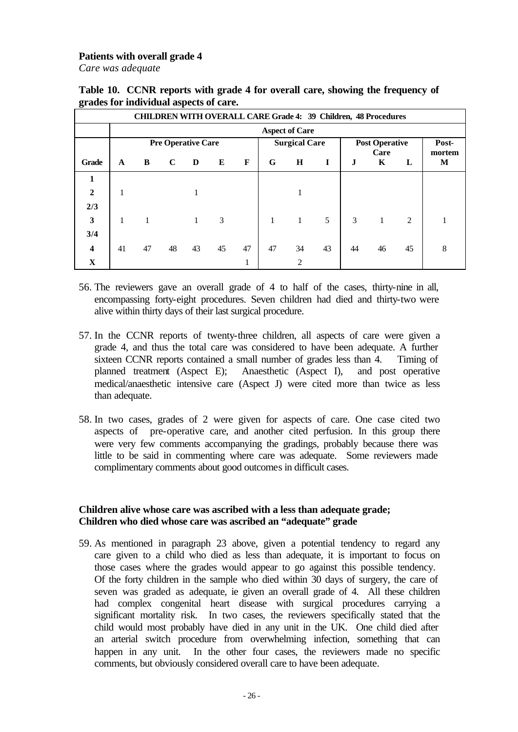**Patients with overall grade 4**
*Care was adequate*

**Table 10. CCNR reports with grade 4 for overall care, showing the frequency of grades for individual aspects of care.**

| CHILDREN WITH OVERALL CARE Grade 4: 39 Children, 48 Procedures | | | | | | | | | | | | | |
|---|---|---|---|---|---|---|---|---|---|---|---|---|---|
| | Aspect of Care | | | | | | | | | | | | |
| | Pre Operative Care | | | | | | Surgical Care | | | Post Operative Care | | | Post-mortem |
| Grade | A | B | C | D | E | F | G | H | I | J | K | L | M |
| 1 | | | | | | | | | | | | | |
| 2 | 1 | | | 1 | | | | 1 | | | | | |
| 2/3 | | | | | | | | | | | | | |
| 3 | 1 | 1 | | 1 | 3 | | 1 | 1 | 5 | 3 | 1 | 2 | 1 |
| 3/4 | | | | | | | | | | | | | |
| 4 | 41 | 47 | 48 | 43 | 45 | 47 | 47 | 34 | 43 | 44 | 46 | 45 | 8 |
| X | | | | | | 1 | | 2 | | | | | |

56. The reviewers gave an overall grade of 4 to half of the cases, thirty-nine in all, encompassing forty-eight procedures. Seven children had died and thirty-two were alive within thirty days of their last surgical procedure.

57. In the CCNR reports of twenty-three children, all aspects of care were given a grade 4, and thus the total care was considered to have been adequate. A further sixteen CCNR reports contained a small number of grades less than 4. Timing of planned treatment (Aspect E); Anaesthetic (Aspect I), and post operative medical/anaesthetic intensive care (Aspect J) were cited more than twice as less than adequate.

58. In two cases, grades of 2 were given for aspects of care. One case cited two aspects of pre-operative care, and another cited perfusion. In this group there were very few comments accompanying the gradings, probably because there was little to be said in commenting where care was adequate. Some reviewers made complimentary comments about good outcomes in difficult cases.

**Children alive whose care was ascribed with a less than adequate grade; Children who died whose care was ascribed an "adequate" grade**

59. As mentioned in paragraph 23 above, given a potential tendency to regard any care given to a child who died as less than adequate, it is important to focus on those cases where the grades would appear to go against this possible tendency. Of the forty children in the sample who died within 30 days of surgery, the care of seven was graded as adequate, ie given an overall grade of 4. All these children had complex congenital heart disease with surgical procedures carrying a significant mortality risk. In two cases, the reviewers specifically stated that the child would most probably have died in any unit in the UK. One child died after an arterial switch procedure from overwhelming infection, something that can happen in any unit. In the other four cases, the reviewers made no specific comments, but obviously considered overall care to have been adequate.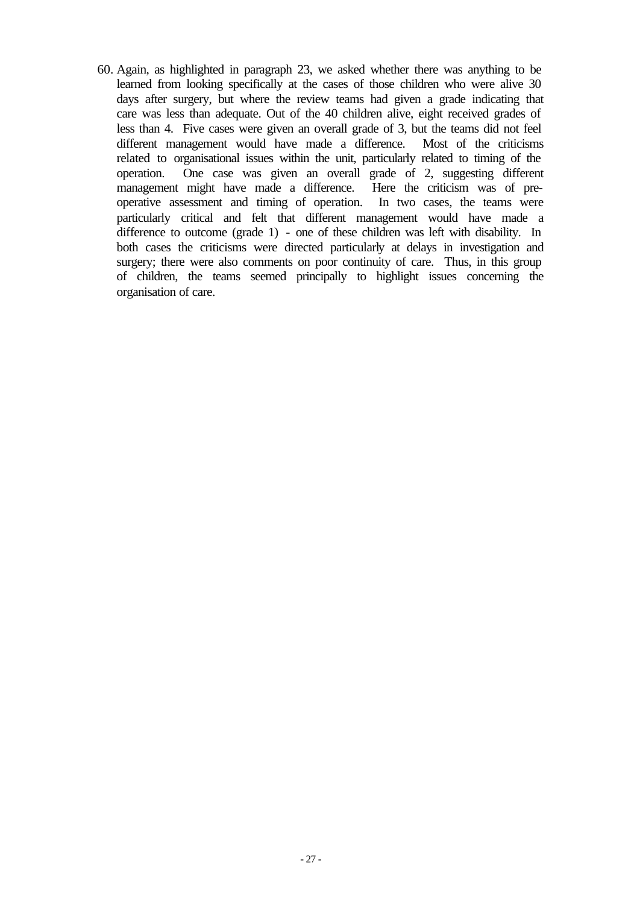60. Again, as highlighted in paragraph 23, we asked whether there was anything to be learned from looking specifically at the cases of those children who were alive 30 days after surgery, but where the review teams had given a grade indicating that care was less than adequate. Out of the 40 children alive, eight received grades of less than 4. Five cases were given an overall grade of 3, but the teams did not feel different management would have made a difference. Most of the criticisms related to organisational issues within the unit, particularly related to timing of the operation. One case was given an overall grade of 2, suggesting different management might have made a difference. Here the criticism was of pre-operative assessment and timing of operation. In two cases, the teams were particularly critical and felt that different management would have made a difference to outcome (grade 1) - one of these children was left with disability. In both cases the criticisms were directed particularly at delays in investigation and surgery; there were also comments on poor continuity of care. Thus, in this group of children, the teams seemed principally to highlight issues concerning the organisation of care.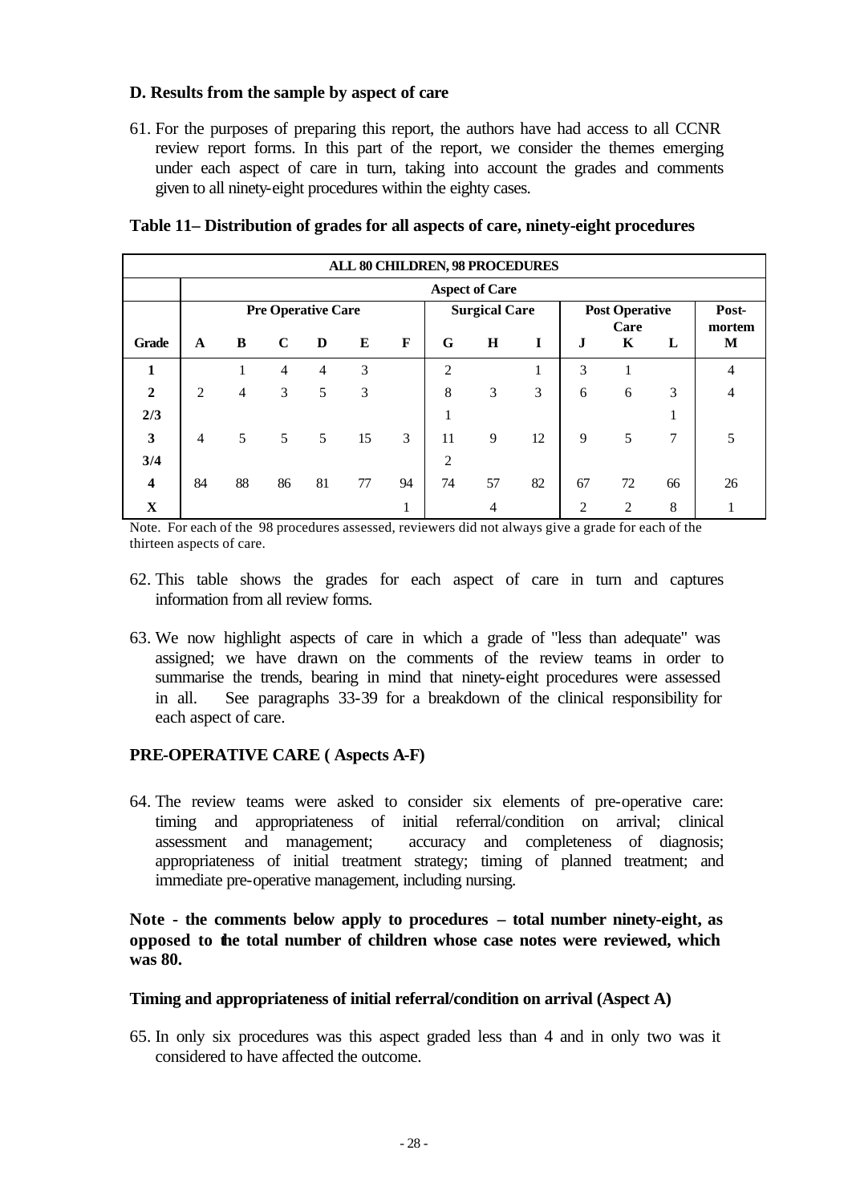### D. Results from the sample by aspect of care

61. For the purposes of preparing this report, the authors have had access to all CCNR review report forms. In this part of the report, we consider the themes emerging under each aspect of care in turn, taking into account the grades and comments given to all ninety-eight procedures within the eighty cases.

**Table 11– Distribution of grades for all aspects of care, ninety-eight procedures**

| ALL 80 CHILDREN, 98 PROCEDURES | | | | | | | | | | | | | |
|---|---|---|---|---|---|---|---|---|---|---|---|---|---|
| | Aspect of Care | | | | | | | | | | | | |
| | Pre Operative Care | | | | | | Surgical Care | | | Post Operative Care | | | Post-mortem |
| **Grade** | **A** | **B** | **C** | **D** | **E** | **F** | **G** | **H** | **I** | **J** | **K** | **L** | **M** |
| **1** | | 1 | 4 | 4 | 3 | | 2 | | 1 | 3 | 1 | | 4 |
| **2** | 2 | 4 | 3 | 5 | 3 | | 8 | 3 | 3 | 6 | 6 | 3 | 4 |
| **2/3** | | | | | | | 1 | | | | | 1 | |
| **3** | 4 | 5 | 5 | 5 | 15 | 3 | 11 | 9 | 12 | 9 | 5 | 7 | 5 |
| **3/4** | | | | | | | 2 | | | | | | |
| **4** | 84 | 88 | 86 | 81 | 77 | 94 | 74 | 57 | 82 | 67 | 72 | 66 | 26 |
| **X** | | | | | | 1 | | 4 | | 2 | 2 | 8 | 1 |

Note. For each of the 98 procedures assessed, reviewers did not always give a grade for each of the thirteen aspects of care.

62. This table shows the grades for each aspect of care in turn and captures information from all review forms.

63. We now highlight aspects of care in which a grade of "less than adequate" was assigned; we have drawn on the comments of the review teams in order to summarise the trends, bearing in mind that ninety-eight procedures were assessed in all. See paragraphs 33-39 for a breakdown of the clinical responsibility for each aspect of care.

### PRE-OPERATIVE CARE ( Aspects A-F)

64. The review teams were asked to consider six elements of pre-operative care: timing and appropriateness of initial referral/condition on arrival; clinical assessment and management; accuracy and completeness of diagnosis; appropriateness of initial treatment strategy; timing of planned treatment; and immediate pre-operative management, including nursing.

**Note - the comments below apply to procedures – total number ninety-eight, as opposed to the total number of children whose case notes were reviewed, which was 80.**

#### Timing and appropriateness of initial referral/condition on arrival (Aspect A)

65. In only six procedures was this aspect graded less than 4 and in only two was it considered to have affected the outcome.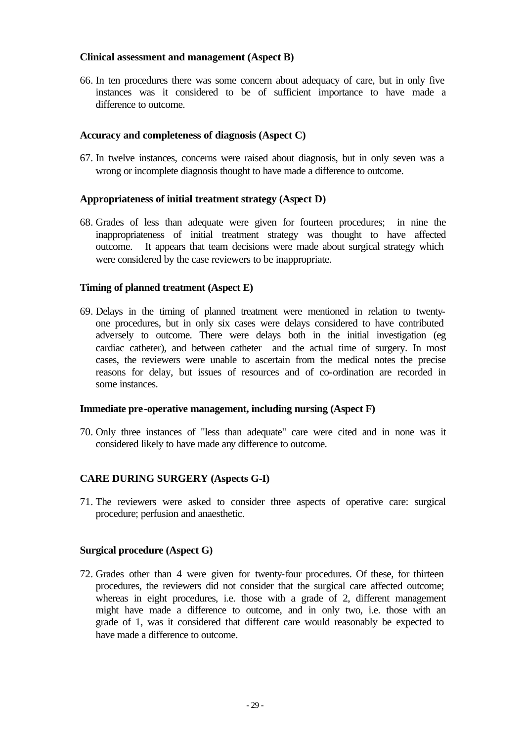**Clinical assessment and management (Aspect B)**

66. In ten procedures there was some concern about adequacy of care, but in only five instances was it considered to be of sufficient importance to have made a difference to outcome.

**Accuracy and completeness of diagnosis (Aspect C)**

67. In twelve instances, concerns were raised about diagnosis, but in only seven was a wrong or incomplete diagnosis thought to have made a difference to outcome.

**Appropriateness of initial treatment strategy (Aspect D)**

68. Grades of less than adequate were given for fourteen procedures; in nine the inappropriateness of initial treatment strategy was thought to have affected outcome. It appears that team decisions were made about surgical strategy which were considered by the case reviewers to be inappropriate.

**Timing of planned treatment (Aspect E)**

69. Delays in the timing of planned treatment were mentioned in relation to twenty-one procedures, but in only six cases were delays considered to have contributed adversely to outcome. There were delays both in the initial investigation (eg cardiac catheter), and between catheter and the actual time of surgery. In most cases, the reviewers were unable to ascertain from the medical notes the precise reasons for delay, but issues of resources and of co-ordination are recorded in some instances.

**Immediate pre-operative management, including nursing (Aspect F)**

70. Only three instances of "less than adequate" care were cited and in none was it considered likely to have made any difference to outcome.

**CARE DURING SURGERY (Aspects G-I)**

71. The reviewers were asked to consider three aspects of operative care: surgical procedure; perfusion and anaesthetic.

**Surgical procedure (Aspect G)**

72. Grades other than 4 were given for twenty-four procedures. Of these, for thirteen procedures, the reviewers did not consider that the surgical care affected outcome; whereas in eight procedures, i.e. those with a grade of 2, different management might have made a difference to outcome, and in only two, i.e. those with an grade of 1, was it considered that different care would reasonably be expected to have made a difference to outcome.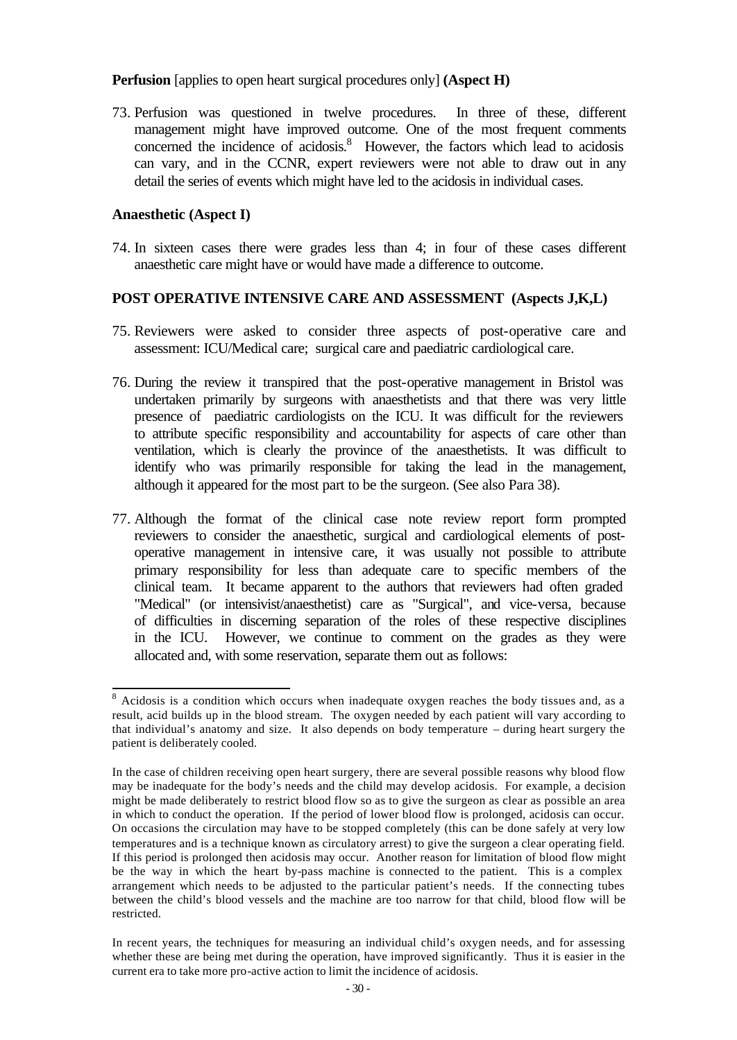**Perfusion** [applies to open heart surgical procedures only] **(Aspect H)**

73. Perfusion was questioned in twelve procedures. In three of these, different management might have improved outcome. One of the most frequent comments concerned the incidence of acidosis.[8] However, the factors which lead to acidosis can vary, and in the CCNR, expert reviewers were not able to draw out in any detail the series of events which might have led to the acidosis in individual cases.

**Anaesthetic (Aspect I)**

74. In sixteen cases there were grades less than 4; in four of these cases different anaesthetic care might have or would have made a difference to outcome.

**POST OPERATIVE INTENSIVE CARE AND ASSESSMENT (Aspects J,K,L)**

75. Reviewers were asked to consider three aspects of post-operative care and assessment: ICU/Medical care; surgical care and paediatric cardiological care.

76. During the review it transpired that the post-operative management in Bristol was undertaken primarily by surgeons with anaesthetists and that there was very little presence of paediatric cardiologists on the ICU. It was difficult for the reviewers to attribute specific responsibility and accountability for aspects of care other than ventilation, which is clearly the province of the anaesthetists. It was difficult to identify who was primarily responsible for taking the lead in the management, although it appeared for the most part to be the surgeon. (See also Para 38).

77. Although the format of the clinical case note review report form prompted reviewers to consider the anaesthetic, surgical and cardiological elements of post-operative management in intensive care, it was usually not possible to attribute primary responsibility for less than adequate care to specific members of the clinical team. It became apparent to the authors that reviewers had often graded "Medical" (or intensivist/anaesthetist) care as "Surgical", and vice-versa, because of difficulties in discerning separation of the roles of these respective disciplines in the ICU. However, we continue to comment on the grades as they were allocated and, with some reservation, separate them out as follows:

---

[8] Acidosis is a condition which occurs when inadequate oxygen reaches the body tissues and, as a result, acid builds up in the blood stream. The oxygen needed by each patient will vary according to that individual's anatomy and size. It also depends on body temperature – during heart surgery the patient is deliberately cooled.

In the case of children receiving open heart surgery, there are several possible reasons why blood flow may be inadequate for the body's needs and the child may develop acidosis. For example, a decision might be made deliberately to restrict blood flow so as to give the surgeon as clear as possible an area in which to conduct the operation. If the period of lower blood flow is prolonged, acidosis can occur. On occasions the circulation may have to be stopped completely (this can be done safely at very low temperatures and is a technique known as circulatory arrest) to give the surgeon a clear operating field. If this period is prolonged then acidosis may occur. Another reason for limitation of blood flow might be the way in which the heart by-pass machine is connected to the patient. This is a complex arrangement which needs to be adjusted to the particular patient's needs. If the connecting tubes between the child's blood vessels and the machine are too narrow for that child, blood flow will be restricted.

In recent years, the techniques for measuring an individual child's oxygen needs, and for assessing whether these are being met during the operation, have improved significantly. Thus it is easier in the current era to take more pro-active action to limit the incidence of acidosis.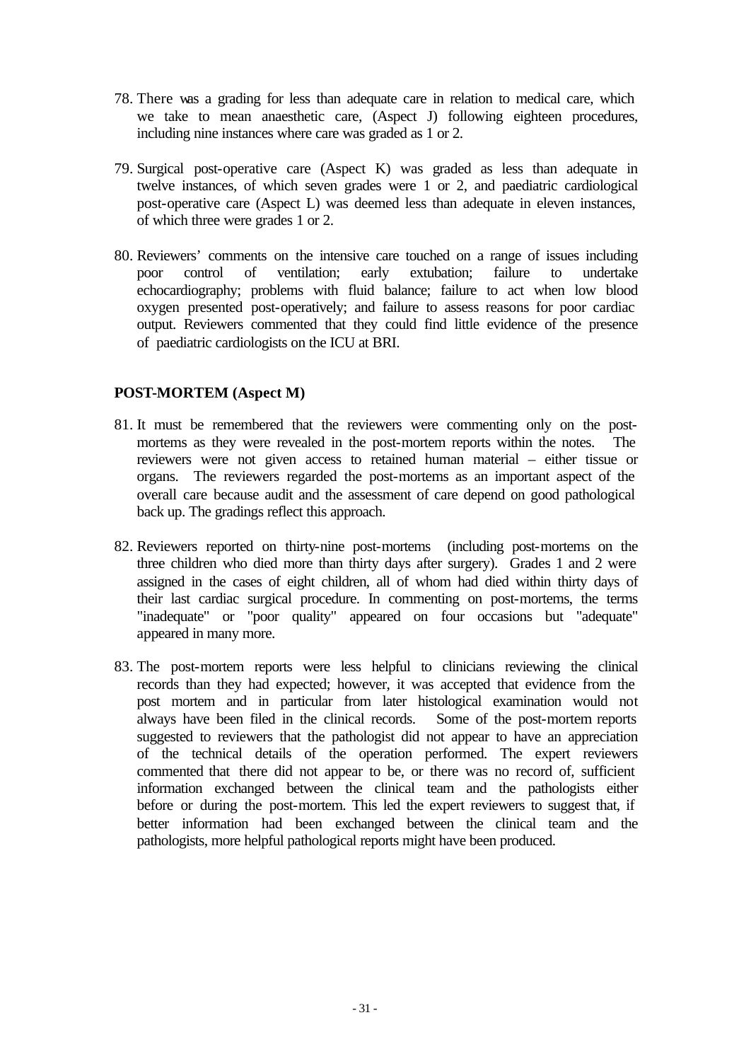78. There was a grading for less than adequate care in relation to medical care, which we take to mean anaesthetic care, (Aspect J) following eighteen procedures, including nine instances where care was graded as 1 or 2.

79. Surgical post-operative care (Aspect K) was graded as less than adequate in twelve instances, of which seven grades were 1 or 2, and paediatric cardiological post-operative care (Aspect L) was deemed less than adequate in eleven instances, of which three were grades 1 or 2.

80. Reviewers' comments on the intensive care touched on a range of issues including poor control of ventilation; early extubation; failure to undertake echocardiography; problems with fluid balance; failure to act when low blood oxygen presented post-operatively; and failure to assess reasons for poor cardiac output. Reviewers commented that they could find little evidence of the presence of paediatric cardiologists on the ICU at BRI.

**POST-MORTEM (Aspect M)**

81. It must be remembered that the reviewers were commenting only on the post-mortems as they were revealed in the post-mortem reports within the notes. The reviewers were not given access to retained human material – either tissue or organs. The reviewers regarded the post-mortems as an important aspect of the overall care because audit and the assessment of care depend on good pathological back up. The gradings reflect this approach.

82. Reviewers reported on thirty-nine post-mortems (including post-mortems on the three children who died more than thirty days after surgery). Grades 1 and 2 were assigned in the cases of eight children, all of whom had died within thirty days of their last cardiac surgical procedure. In commenting on post-mortems, the terms "inadequate" or "poor quality" appeared on four occasions but "adequate" appeared in many more.

83. The post-mortem reports were less helpful to clinicians reviewing the clinical records than they had expected; however, it was accepted that evidence from the post mortem and in particular from later histological examination would not always have been filed in the clinical records. Some of the post-mortem reports suggested to reviewers that the pathologist did not appear to have an appreciation of the technical details of the operation performed. The expert reviewers commented that there did not appear to be, or there was no record of, sufficient information exchanged between the clinical team and the pathologists either before or during the post-mortem. This led the expert reviewers to suggest that, if better information had been exchanged between the clinical team and the pathologists, more helpful pathological reports might have been produced.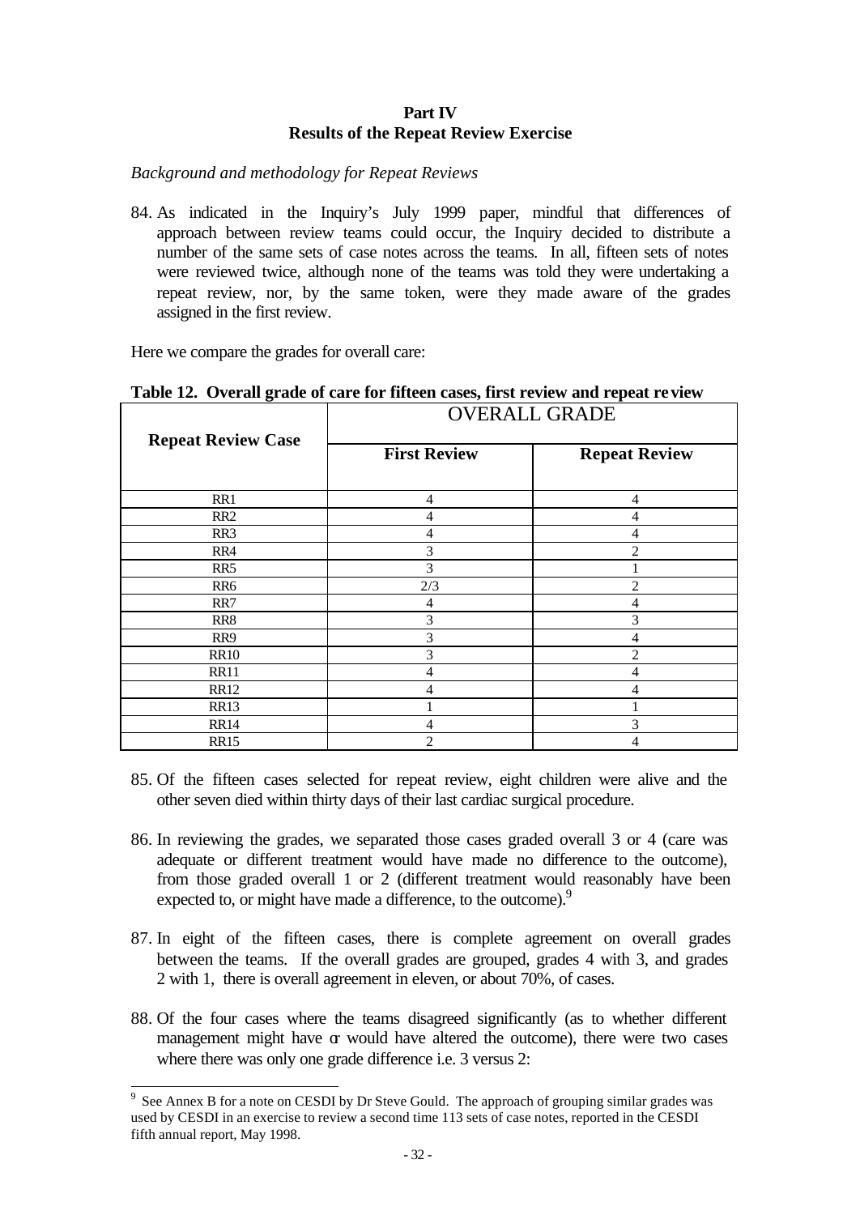## Part IV
## Results of the Repeat Review Exercise

*Background and methodology for Repeat Reviews*

84. As indicated in the Inquiry's July 1999 paper, mindful that differences of approach between review teams could occur, the Inquiry decided to distribute a number of the same sets of case notes across the teams. In all, fifteen sets of notes were reviewed twice, although none of the teams was told they were undertaking a repeat review, nor, by the same token, were they made aware of the grades assigned in the first review.

Here we compare the grades for overall care:

**Table 12. Overall grade of care for fifteen cases, first review and repeat review**

| Repeat Review Case | OVERALL GRADE | |
|---|---|---|
| | **First Review** | **Repeat Review** |
| RR1 | 4 | 4 |
| RR2 | 4 | 4 |
| RR3 | 4 | 4 |
| RR4 | 3 | 2 |
| RR5 | 3 | 1 |
| RR6 | 2/3 | 2 |
| RR7 | 4 | 4 |
| RR8 | 3 | 3 |
| RR9 | 3 | 4 |
| RR10 | 3 | 2 |
| RR11 | 4 | 4 |
| RR12 | 4 | 4 |
| RR13 | 1 | 1 |
| RR14 | 4 | 3 |
| RR15 | 2 | 4 |

85. Of the fifteen cases selected for repeat review, eight children were alive and the other seven died within thirty days of their last cardiac surgical procedure.

86. In reviewing the grades, we separated those cases graded overall 3 or 4 (care was adequate or different treatment would have made no difference to the outcome), from those graded overall 1 or 2 (different treatment would reasonably have been expected to, or might have made a difference, to the outcome).[9]

87. In eight of the fifteen cases, there is complete agreement on overall grades between the teams. If the overall grades are grouped, grades 4 with 3, and grades 2 with 1, there is overall agreement in eleven, or about 70%, of cases.

88. Of the four cases where the teams disagreed significantly (as to whether different management might have or would have altered the outcome), there were two cases where there was only one grade difference i.e. 3 versus 2:

[9] See Annex B for a note on CESDI by Dr Steve Gould. The approach of grouping similar grades was used by CESDI in an exercise to review a second time 113 sets of case notes, reported in the CESDI fifth annual report, May 1998.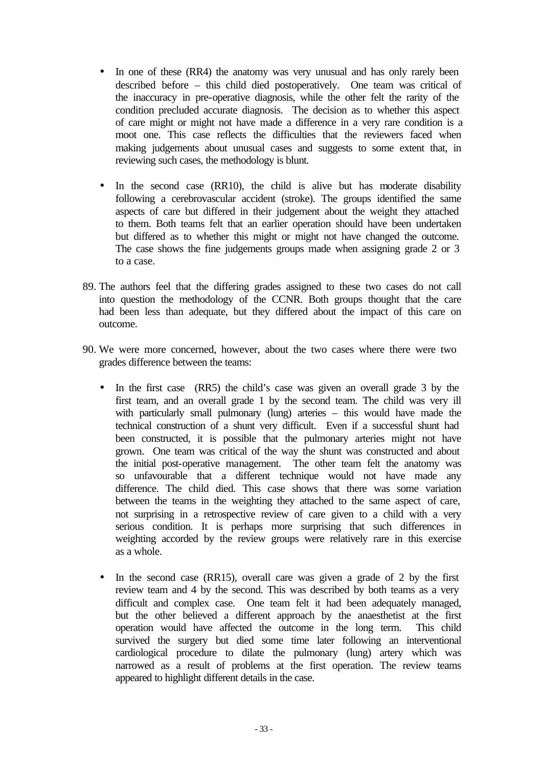- In one of these (RR4) the anatomy was very unusual and has only rarely been described before – this child died postoperatively. One team was critical of the inaccuracy in pre-operative diagnosis, while the other felt the rarity of the condition precluded accurate diagnosis. The decision as to whether this aspect of care might or might not have made a difference in a very rare condition is a moot one. This case reflects the difficulties that the reviewers faced when making judgements about unusual cases and suggests to some extent that, in reviewing such cases, the methodology is blunt.

- In the second case (RR10), the child is alive but has moderate disability following a cerebrovascular accident (stroke). The groups identified the same aspects of care but differed in their judgement about the weight they attached to them. Both teams felt that an earlier operation should have been undertaken but differed as to whether this might or might not have changed the outcome. The case shows the fine judgements groups made when assigning grade 2 or 3 to a case.

89. The authors feel that the differing grades assigned to these two cases do not call into question the methodology of the CCNR. Both groups thought that the care had been less than adequate, but they differed about the impact of this care on outcome.

90. We were more concerned, however, about the two cases where there were two grades difference between the teams:

    - In the first case (RR5) the child's case was given an overall grade 3 by the first team, and an overall grade 1 by the second team. The child was very ill with particularly small pulmonary (lung) arteries – this would have made the technical construction of a shunt very difficult. Even if a successful shunt had been constructed, it is possible that the pulmonary arteries might not have grown. One team was critical of the way the shunt was constructed and about the initial post-operative management. The other team felt the anatomy was so unfavourable that a different technique would not have made any difference. The child died. This case shows that there was some variation between the teams in the weighting they attached to the same aspect of care, not surprising in a retrospective review of care given to a child with a very serious condition. It is perhaps more surprising that such differences in weighting accorded by the review groups were relatively rare in this exercise as a whole.

    - In the second case (RR15), overall care was given a grade of 2 by the first review team and 4 by the second. This was described by both teams as a very difficult and complex case. One team felt it had been adequately managed, but the other believed a different approach by the anaesthetist at the first operation would have affected the outcome in the long term. This child survived the surgery but died some time later following an interventional cardiological procedure to dilate the pulmonary (lung) artery which was narrowed as a result of problems at the first operation. The review teams appeared to highlight different details in the case.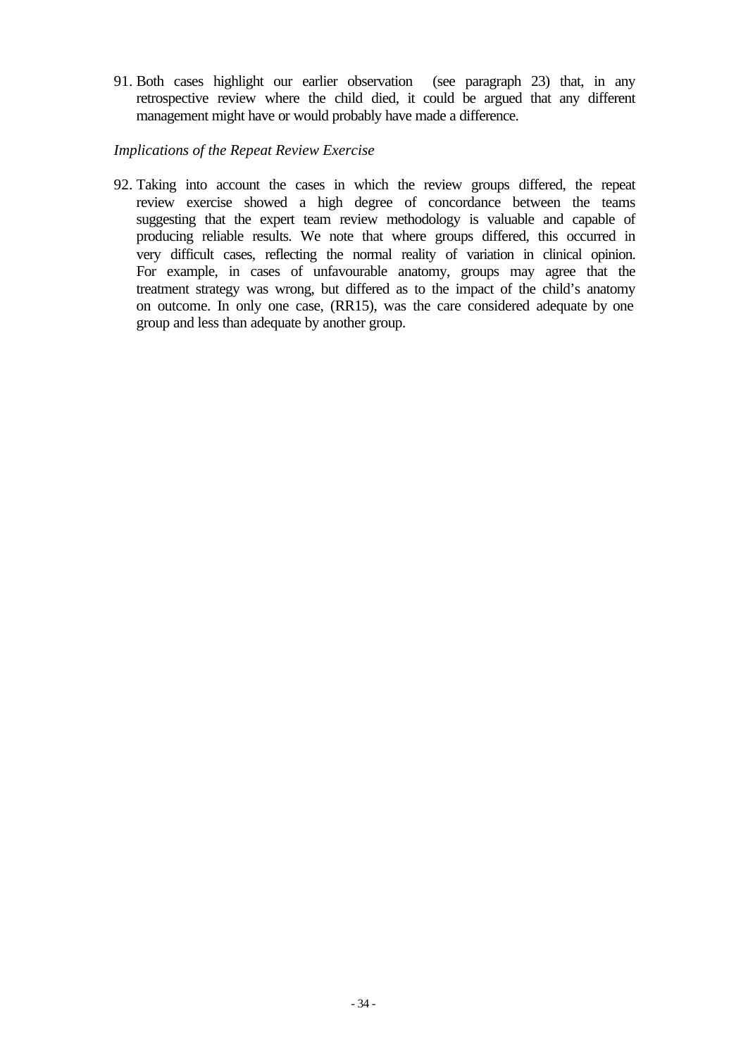91. Both cases highlight our earlier observation (see paragraph 23) that, in any retrospective review where the child died, it could be argued that any different management might have or would probably have made a difference.

*Implications of the Repeat Review Exercise*

92. Taking into account the cases in which the review groups differed, the repeat review exercise showed a high degree of concordance between the teams suggesting that the expert team review methodology is valuable and capable of producing reliable results. We note that where groups differed, this occurred in very difficult cases, reflecting the normal reality of variation in clinical opinion. For example, in cases of unfavourable anatomy, groups may agree that the treatment strategy was wrong, but differed as to the impact of the child's anatomy on outcome. In only one case, (RR15), was the care considered adequate by one group and less than adequate by another group.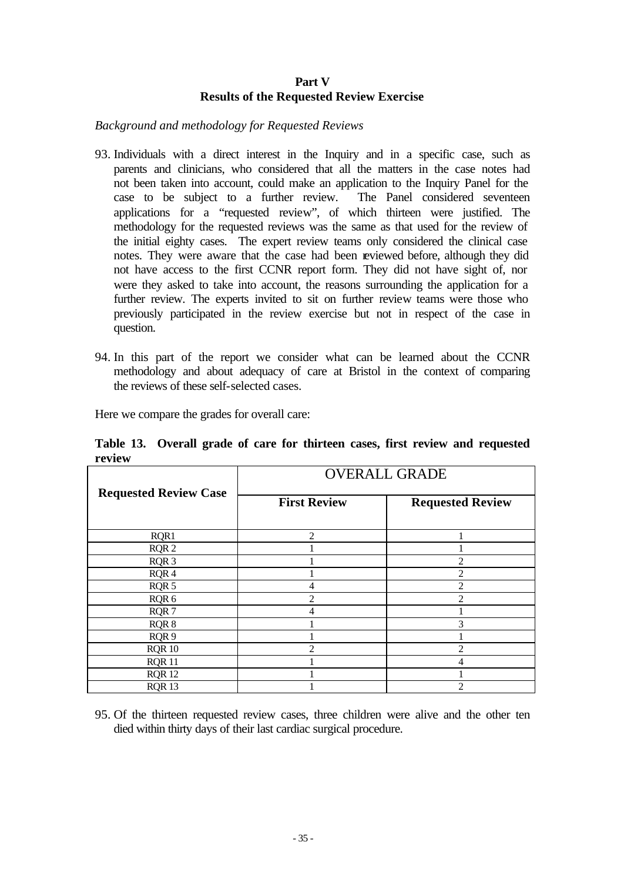## Part V
## Results of the Requested Review Exercise

*Background and methodology for Requested Reviews*

93. Individuals with a direct interest in the Inquiry and in a specific case, such as parents and clinicians, who considered that all the matters in the case notes had not been taken into account, could make an application to the Inquiry Panel for the case to be subject to a further review. The Panel considered seventeen applications for a "requested review", of which thirteen were justified. The methodology for the requested reviews was the same as that used for the review of the initial eighty cases. The expert review teams only considered the clinical case notes. They were aware that the case had been reviewed before, although they did not have access to the first CCNR report form. They did not have sight of, nor were they asked to take into account, the reasons surrounding the application for a further review. The experts invited to sit on further review teams were those who previously participated in the review exercise but not in respect of the case in question.

94. In this part of the report we consider what can be learned about the CCNR methodology and about adequacy of care at Bristol in the context of comparing the reviews of these self-selected cases.

Here we compare the grades for overall care:

**Table 13. Overall grade of care for thirteen cases, first review and requested review**

| Requested Review Case | OVERALL GRADE | |
|---|---|---|
| | **First Review** | **Requested Review** |
| RQR1 | 2 | 1 |
| RQR 2 | 1 | 1 |
| RQR 3 | 1 | 2 |
| RQR 4 | 1 | 2 |
| RQR 5 | 4 | 2 |
| RQR 6 | 2 | 2 |
| RQR 7 | 4 | 1 |
| RQR 8 | 1 | 3 |
| RQR 9 | 1 | 1 |
| RQR 10 | 2 | 2 |
| RQR 11 | 1 | 4 |
| RQR 12 | 1 | 1 |
| RQR 13 | 1 | 2 |

95. Of the thirteen requested review cases, three children were alive and the other ten died within thirty days of their last cardiac surgical procedure.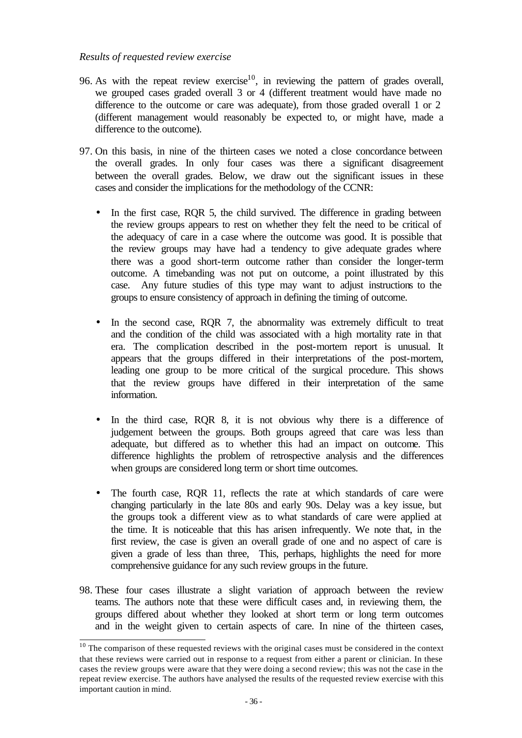*Results of requested review exercise*

96. As with the repeat review exercise[10], in reviewing the pattern of grades overall, we grouped cases graded overall 3 or 4 (different treatment would have made no difference to the outcome or care was adequate), from those graded overall 1 or 2 (different management would reasonably be expected to, or might have, made a difference to the outcome).

97. On this basis, in nine of the thirteen cases we noted a close concordance between the overall grades. In only four cases was there a significant disagreement between the overall grades. Below, we draw out the significant issues in these cases and consider the implications for the methodology of the CCNR:

   - In the first case, RQR 5, the child survived. The difference in grading between the review groups appears to rest on whether they felt the need to be critical of the adequacy of care in a case where the outcome was good. It is possible that the review groups may have had a tendency to give adequate grades where there was a good short-term outcome rather than consider the longer-term outcome. A timebanding was not put on outcome, a point illustrated by this case. Any future studies of this type may want to adjust instructions to the groups to ensure consistency of approach in defining the timing of outcome.

   - In the second case, RQR 7, the abnormality was extremely difficult to treat and the condition of the child was associated with a high mortality rate in that era. The complication described in the post-mortem report is unusual. It appears that the groups differed in their interpretations of the post-mortem, leading one group to be more critical of the surgical procedure. This shows that the review groups have differed in their interpretation of the same information.

   - In the third case, RQR 8, it is not obvious why there is a difference of judgement between the groups. Both groups agreed that care was less than adequate, but differed as to whether this had an impact on outcome. This difference highlights the problem of retrospective analysis and the differences when groups are considered long term or short time outcomes.

   - The fourth case, RQR 11, reflects the rate at which standards of care were changing particularly in the late 80s and early 90s. Delay was a key issue, but the groups took a different view as to what standards of care were applied at the time. It is noticeable that this has arisen infrequently. We note that, in the first review, the case is given an overall grade of one and no aspect of care is given a grade of less than three, This, perhaps, highlights the need for more comprehensive guidance for any such review groups in the future.

98. These four cases illustrate a slight variation of approach between the review teams. The authors note that these were difficult cases and, in reviewing them, the groups differed about whether they looked at short term or long term outcomes and in the weight given to certain aspects of care. In nine of the thirteen cases,

[10] The comparison of these requested reviews with the original cases must be considered in the context that these reviews were carried out in response to a request from either a parent or clinician. In these cases the review groups were aware that they were doing a second review; this was not the case in the repeat review exercise. The authors have analysed the results of the requested review exercise with this important caution in mind.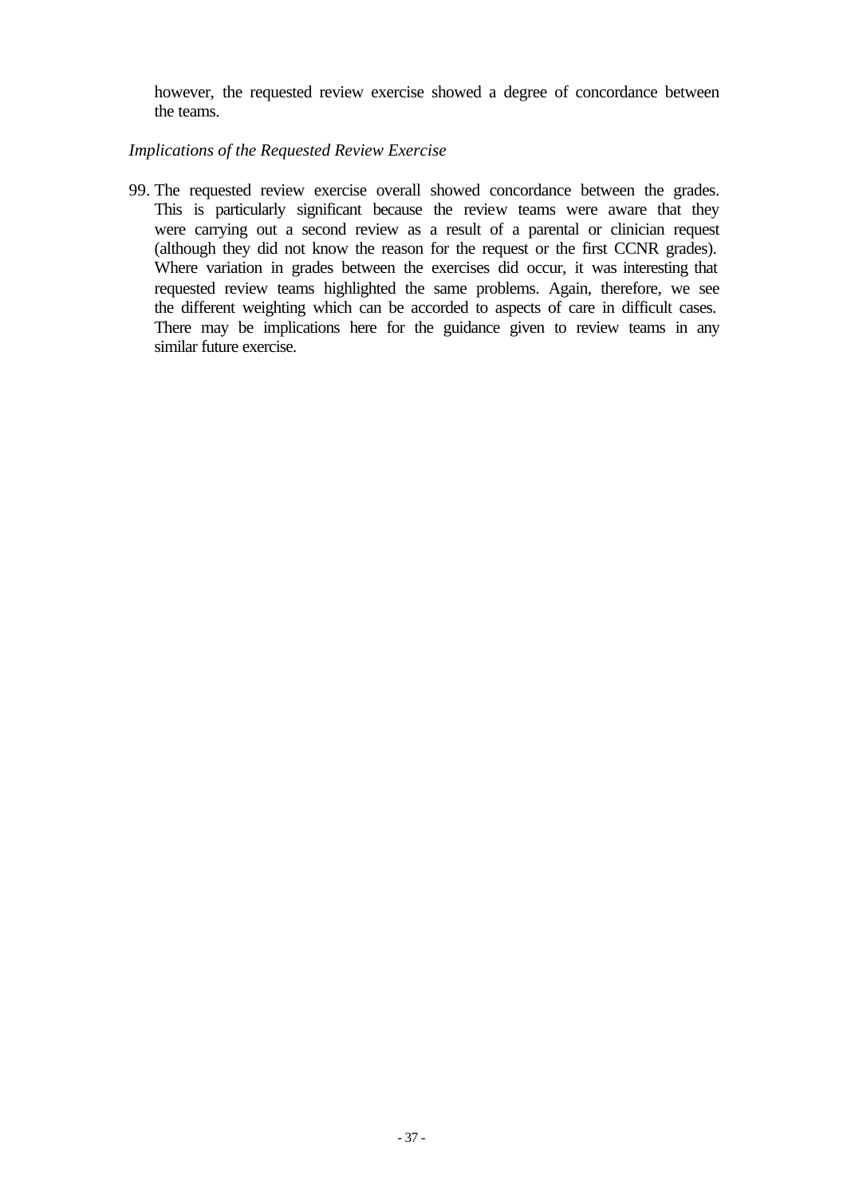however, the requested review exercise showed a degree of concordance between the teams.

*Implications of the Requested Review Exercise*

99. The requested review exercise overall showed concordance between the grades. This is particularly significant because the review teams were aware that they were carrying out a second review as a result of a parental or clinician request (although they did not know the reason for the request or the first CCNR grades). Where variation in grades between the exercises did occur, it was interesting that requested review teams highlighted the same problems. Again, therefore, we see the different weighting which can be accorded to aspects of care in difficult cases. There may be implications here for the guidance given to review teams in any similar future exercise.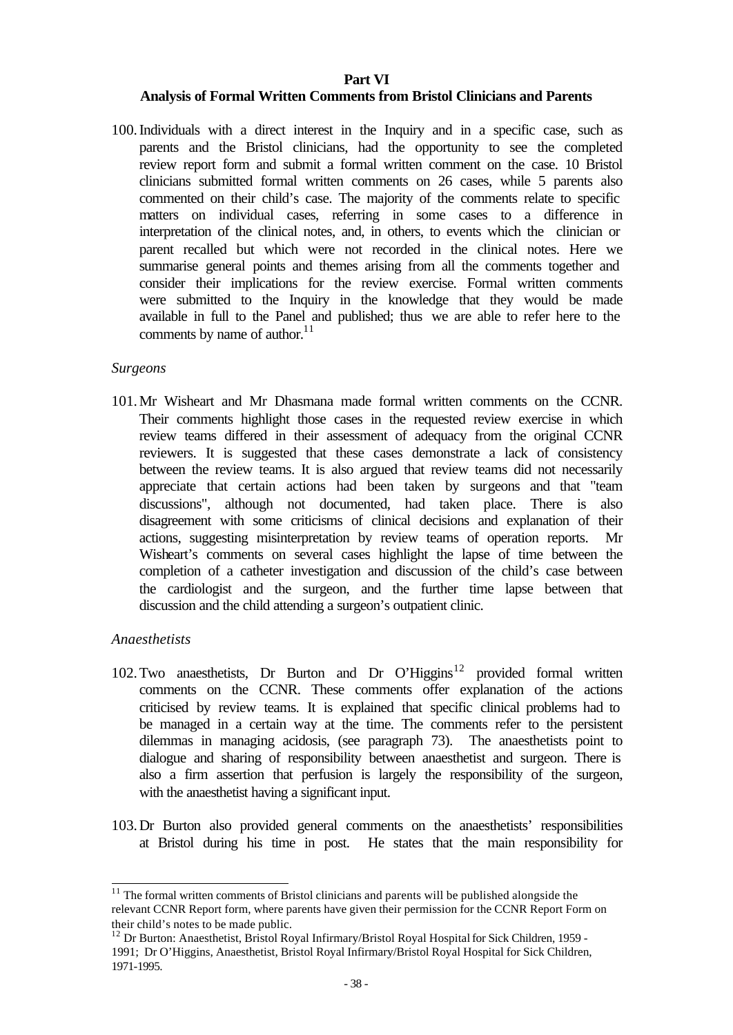## Part VI

## Analysis of Formal Written Comments from Bristol Clinicians and Parents

100. Individuals with a direct interest in the Inquiry and in a specific case, such as parents and the Bristol clinicians, had the opportunity to see the completed review report form and submit a formal written comment on the case. 10 Bristol clinicians submitted formal written comments on 26 cases, while 5 parents also commented on their child's case. The majority of the comments relate to specific matters on individual cases, referring in some cases to a difference in interpretation of the clinical notes, and, in others, to events which the clinician or parent recalled but which were not recorded in the clinical notes. Here we summarise general points and themes arising from all the comments together and consider their implications for the review exercise. Formal written comments were submitted to the Inquiry in the knowledge that they would be made available in full to the Panel and published; thus we are able to refer here to the comments by name of author.[11]

*Surgeons*

101. Mr Wisheart and Mr Dhasmana made formal written comments on the CCNR. Their comments highlight those cases in the requested review exercise in which review teams differed in their assessment of adequacy from the original CCNR reviewers. It is suggested that these cases demonstrate a lack of consistency between the review teams. It is also argued that review teams did not necessarily appreciate that certain actions had been taken by surgeons and that "team discussions", although not documented, had taken place. There is also disagreement with some criticisms of clinical decisions and explanation of their actions, suggesting misinterpretation by review teams of operation reports. Mr Wisheart's comments on several cases highlight the lapse of time between the completion of a catheter investigation and discussion of the child's case between the cardiologist and the surgeon, and the further time lapse between that discussion and the child attending a surgeon's outpatient clinic.

*Anaesthetists*

102. Two anaesthetists, Dr Burton and Dr O'Higgins[12] provided formal written comments on the CCNR. These comments offer explanation of the actions criticised by review teams. It is explained that specific clinical problems had to be managed in a certain way at the time. The comments refer to the persistent dilemmas in managing acidosis, (see paragraph 73). The anaesthetists point to dialogue and sharing of responsibility between anaesthetist and surgeon. There is also a firm assertion that perfusion is largely the responsibility of the surgeon, with the anaesthetist having a significant input.

103. Dr Burton also provided general comments on the anaesthetists' responsibilities at Bristol during his time in post. He states that the main responsibility for

---

[11] The formal written comments of Bristol clinicians and parents will be published alongside the relevant CCNR Report form, where parents have given their permission for the CCNR Report Form on their child's notes to be made public.

[12] Dr Burton: Anaesthetist, Bristol Royal Infirmary/Bristol Royal Hospital for Sick Children, 1959 - 1991; Dr O'Higgins, Anaesthetist, Bristol Royal Infirmary/Bristol Royal Hospital for Sick Children, 1971-1995.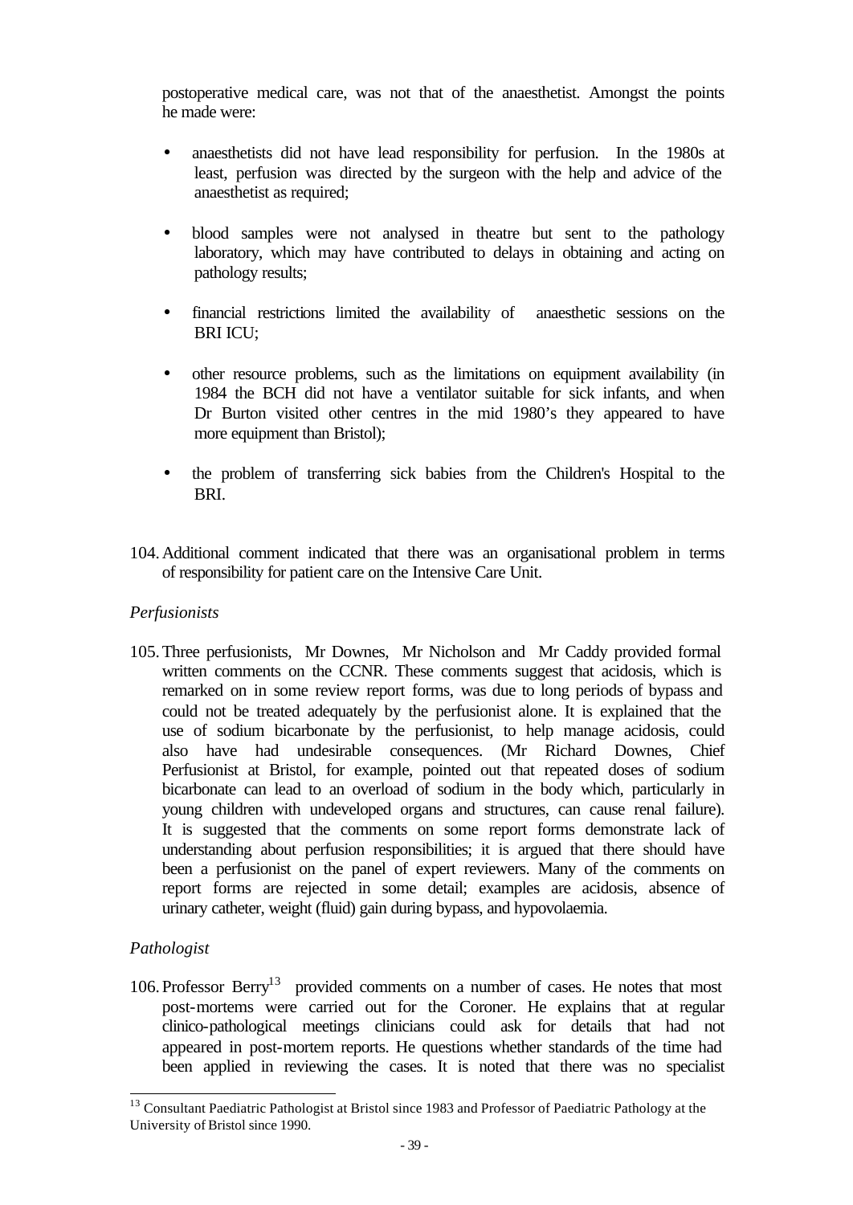postoperative medical care, was not that of the anaesthetist. Amongst the points he made were:

- anaesthetists did not have lead responsibility for perfusion. In the 1980s at least, perfusion was directed by the surgeon with the help and advice of the anaesthetist as required;
- blood samples were not analysed in theatre but sent to the pathology laboratory, which may have contributed to delays in obtaining and acting on pathology results;
- financial restrictions limited the availability of anaesthetic sessions on the BRI ICU;
- other resource problems, such as the limitations on equipment availability (in 1984 the BCH did not have a ventilator suitable for sick infants, and when Dr Burton visited other centres in the mid 1980's they appeared to have more equipment than Bristol);
- the problem of transferring sick babies from the Children's Hospital to the BRI.

104. Additional comment indicated that there was an organisational problem in terms of responsibility for patient care on the Intensive Care Unit.

*Perfusionists*

105. Three perfusionists, Mr Downes, Mr Nicholson and Mr Caddy provided formal written comments on the CCNR. These comments suggest that acidosis, which is remarked on in some review report forms, was due to long periods of bypass and could not be treated adequately by the perfusionist alone. It is explained that the use of sodium bicarbonate by the perfusionist, to help manage acidosis, could also have had undesirable consequences. (Mr Richard Downes, Chief Perfusionist at Bristol, for example, pointed out that repeated doses of sodium bicarbonate can lead to an overload of sodium in the body which, particularly in young children with undeveloped organs and structures, can cause renal failure). It is suggested that the comments on some report forms demonstrate lack of understanding about perfusion responsibilities; it is argued that there should have been a perfusionist on the panel of expert reviewers. Many of the comments on report forms are rejected in some detail; examples are acidosis, absence of urinary catheter, weight (fluid) gain during bypass, and hypovolaemia.

*Pathologist*

106. Professor Berry[13] provided comments on a number of cases. He notes that most post-mortems were carried out for the Coroner. He explains that at regular clinico-pathological meetings clinicians could ask for details that had not appeared in post-mortem reports. He questions whether standards of the time had been applied in reviewing the cases. It is noted that there was no specialist

[13] Consultant Paediatric Pathologist at Bristol since 1983 and Professor of Paediatric Pathology at the University of Bristol since 1990.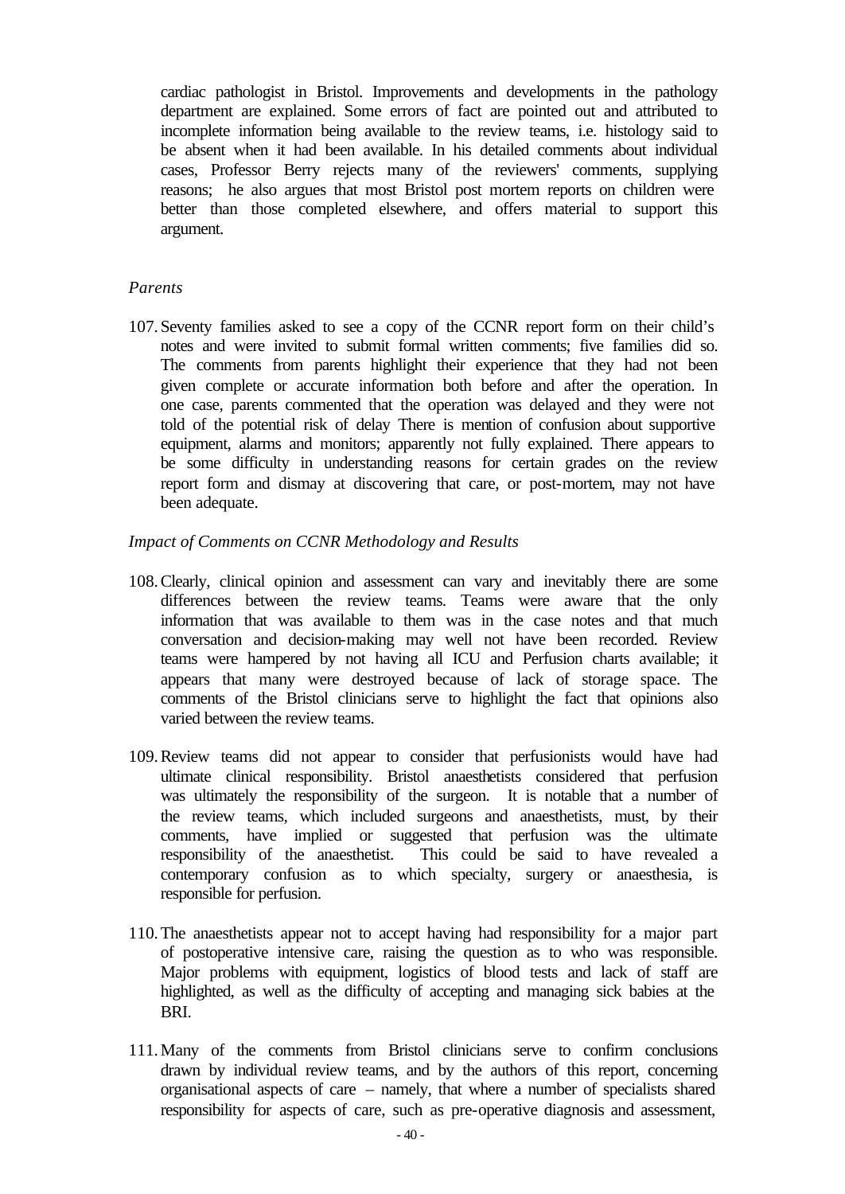cardiac pathologist in Bristol. Improvements and developments in the pathology department are explained. Some errors of fact are pointed out and attributed to incomplete information being available to the review teams, i.e. histology said to be absent when it had been available. In his detailed comments about individual cases, Professor Berry rejects many of the reviewers' comments, supplying reasons; he also argues that most Bristol post mortem reports on children were better than those completed elsewhere, and offers material to support this argument.

*Parents*

107. Seventy families asked to see a copy of the CCNR report form on their child's notes and were invited to submit formal written comments; five families did so. The comments from parents highlight their experience that they had not been given complete or accurate information both before and after the operation. In one case, parents commented that the operation was delayed and they were not told of the potential risk of delay There is mention of confusion about supportive equipment, alarms and monitors; apparently not fully explained. There appears to be some difficulty in understanding reasons for certain grades on the review report form and dismay at discovering that care, or post-mortem, may not have been adequate.

*Impact of Comments on CCNR Methodology and Results*

108. Clearly, clinical opinion and assessment can vary and inevitably there are some differences between the review teams. Teams were aware that the only information that was available to them was in the case notes and that much conversation and decision-making may well not have been recorded. Review teams were hampered by not having all ICU and Perfusion charts available; it appears that many were destroyed because of lack of storage space. The comments of the Bristol clinicians serve to highlight the fact that opinions also varied between the review teams.

109. Review teams did not appear to consider that perfusionists would have had ultimate clinical responsibility. Bristol anaesthetists considered that perfusion was ultimately the responsibility of the surgeon. It is notable that a number of the review teams, which included surgeons and anaesthetists, must, by their comments, have implied or suggested that perfusion was the ultimate responsibility of the anaesthetist. This could be said to have revealed a contemporary confusion as to which specialty, surgery or anaesthesia, is responsible for perfusion.

110. The anaesthetists appear not to accept having had responsibility for a major part of postoperative intensive care, raising the question as to who was responsible. Major problems with equipment, logistics of blood tests and lack of staff are highlighted, as well as the difficulty of accepting and managing sick babies at the BRI.

111. Many of the comments from Bristol clinicians serve to confirm conclusions drawn by individual review teams, and by the authors of this report, concerning organisational aspects of care – namely, that where a number of specialists shared responsibility for aspects of care, such as pre-operative diagnosis and assessment,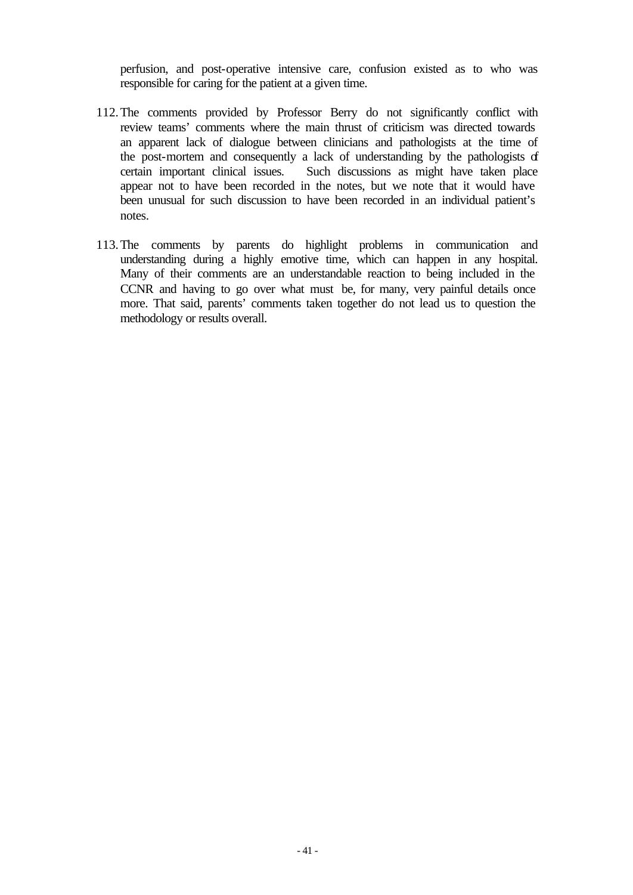perfusion, and post-operative intensive care, confusion existed as to who was responsible for caring for the patient at a given time.

112. The comments provided by Professor Berry do not significantly conflict with review teams' comments where the main thrust of criticism was directed towards an apparent lack of dialogue between clinicians and pathologists at the time of the post-mortem and consequently a lack of understanding by the pathologists of certain important clinical issues. Such discussions as might have taken place appear not to have been recorded in the notes, but we note that it would have been unusual for such discussion to have been recorded in an individual patient's notes.

113. The comments by parents do highlight problems in communication and understanding during a highly emotive time, which can happen in any hospital. Many of their comments are an understandable reaction to being included in the CCNR and having to go over what must be, for many, very painful details once more. That said, parents' comments taken together do not lead us to question the methodology or results overall.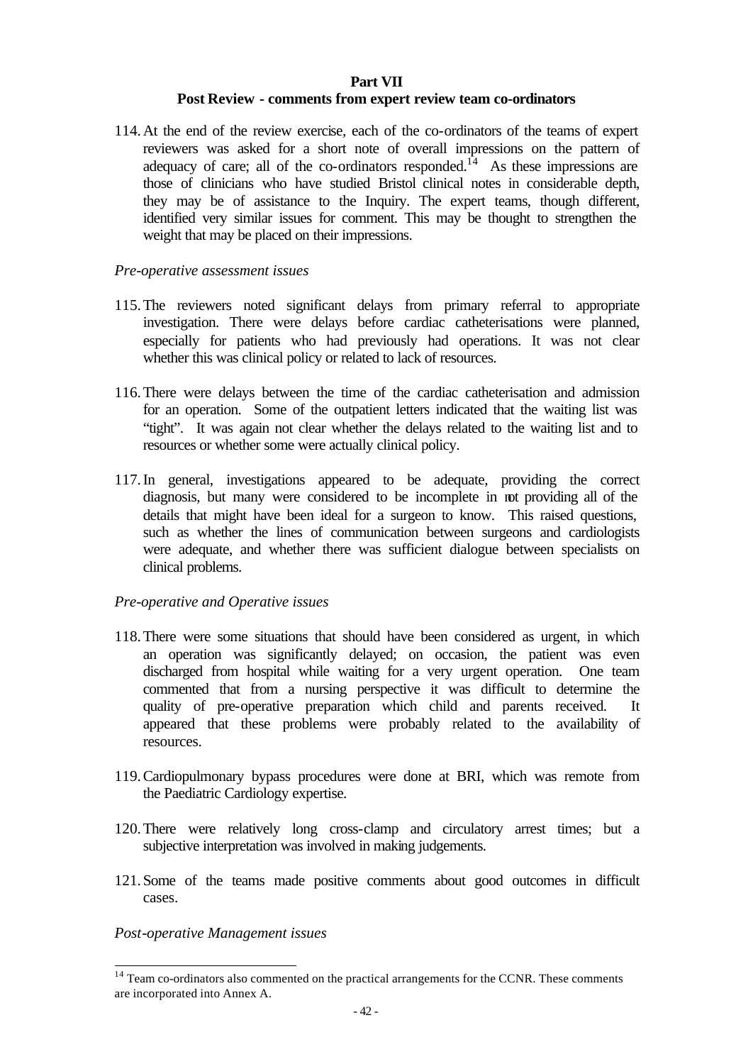## Part VII

## Post Review - comments from expert review team co-ordinators

114. At the end of the review exercise, each of the co-ordinators of the teams of expert reviewers was asked for a short note of overall impressions on the pattern of adequacy of care; all of the co-ordinators responded.[14] As these impressions are those of clinicians who have studied Bristol clinical notes in considerable depth, they may be of assistance to the Inquiry. The expert teams, though different, identified very similar issues for comment. This may be thought to strengthen the weight that may be placed on their impressions.

*Pre-operative assessment issues*

115. The reviewers noted significant delays from primary referral to appropriate investigation. There were delays before cardiac catheterisations were planned, especially for patients who had previously had operations. It was not clear whether this was clinical policy or related to lack of resources.

116. There were delays between the time of the cardiac catheterisation and admission for an operation. Some of the outpatient letters indicated that the waiting list was "tight". It was again not clear whether the delays related to the waiting list and to resources or whether some were actually clinical policy.

117. In general, investigations appeared to be adequate, providing the correct diagnosis, but many were considered to be incomplete in not providing all of the details that might have been ideal for a surgeon to know. This raised questions, such as whether the lines of communication between surgeons and cardiologists were adequate, and whether there was sufficient dialogue between specialists on clinical problems.

*Pre-operative and Operative issues*

118. There were some situations that should have been considered as urgent, in which an operation was significantly delayed; on occasion, the patient was even discharged from hospital while waiting for a very urgent operation. One team commented that from a nursing perspective it was difficult to determine the quality of pre-operative preparation which child and parents received. It appeared that these problems were probably related to the availability of resources.

119. Cardiopulmonary bypass procedures were done at BRI, which was remote from the Paediatric Cardiology expertise.

120. There were relatively long cross-clamp and circulatory arrest times; but a subjective interpretation was involved in making judgements.

121. Some of the teams made positive comments about good outcomes in difficult cases.

*Post-operative Management issues*

[14] Team co-ordinators also commented on the practical arrangements for the CCNR. These comments are incorporated into Annex A.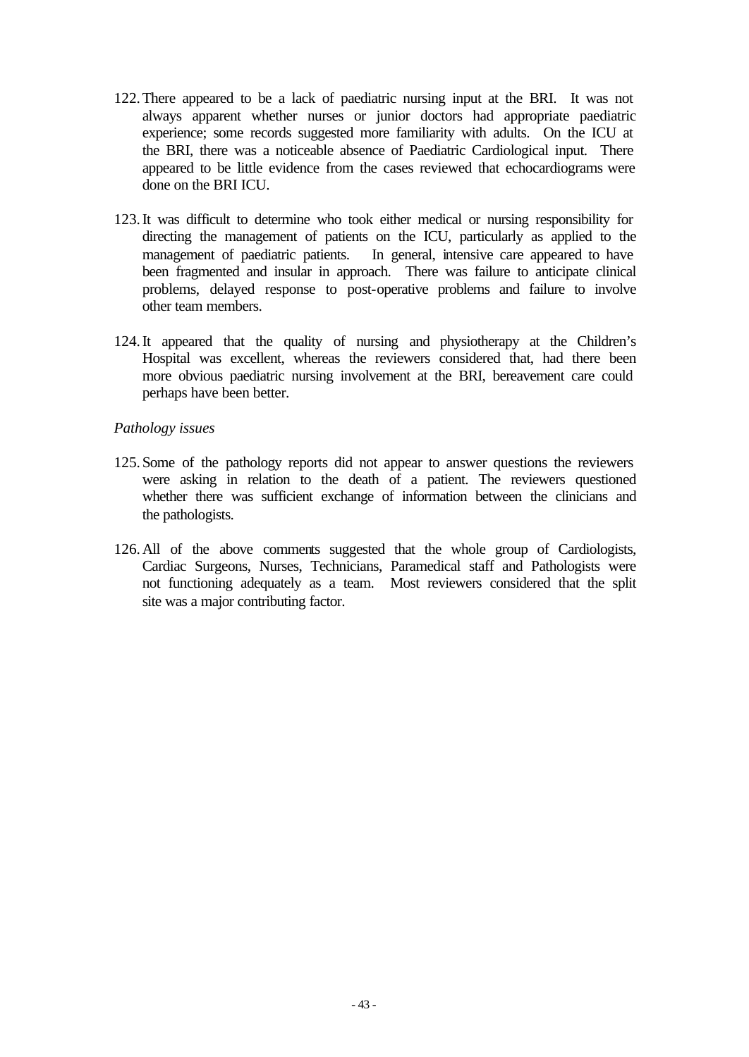122. There appeared to be a lack of paediatric nursing input at the BRI. It was not always apparent whether nurses or junior doctors had appropriate paediatric experience; some records suggested more familiarity with adults. On the ICU at the BRI, there was a noticeable absence of Paediatric Cardiological input. There appeared to be little evidence from the cases reviewed that echocardiograms were done on the BRI ICU.

123. It was difficult to determine who took either medical or nursing responsibility for directing the management of patients on the ICU, particularly as applied to the management of paediatric patients. In general, intensive care appeared to have been fragmented and insular in approach. There was failure to anticipate clinical problems, delayed response to post-operative problems and failure to involve other team members.

124. It appeared that the quality of nursing and physiotherapy at the Children's Hospital was excellent, whereas the reviewers considered that, had there been more obvious paediatric nursing involvement at the BRI, bereavement care could perhaps have been better.

*Pathology issues*

125. Some of the pathology reports did not appear to answer questions the reviewers were asking in relation to the death of a patient. The reviewers questioned whether there was sufficient exchange of information between the clinicians and the pathologists.

126. All of the above comments suggested that the whole group of Cardiologists, Cardiac Surgeons, Nurses, Technicians, Paramedical staff and Pathologists were not functioning adequately as a team. Most reviewers considered that the split site was a major contributing factor.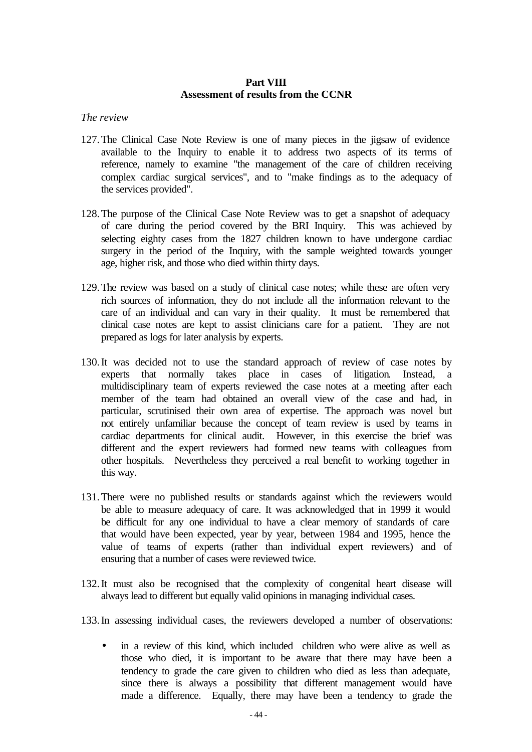**Part VIII**
**Assessment of results from the CCNR**

*The review*

127. The Clinical Case Note Review is one of many pieces in the jigsaw of evidence available to the Inquiry to enable it to address two aspects of its terms of reference, namely to examine "the management of the care of children receiving complex cardiac surgical services", and to "make findings as to the adequacy of the services provided".

128. The purpose of the Clinical Case Note Review was to get a snapshot of adequacy of care during the period covered by the BRI Inquiry. This was achieved by selecting eighty cases from the 1827 children known to have undergone cardiac surgery in the period of the Inquiry, with the sample weighted towards younger age, higher risk, and those who died within thirty days.

129. The review was based on a study of clinical case notes; while these are often very rich sources of information, they do not include all the information relevant to the care of an individual and can vary in their quality. It must be remembered that clinical case notes are kept to assist clinicians care for a patient. They are not prepared as logs for later analysis by experts.

130. It was decided not to use the standard approach of review of case notes by experts that normally takes place in cases of litigation. Instead, a multidisciplinary team of experts reviewed the case notes at a meeting after each member of the team had obtained an overall view of the case and had, in particular, scrutinised their own area of expertise. The approach was novel but not entirely unfamiliar because the concept of team review is used by teams in cardiac departments for clinical audit. However, in this exercise the brief was different and the expert reviewers had formed new teams with colleagues from other hospitals. Nevertheless they perceived a real benefit to working together in this way.

131. There were no published results or standards against which the reviewers would be able to measure adequacy of care. It was acknowledged that in 1999 it would be difficult for any one individual to have a clear memory of standards of care that would have been expected, year by year, between 1984 and 1995, hence the value of teams of experts (rather than individual expert reviewers) and of ensuring that a number of cases were reviewed twice.

132. It must also be recognised that the complexity of congenital heart disease will always lead to different but equally valid opinions in managing individual cases.

133. In assessing individual cases, the reviewers developed a number of observations:

- in a review of this kind, which included children who were alive as well as those who died, it is important to be aware that there may have been a tendency to grade the care given to children who died as less than adequate, since there is always a possibility that different management would have made a difference. Equally, there may have been a tendency to grade the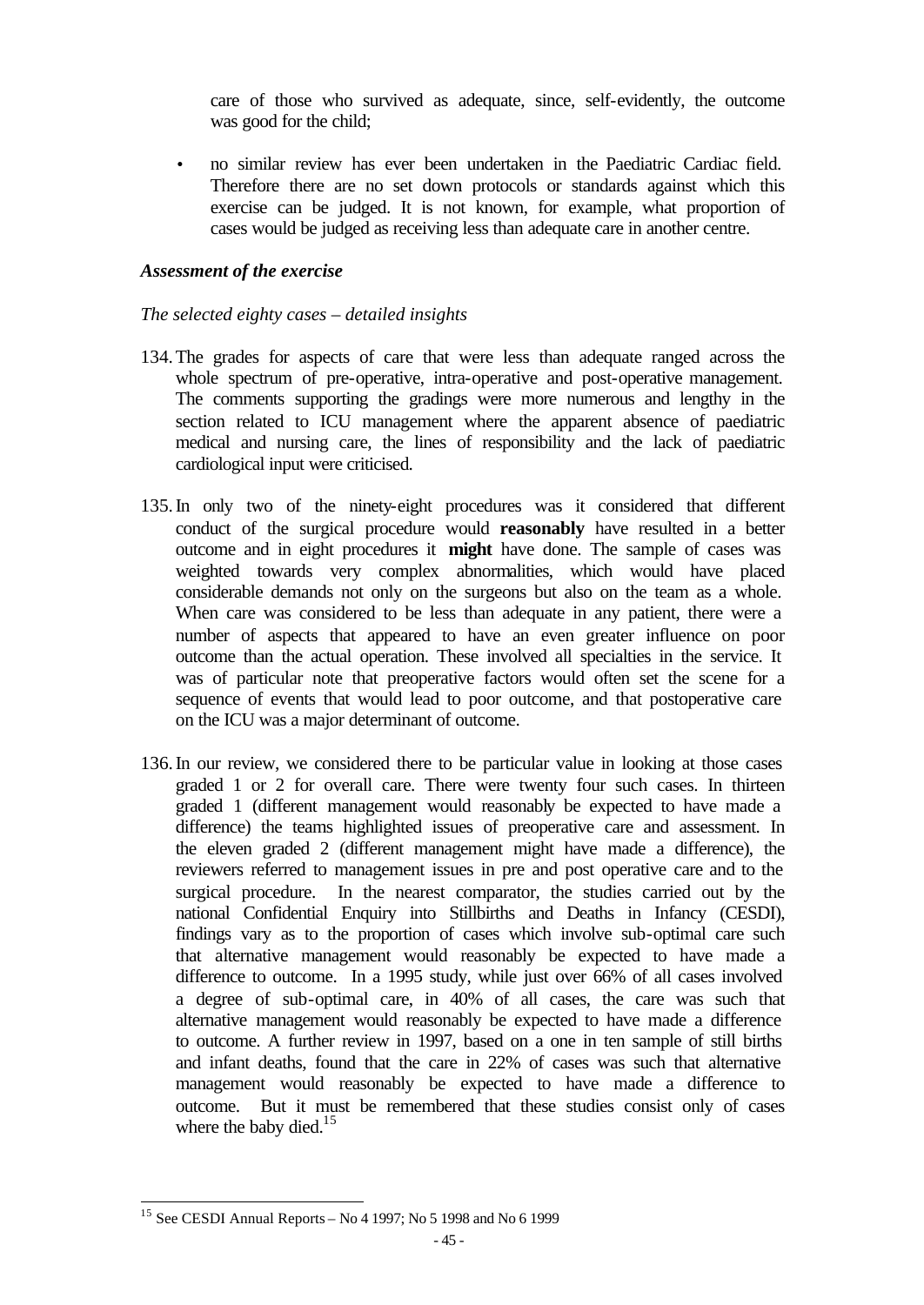care of those who survived as adequate, since, self-evidently, the outcome was good for the child;

- no similar review has ever been undertaken in the Paediatric Cardiac field. Therefore there are no set down protocols or standards against which this exercise can be judged. It is not known, for example, what proportion of cases would be judged as receiving less than adequate care in another centre.

***Assessment of the exercise***

*The selected eighty cases – detailed insights*

134. The grades for aspects of care that were less than adequate ranged across the whole spectrum of pre-operative, intra-operative and post-operative management. The comments supporting the gradings were more numerous and lengthy in the section related to ICU management where the apparent absence of paediatric medical and nursing care, the lines of responsibility and the lack of paediatric cardiological input were criticised.

135. In only two of the ninety-eight procedures was it considered that different conduct of the surgical procedure would **reasonably** have resulted in a better outcome and in eight procedures it **might** have done. The sample of cases was weighted towards very complex abnormalities, which would have placed considerable demands not only on the surgeons but also on the team as a whole. When care was considered to be less than adequate in any patient, there were a number of aspects that appeared to have an even greater influence on poor outcome than the actual operation. These involved all specialties in the service. It was of particular note that preoperative factors would often set the scene for a sequence of events that would lead to poor outcome, and that postoperative care on the ICU was a major determinant of outcome.

136. In our review, we considered there to be particular value in looking at those cases graded 1 or 2 for overall care. There were twenty four such cases. In thirteen graded 1 (different management would reasonably be expected to have made a difference) the teams highlighted issues of preoperative care and assessment. In the eleven graded 2 (different management might have made a difference), the reviewers referred to management issues in pre and post operative care and to the surgical procedure. In the nearest comparator, the studies carried out by the national Confidential Enquiry into Stillbirths and Deaths in Infancy (CESDI), findings vary as to the proportion of cases which involve sub-optimal care such that alternative management would reasonably be expected to have made a difference to outcome. In a 1995 study, while just over 66% of all cases involved a degree of sub-optimal care, in 40% of all cases, the care was such that alternative management would reasonably be expected to have made a difference to outcome. A further review in 1997, based on a one in ten sample of still births and infant deaths, found that the care in 22% of cases was such that alternative management would reasonably be expected to have made a difference to outcome. But it must be remembered that these studies consist only of cases where the baby died.[15]

---

[15] See CESDI Annual Reports – No 4 1997; No 5 1998 and No 6 1999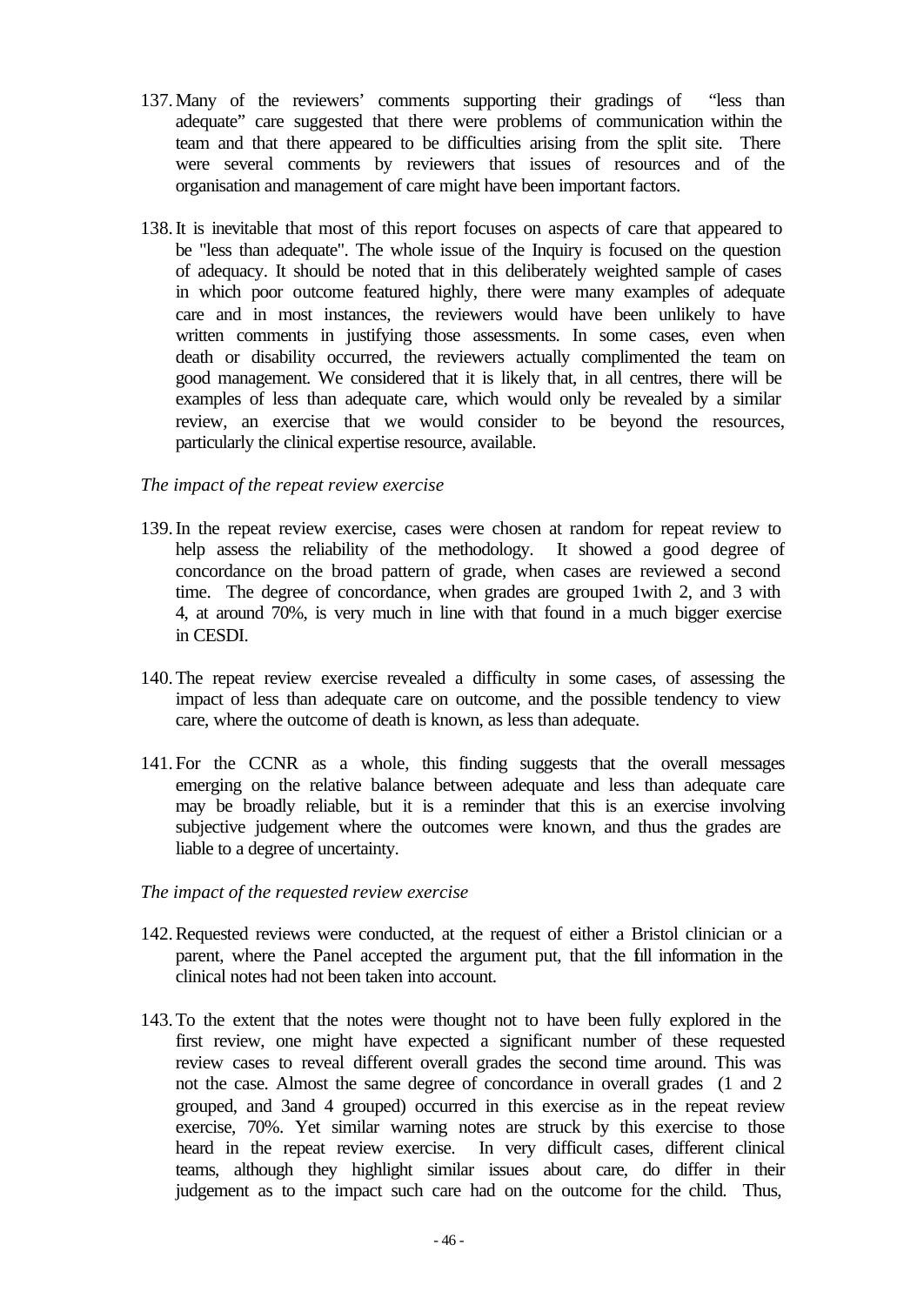137. Many of the reviewers' comments supporting their gradings of "less than adequate" care suggested that there were problems of communication within the team and that there appeared to be difficulties arising from the split site. There were several comments by reviewers that issues of resources and of the organisation and management of care might have been important factors.

138. It is inevitable that most of this report focuses on aspects of care that appeared to be "less than adequate". The whole issue of the Inquiry is focused on the question of adequacy. It should be noted that in this deliberately weighted sample of cases in which poor outcome featured highly, there were many examples of adequate care and in most instances, the reviewers would have been unlikely to have written comments in justifying those assessments. In some cases, even when death or disability occurred, the reviewers actually complimented the team on good management. We considered that it is likely that, in all centres, there will be examples of less than adequate care, which would only be revealed by a similar review, an exercise that we would consider to be beyond the resources, particularly the clinical expertise resource, available.

*The impact of the repeat review exercise*

139. In the repeat review exercise, cases were chosen at random for repeat review to help assess the reliability of the methodology. It showed a good degree of concordance on the broad pattern of grade, when cases are reviewed a second time. The degree of concordance, when grades are grouped 1with 2, and 3 with 4, at around 70%, is very much in line with that found in a much bigger exercise in CESDI.

140. The repeat review exercise revealed a difficulty in some cases, of assessing the impact of less than adequate care on outcome, and the possible tendency to view care, where the outcome of death is known, as less than adequate.

141. For the CCNR as a whole, this finding suggests that the overall messages emerging on the relative balance between adequate and less than adequate care may be broadly reliable, but it is a reminder that this is an exercise involving subjective judgement where the outcomes were known, and thus the grades are liable to a degree of uncertainty.

*The impact of the requested review exercise*

142. Requested reviews were conducted, at the request of either a Bristol clinician or a parent, where the Panel accepted the argument put, that the full information in the clinical notes had not been taken into account.

143. To the extent that the notes were thought not to have been fully explored in the first review, one might have expected a significant number of these requested review cases to reveal different overall grades the second time around. This was not the case. Almost the same degree of concordance in overall grades (1 and 2 grouped, and 3and 4 grouped) occurred in this exercise as in the repeat review exercise, 70%. Yet similar warning notes are struck by this exercise to those heard in the repeat review exercise. In very difficult cases, different clinical teams, although they highlight similar issues about care, do differ in their judgement as to the impact such care had on the outcome for the child. Thus,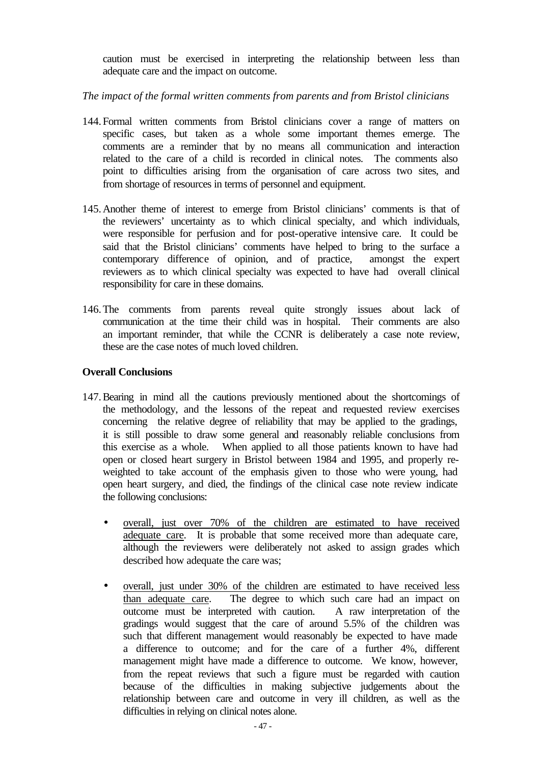caution must be exercised in interpreting the relationship between less than adequate care and the impact on outcome.

*The impact of the formal written comments from parents and from Bristol clinicians*

144. Formal written comments from Bristol clinicians cover a range of matters on specific cases, but taken as a whole some important themes emerge. The comments are a reminder that by no means all communication and interaction related to the care of a child is recorded in clinical notes. The comments also point to difficulties arising from the organisation of care across two sites, and from shortage of resources in terms of personnel and equipment.

145. Another theme of interest to emerge from Bristol clinicians' comments is that of the reviewers' uncertainty as to which clinical specialty, and which individuals, were responsible for perfusion and for post-operative intensive care. It could be said that the Bristol clinicians' comments have helped to bring to the surface a contemporary difference of opinion, and of practice, amongst the expert reviewers as to which clinical specialty was expected to have had overall clinical responsibility for care in these domains.

146. The comments from parents reveal quite strongly issues about lack of communication at the time their child was in hospital. Their comments are also an important reminder, that while the CCNR is deliberately a case note review, these are the case notes of much loved children.

**Overall Conclusions**

147. Bearing in mind all the cautions previously mentioned about the shortcomings of the methodology, and the lessons of the repeat and requested review exercises concerning the relative degree of reliability that may be applied to the gradings, it is still possible to draw some general and reasonably reliable conclusions from this exercise as a whole. When applied to all those patients known to have had open or closed heart surgery in Bristol between 1984 and 1995, and properly re-weighted to take account of the emphasis given to those who were young, had open heart surgery, and died, the findings of the clinical case note review indicate the following conclusions:

- overall, just over 70% of the children are estimated to have received adequate care. It is probable that some received more than adequate care, although the reviewers were deliberately not asked to assign grades which described how adequate the care was;

- overall, just under 30% of the children are estimated to have received less than adequate care. The degree to which such care had an impact on outcome must be interpreted with caution. A raw interpretation of the gradings would suggest that the care of around 5.5% of the children was such that different management would reasonably be expected to have made a difference to outcome; and for the care of a further 4%, different management might have made a difference to outcome. We know, however, from the repeat reviews that such a figure must be regarded with caution because of the difficulties in making subjective judgements about the relationship between care and outcome in very ill children, as well as the difficulties in relying on clinical notes alone.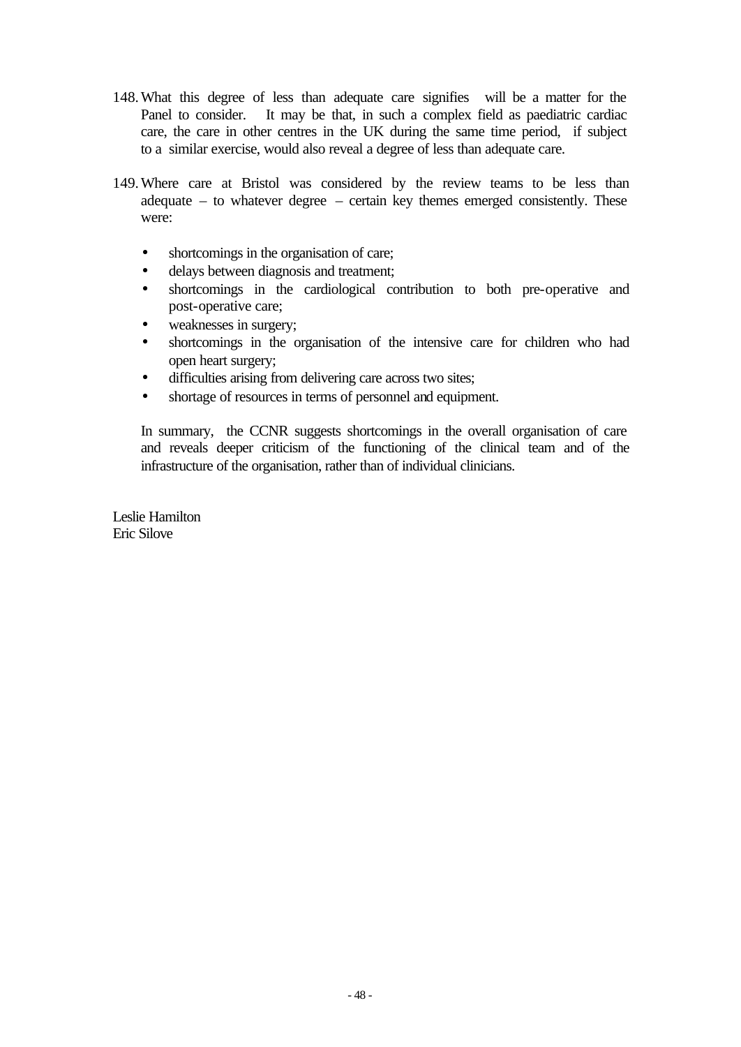148. What this degree of less than adequate care signifies will be a matter for the Panel to consider. It may be that, in such a complex field as paediatric cardiac care, the care in other centres in the UK during the same time period, if subject to a similar exercise, would also reveal a degree of less than adequate care.

149. Where care at Bristol was considered by the review teams to be less than adequate – to whatever degree – certain key themes emerged consistently. These were:

    - shortcomings in the organisation of care;
    - delays between diagnosis and treatment;
    - shortcomings in the cardiological contribution to both pre-operative and post-operative care;
    - weaknesses in surgery;
    - shortcomings in the organisation of the intensive care for children who had open heart surgery;
    - difficulties arising from delivering care across two sites;
    - shortage of resources in terms of personnel and equipment.

    In summary, the CCNR suggests shortcomings in the overall organisation of care and reveals deeper criticism of the functioning of the clinical team and of the infrastructure of the organisation, rather than of individual clinicians.

Leslie Hamilton
Eric Silove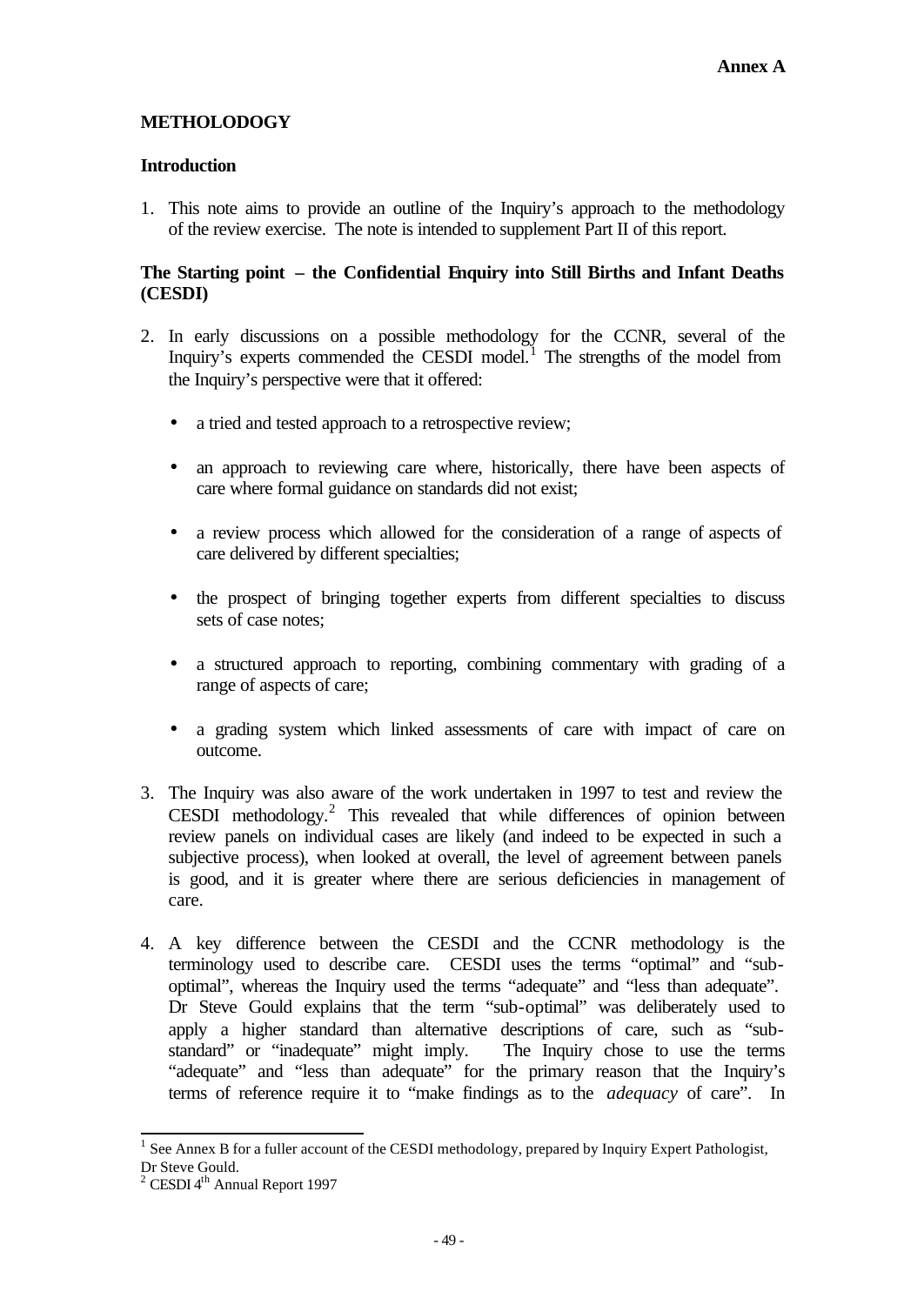**Annex A**

# METHOLODOGY

## Introduction

1. This note aims to provide an outline of the Inquiry's approach to the methodology of the review exercise. The note is intended to supplement Part II of this report.

## The Starting point – the Confidential Enquiry into Still Births and Infant Deaths (CESDI)

2. In early discussions on a possible methodology for the CCNR, several of the Inquiry's experts commended the CESDI model.[1] The strengths of the model from the Inquiry's perspective were that it offered:

   - a tried and tested approach to a retrospective review;
   - an approach to reviewing care where, historically, there have been aspects of care where formal guidance on standards did not exist;
   - a review process which allowed for the consideration of a range of aspects of care delivered by different specialties;
   - the prospect of bringing together experts from different specialties to discuss sets of case notes;
   - a structured approach to reporting, combining commentary with grading of a range of aspects of care;
   - a grading system which linked assessments of care with impact of care on outcome.

3. The Inquiry was also aware of the work undertaken in 1997 to test and review the CESDI methodology.[2] This revealed that while differences of opinion between review panels on individual cases are likely (and indeed to be expected in such a subjective process), when looked at overall, the level of agreement between panels is good, and it is greater where there are serious deficiencies in management of care.

4. A key difference between the CESDI and the CCNR methodology is the terminology used to describe care. CESDI uses the terms "optimal" and "sub-optimal", whereas the Inquiry used the terms "adequate" and "less than adequate". Dr Steve Gould explains that the term "sub-optimal" was deliberately used to apply a higher standard than alternative descriptions of care, such as "sub-standard" or "inadequate" might imply. The Inquiry chose to use the terms "adequate" and "less than adequate" for the primary reason that the Inquiry's terms of reference require it to "make findings as to the *adequacy* of care". In

---

[1] See Annex B for a fuller account of the CESDI methodology, prepared by Inquiry Expert Pathologist, Dr Steve Gould.

[2] CESDI 4th Annual Report 1997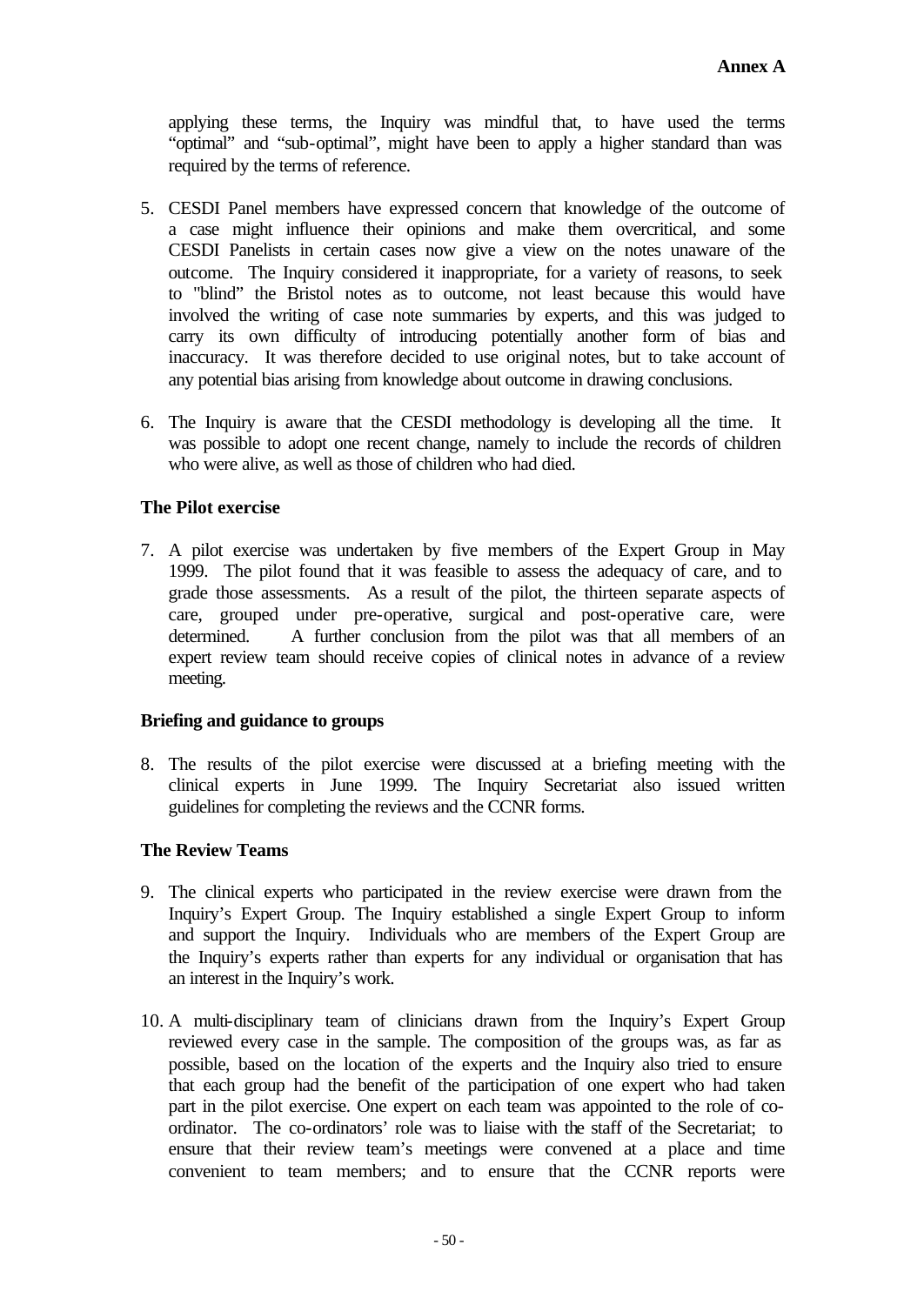applying these terms, the Inquiry was mindful that, to have used the terms "optimal" and "sub-optimal", might have been to apply a higher standard than was required by the terms of reference.

5. CESDI Panel members have expressed concern that knowledge of the outcome of a case might influence their opinions and make them overcritical, and some CESDI Panelists in certain cases now give a view on the notes unaware of the outcome. The Inquiry considered it inappropriate, for a variety of reasons, to seek to "blind" the Bristol notes as to outcome, not least because this would have involved the writing of case note summaries by experts, and this was judged to carry its own difficulty of introducing potentially another form of bias and inaccuracy. It was therefore decided to use original notes, but to take account of any potential bias arising from knowledge about outcome in drawing conclusions.

6. The Inquiry is aware that the CESDI methodology is developing all the time. It was possible to adopt one recent change, namely to include the records of children who were alive, as well as those of children who had died.

**The Pilot exercise**

7. A pilot exercise was undertaken by five members of the Expert Group in May 1999. The pilot found that it was feasible to assess the adequacy of care, and to grade those assessments. As a result of the pilot, the thirteen separate aspects of care, grouped under pre-operative, surgical and post-operative care, were determined. A further conclusion from the pilot was that all members of an expert review team should receive copies of clinical notes in advance of a review meeting.

**Briefing and guidance to groups**

8. The results of the pilot exercise were discussed at a briefing meeting with the clinical experts in June 1999. The Inquiry Secretariat also issued written guidelines for completing the reviews and the CCNR forms.

**The Review Teams**

9. The clinical experts who participated in the review exercise were drawn from the Inquiry's Expert Group. The Inquiry established a single Expert Group to inform and support the Inquiry. Individuals who are members of the Expert Group are the Inquiry's experts rather than experts for any individual or organisation that has an interest in the Inquiry's work.

10. A multi-disciplinary team of clinicians drawn from the Inquiry's Expert Group reviewed every case in the sample. The composition of the groups was, as far as possible, based on the location of the experts and the Inquiry also tried to ensure that each group had the benefit of the participation of one expert who had taken part in the pilot exercise. One expert on each team was appointed to the role of co-ordinator. The co-ordinators' role was to liaise with the staff of the Secretariat; to ensure that their review team's meetings were convened at a place and time convenient to team members; and to ensure that the CCNR reports were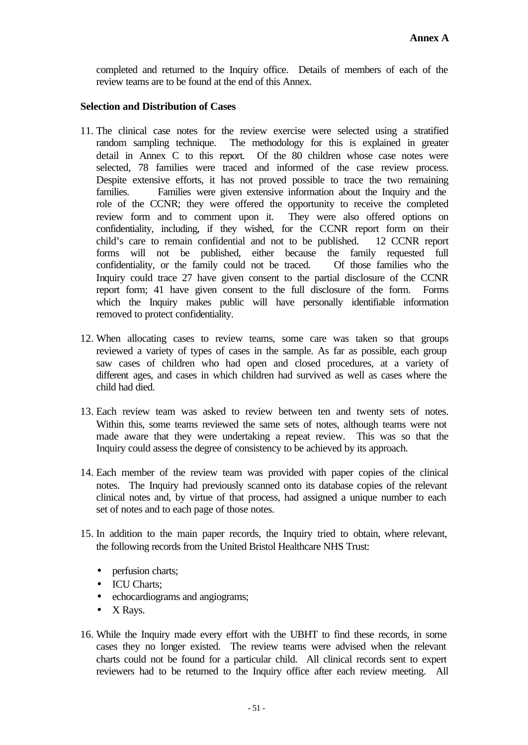completed and returned to the Inquiry office. Details of members of each of the review teams are to be found at the end of this Annex.

**Selection and Distribution of Cases**

11. The clinical case notes for the review exercise were selected using a stratified random sampling technique. The methodology for this is explained in greater detail in Annex C to this report. Of the 80 children whose case notes were selected, 78 families were traced and informed of the case review process. Despite extensive efforts, it has not proved possible to trace the two remaining families. Families were given extensive information about the Inquiry and the role of the CCNR; they were offered the opportunity to receive the completed review form and to comment upon it. They were also offered options on confidentiality, including, if they wished, for the CCNR report form on their child's care to remain confidential and not to be published. 12 CCNR report forms will not be published, either because the family requested full confidentiality, or the family could not be traced. Of those families who the Inquiry could trace 27 have given consent to the partial disclosure of the CCNR report form; 41 have given consent to the full disclosure of the form. Forms which the Inquiry makes public will have personally identifiable information removed to protect confidentiality.

12. When allocating cases to review teams, some care was taken so that groups reviewed a variety of types of cases in the sample. As far as possible, each group saw cases of children who had open and closed procedures, at a variety of different ages, and cases in which children had survived as well as cases where the child had died.

13. Each review team was asked to review between ten and twenty sets of notes. Within this, some teams reviewed the same sets of notes, although teams were not made aware that they were undertaking a repeat review. This was so that the Inquiry could assess the degree of consistency to be achieved by its approach.

14. Each member of the review team was provided with paper copies of the clinical notes. The Inquiry had previously scanned onto its database copies of the relevant clinical notes and, by virtue of that process, had assigned a unique number to each set of notes and to each page of those notes.

15. In addition to the main paper records, the Inquiry tried to obtain, where relevant, the following records from the United Bristol Healthcare NHS Trust:

    - perfusion charts;
    - ICU Charts;
    - echocardiograms and angiograms;
    - X Rays.

16. While the Inquiry made every effort with the UBHT to find these records, in some cases they no longer existed. The review teams were advised when the relevant charts could not be found for a particular child. All clinical records sent to expert reviewers had to be returned to the Inquiry office after each review meeting. All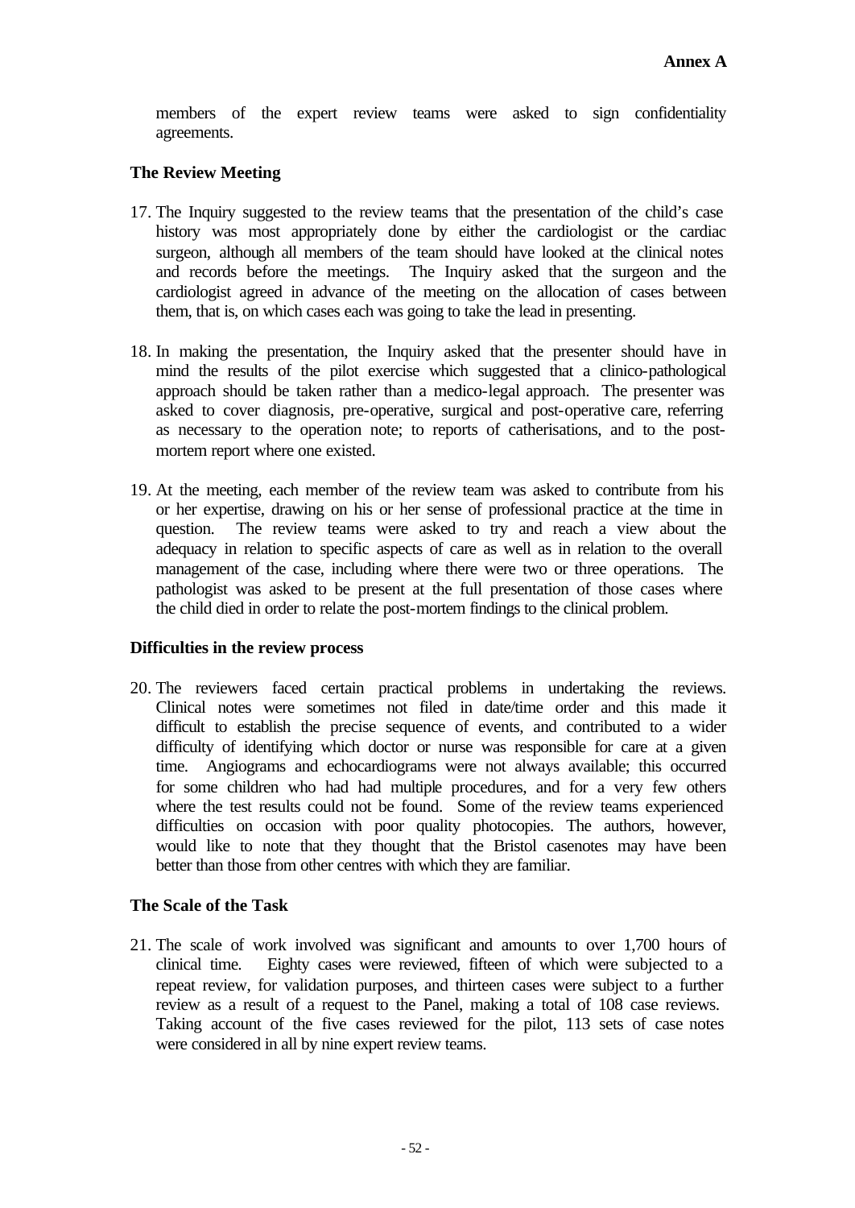members of the expert review teams were asked to sign confidentiality agreements.

**The Review Meeting**

17. The Inquiry suggested to the review teams that the presentation of the child's case history was most appropriately done by either the cardiologist or the cardiac surgeon, although all members of the team should have looked at the clinical notes and records before the meetings. The Inquiry asked that the surgeon and the cardiologist agreed in advance of the meeting on the allocation of cases between them, that is, on which cases each was going to take the lead in presenting.

18. In making the presentation, the Inquiry asked that the presenter should have in mind the results of the pilot exercise which suggested that a clinico-pathological approach should be taken rather than a medico-legal approach. The presenter was asked to cover diagnosis, pre-operative, surgical and post-operative care, referring as necessary to the operation note; to reports of catherisations, and to the post-mortem report where one existed.

19. At the meeting, each member of the review team was asked to contribute from his or her expertise, drawing on his or her sense of professional practice at the time in question. The review teams were asked to try and reach a view about the adequacy in relation to specific aspects of care as well as in relation to the overall management of the case, including where there were two or three operations. The pathologist was asked to be present at the full presentation of those cases where the child died in order to relate the post-mortem findings to the clinical problem.

**Difficulties in the review process**

20. The reviewers faced certain practical problems in undertaking the reviews. Clinical notes were sometimes not filed in date/time order and this made it difficult to establish the precise sequence of events, and contributed to a wider difficulty of identifying which doctor or nurse was responsible for care at a given time. Angiograms and echocardiograms were not always available; this occurred for some children who had had multiple procedures, and for a very few others where the test results could not be found. Some of the review teams experienced difficulties on occasion with poor quality photocopies. The authors, however, would like to note that they thought that the Bristol casenotes may have been better than those from other centres with which they are familiar.

**The Scale of the Task**

21. The scale of work involved was significant and amounts to over 1,700 hours of clinical time. Eighty cases were reviewed, fifteen of which were subjected to a repeat review, for validation purposes, and thirteen cases were subject to a further review as a result of a request to the Panel, making a total of 108 case reviews. Taking account of the five cases reviewed for the pilot, 113 sets of case notes were considered in all by nine expert review teams.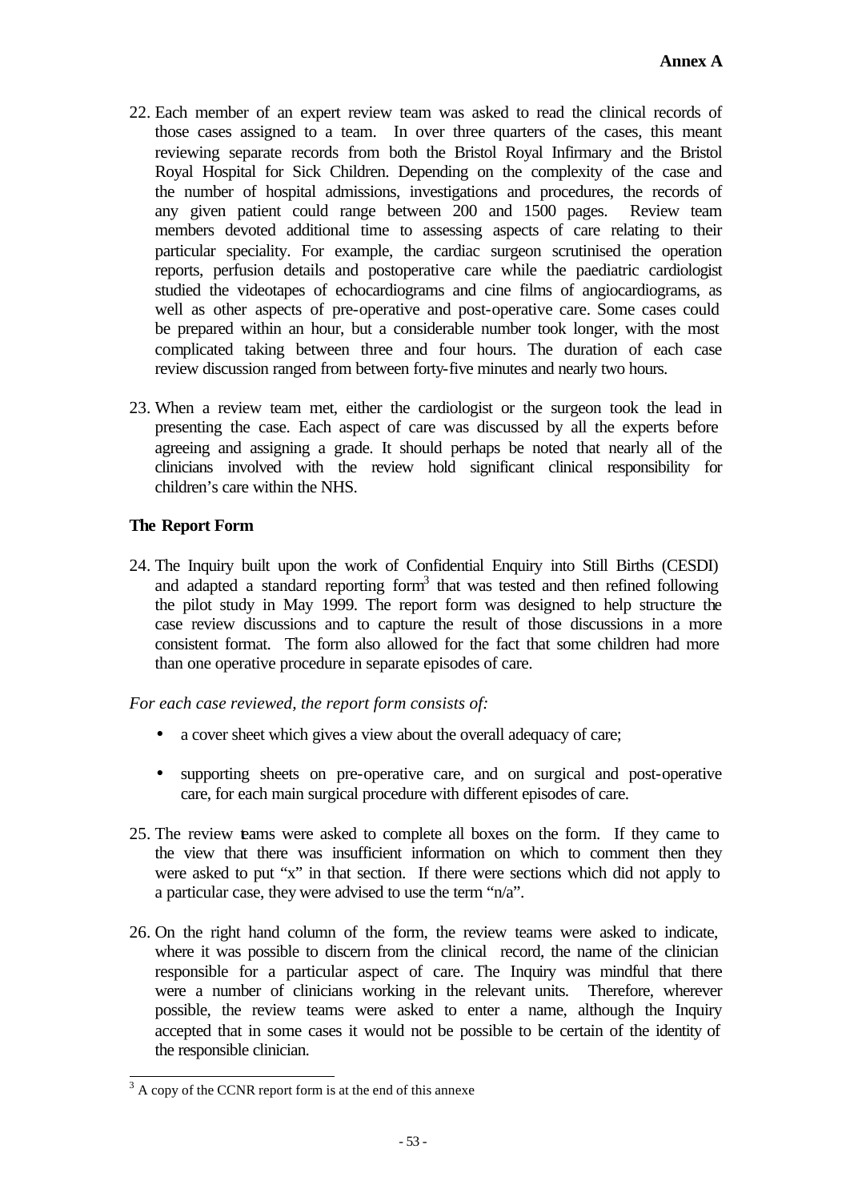22. Each member of an expert review team was asked to read the clinical records of those cases assigned to a team. In over three quarters of the cases, this meant reviewing separate records from both the Bristol Royal Infirmary and the Bristol Royal Hospital for Sick Children. Depending on the complexity of the case and the number of hospital admissions, investigations and procedures, the records of any given patient could range between 200 and 1500 pages. Review team members devoted additional time to assessing aspects of care relating to their particular speciality. For example, the cardiac surgeon scrutinised the operation reports, perfusion details and postoperative care while the paediatric cardiologist studied the videotapes of echocardiograms and cine films of angiocardiograms, as well as other aspects of pre-operative and post-operative care. Some cases could be prepared within an hour, but a considerable number took longer, with the most complicated taking between three and four hours. The duration of each case review discussion ranged from between forty-five minutes and nearly two hours.

23. When a review team met, either the cardiologist or the surgeon took the lead in presenting the case. Each aspect of care was discussed by all the experts before agreeing and assigning a grade. It should perhaps be noted that nearly all of the clinicians involved with the review hold significant clinical responsibility for children's care within the NHS.

**The Report Form**

24. The Inquiry built upon the work of Confidential Enquiry into Still Births (CESDI) and adapted a standard reporting form[3] that was tested and then refined following the pilot study in May 1999. The report form was designed to help structure the case review discussions and to capture the result of those discussions in a more consistent format. The form also allowed for the fact that some children had more than one operative procedure in separate episodes of care.

*For each case reviewed, the report form consists of:*

- a cover sheet which gives a view about the overall adequacy of care;
- supporting sheets on pre-operative care, and on surgical and post-operative care, for each main surgical procedure with different episodes of care.

25. The review teams were asked to complete all boxes on the form. If they came to the view that there was insufficient information on which to comment then they were asked to put "x" in that section. If there were sections which did not apply to a particular case, they were advised to use the term "n/a".

26. On the right hand column of the form, the review teams were asked to indicate, where it was possible to discern from the clinical record, the name of the clinician responsible for a particular aspect of care. The Inquiry was mindful that there were a number of clinicians working in the relevant units. Therefore, wherever possible, the review teams were asked to enter a name, although the Inquiry accepted that in some cases it would not be possible to be certain of the identity of the responsible clinician.

---

[3] A copy of the CCNR report form is at the end of this annexe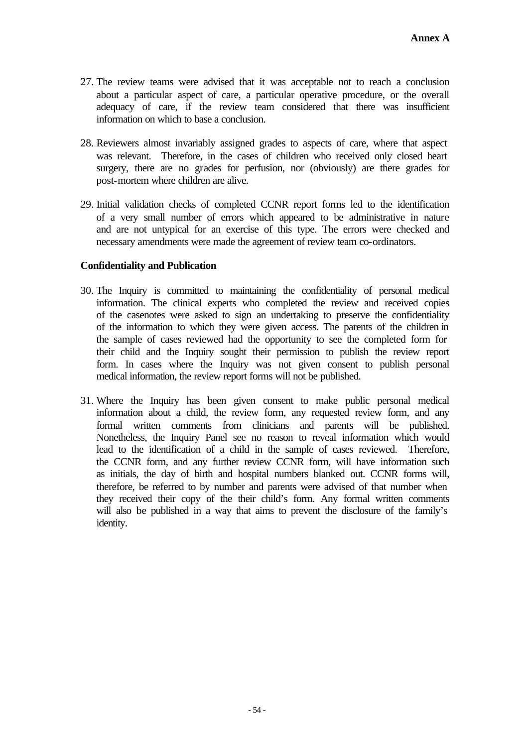27. The review teams were advised that it was acceptable not to reach a conclusion about a particular aspect of care, a particular operative procedure, or the overall adequacy of care, if the review team considered that there was insufficient information on which to base a conclusion.

28. Reviewers almost invariably assigned grades to aspects of care, where that aspect was relevant. Therefore, in the cases of children who received only closed heart surgery, there are no grades for perfusion, nor (obviously) are there grades for post-mortem where children are alive.

29. Initial validation checks of completed CCNR report forms led to the identification of a very small number of errors which appeared to be administrative in nature and are not untypical for an exercise of this type. The errors were checked and necessary amendments were made the agreement of review team co-ordinators.

**Confidentiality and Publication**

30. The Inquiry is committed to maintaining the confidentiality of personal medical information. The clinical experts who completed the review and received copies of the casenotes were asked to sign an undertaking to preserve the confidentiality of the information to which they were given access. The parents of the children in the sample of cases reviewed had the opportunity to see the completed form for their child and the Inquiry sought their permission to publish the review report form. In cases where the Inquiry was not given consent to publish personal medical information, the review report forms will not be published.

31. Where the Inquiry has been given consent to make public personal medical information about a child, the review form, any requested review form, and any formal written comments from clinicians and parents will be published. Nonetheless, the Inquiry Panel see no reason to reveal information which would lead to the identification of a child in the sample of cases reviewed. Therefore, the CCNR form, and any further review CCNR form, will have information such as initials, the day of birth and hospital numbers blanked out. CCNR forms will, therefore, be referred to by number and parents were advised of that number when they received their copy of the their child's form. Any formal written comments will also be published in a way that aims to prevent the disclosure of the family's identity.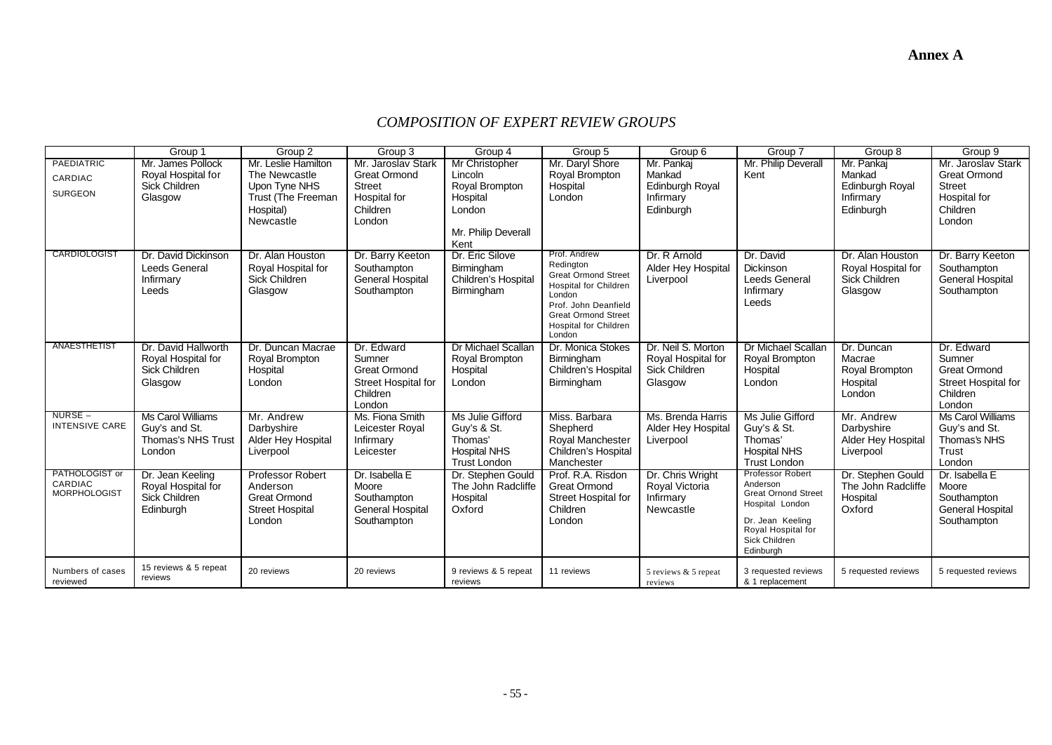**Annex A**

## *COMPOSITION OF EXPERT REVIEW GROUPS*

| | Group 1 | Group 2 | Group 3 | Group 4 | Group 5 | Group 6 | Group 7 | Group 8 | Group 9 |
|---|---|---|---|---|---|---|---|---|---|
| PAEDIATRIC CARDIAC SURGEON | Mr. James Pollock Royal Hospital for Sick Children Glasgow | Mr. Leslie Hamilton The Newcastle Upon Tyne NHS Trust (The Freeman Hospital) Newcastle | Mr. Jaroslav Stark Great Ormond Street Hospital for Children London | Mr Christopher Lincoln Royal Brompton Hospital London<br><br>Mr. Philip Deverall Kent | Mr. Daryl Shore Royal Brompton Hospital London | Mr. Pankaj Mankad Edinburgh Royal Infirmary Edinburgh | Mr. Philip Deverall Kent | Mr. Pankaj Mankad Edinburgh Royal Infirmary Edinburgh | Mr. Jaroslav Stark Great Ormond Street Hospital for Children London |
| CARDIOLOGIST | Dr. David Dickinson Leeds General Infirmary Leeds | Dr. Alan Houston Royal Hospital for Sick Children Glasgow | Dr. Barry Keeton Southampton General Hospital Southampton | Dr. Eric Silove Birmingham Children's Hospital Birmingham | Prof. Andrew Redington Great Ormond Street Hospital for Children London<br>Prof. John Deanfield Great Ormond Street Hospital for Children London | Dr. R Arnold Alder Hey Hospital Liverpool | Dr. David Dickinson Leeds General Infirmary Leeds | Dr. Alan Houston Royal Hospital for Sick Children Glasgow | Dr. Barry Keeton Southampton General Hospital Southampton |
| ANAESTHETIST | Dr. David Hallworth Royal Hospital for Sick Children Glasgow | Dr. Duncan Macrae Royal Brompton Hospital London | Dr. Edward Sumner Great Ormond Street Hospital for Children London | Dr Michael Scallan Royal Brompton Hospital London | Dr. Monica Stokes Birmingham Children's Hospital Birmingham | Dr. Neil S. Morton Royal Hospital for Sick Children Glasgow | Dr Michael Scallan Royal Brompton Hospital London | Dr. Duncan Macrae Royal Brompton Hospital London | Dr. Edward Sumner Great Ormond Street Hospital for Children London |
| NURSE – INTENSIVE CARE | Ms Carol Williams Guy's and St. Thomas's NHS Trust London | Mr. Andrew Darbyshire Alder Hey Hospital Liverpool | Ms. Fiona Smith Leicester Royal Infirmary Leicester | Ms Julie Gifford Guy's & St. Thomas' Hospital NHS Trust London | Miss. Barbara Shepherd Royal Manchester Children's Hospital Manchester | Ms. Brenda Harris Alder Hey Hospital Liverpool | Ms Julie Gifford Guy's & St. Thomas' Hospital NHS Trust London | Mr. Andrew Darbyshire Alder Hey Hospital Liverpool | Ms Carol Williams Guy's and St. Thomas's NHS Trust London |
| PATHOLOGIST or CARDIAC MORPHOLOGIST | Dr. Jean Keeling Royal Hospital for Sick Children Edinburgh | Professor Robert Anderson Great Ormond Street Hospital London | Dr. Isabella E Moore Southampton General Hospital Southampton | Dr. Stephen Gould The John Radcliffe Hospital Oxford | Prof. R.A. Risdon Great Ormond Street Hospital for Children London | Dr. Chris Wright Royal Victoria Infirmary Newcastle | Professor Robert Anderson Great Ornond Street Hospital London<br><br>Dr. Jean Keeling Royal Hospital for Sick Children Edinburgh | Dr. Stephen Gould The John Radcliffe Hospital Oxford | Dr. Isabella E Moore Southampton General Hospital Southampton |
| Numbers of cases reviewed | 15 reviews & 5 repeat reviews | 20 reviews | 20 reviews | 9 reviews & 5 repeat reviews | 11 reviews | 5 reviews & 5 repeat reviews | 3 requested reviews & 1 replacement | 5 requested reviews | 5 requested reviews |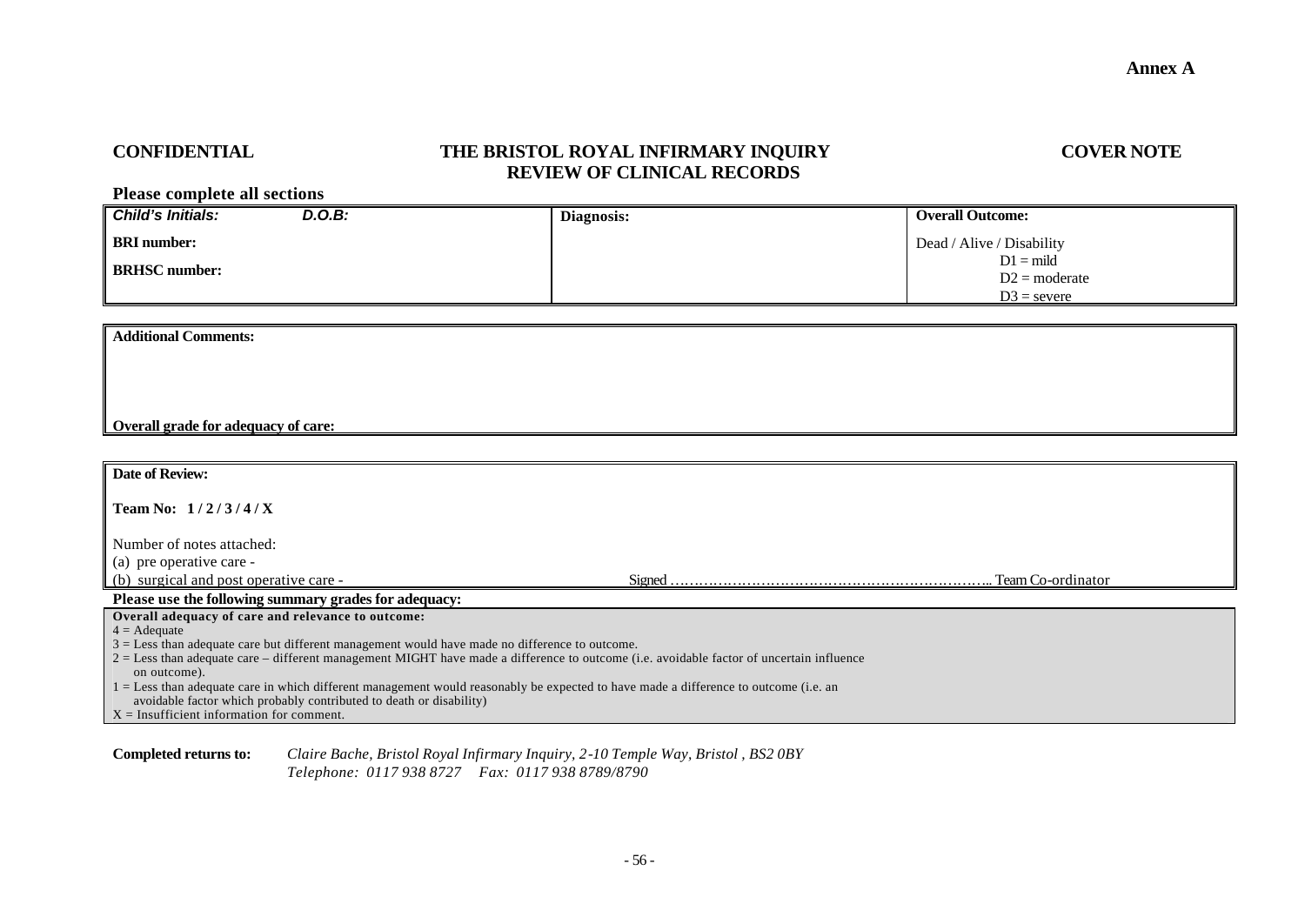**Annex A**

**CONFIDENTIAL** | **THE BRISTOL ROYAL INFIRMARY INQUIRY REVIEW OF CLINICAL RECORDS** | **COVER NOTE**

**Please complete all sections**

| ***Child's Initials:*** ***D.O.B:*** | **Diagnosis:** | **Overall Outcome:** |
|---|---|---|
| **BRI number:** | | Dead / Alive / Disability |
| **BRHSC number:** | | D1 = mild<br>D2 = moderate<br>D3 = severe |

**Additional Comments:**

**Overall grade for adequacy of care:**

**Date of Review:**

**Team No: 1 / 2 / 3 / 4 / X**

Number of notes attached:
(a) pre operative care -
(b) surgical and post operative care -

Signed ……………………………………………………………... Team Co-ordinator

**Please use the following summary grades for adequacy:**

**Overall adequacy of care and relevance to outcome:**
4 = Adequate
3 = Less than adequate care but different management would have made no difference to outcome.
2 = Less than adequate care – different management MIGHT have made a difference to outcome (i.e. avoidable factor of uncertain influence on outcome).
1 = Less than adequate care in which different management would reasonably be expected to have made a difference to outcome (i.e. an avoidable factor which probably contributed to death or disability)
X = Insufficient information for comment.

**Completed returns to:** *Claire Bache, Bristol Royal Infirmary Inquiry, 2-10 Temple Way, Bristol , BS2 0BY*
*Telephone: 0117 938 8727 Fax: 0117 938 8789/8790*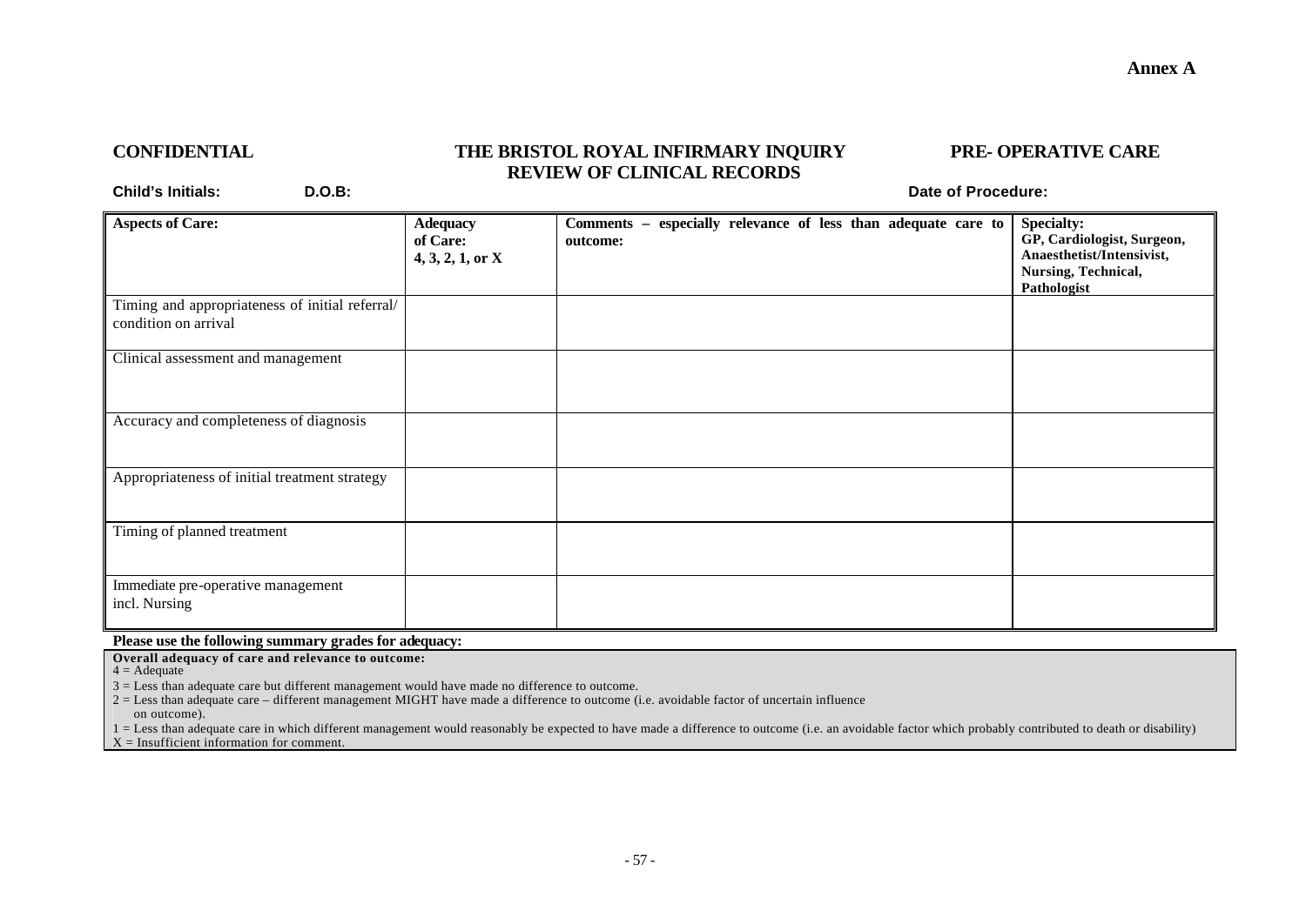**Annex A**

**CONFIDENTIAL** | **THE BRISTOL ROYAL INFIRMARY INQUIRY REVIEW OF CLINICAL RECORDS** | **PRE- OPERATIVE CARE**

**Child's Initials:** **D.O.B:** **Date of Procedure:**

| **Aspects of Care:** | **Adequacy of Care: 4, 3, 2, 1, or X** | **Comments – especially relevance of less than adequate care to outcome:** | **Specialty: GP, Cardiologist, Surgeon, Anaesthetist/Intensivist, Nursing, Technical, Pathologist** |
|---|---|---|---|
| Timing and appropriateness of initial referral/ condition on arrival | | | |
| Clinical assessment and management | | | |
| Accuracy and completeness of diagnosis | | | |
| Appropriateness of initial treatment strategy | | | |
| Timing of planned treatment | | | |
| Immediate pre-operative management incl. Nursing | | | |

**Please use the following summary grades for adequacy:**

**Overall adequacy of care and relevance to outcome:**

4 = Adequate

3 = Less than adequate care but different management would have made no difference to outcome.

2 = Less than adequate care – different management MIGHT have made a difference to outcome (i.e. avoidable factor of uncertain influence on outcome).

1 = Less than adequate care in which different management would reasonably be expected to have made a difference to outcome (i.e. an avoidable factor which probably contributed to death or disability)

X = Insufficient information for comment.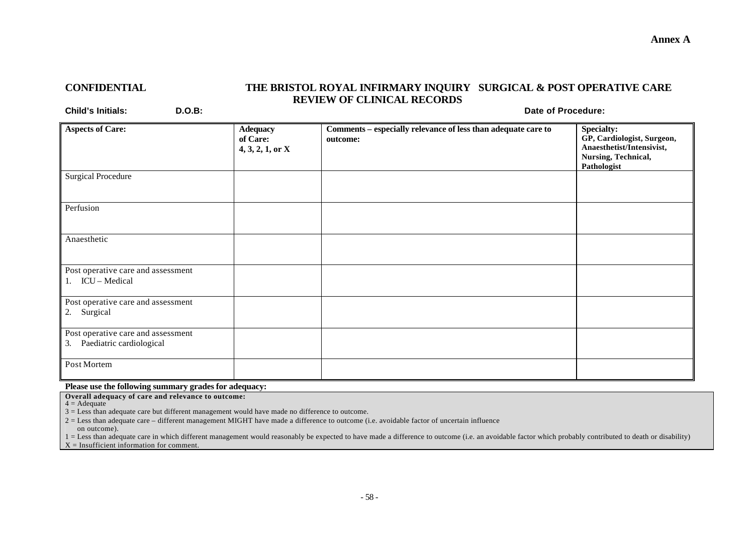**Annex A**

**CONFIDENTIAL** **THE BRISTOL ROYAL INFIRMARY INQUIRY SURGICAL & POST OPERATIVE CARE REVIEW OF CLINICAL RECORDS**

**Child's Initials:** **D.O.B:** **Date of Procedure:**

| Aspects of Care: | Adequacy of Care: 4, 3, 2, 1, or X | Comments – especially relevance of less than adequate care to outcome: | Specialty: GP, Cardiologist, Surgeon, Anaesthetist/Intensivist, Nursing, Technical, Pathologist |
|---|---|---|---|
| Surgical Procedure | | | |
| Perfusion | | | |
| Anaesthetic | | | |
| Post operative care and assessment<br>1. ICU – Medical | | | |
| Post operative care and assessment<br>2. Surgical | | | |
| Post operative care and assessment<br>3. Paediatric cardiological | | | |
| Post Mortem | | | |

**Please use the following summary grades for adequacy:**

**Overall adequacy of care and relevance to outcome:**

4 = Adequate

3 = Less than adequate care but different management would have made no difference to outcome.

2 = Less than adequate care – different management MIGHT have made a difference to outcome (i.e. avoidable factor of uncertain influence on outcome).

1 = Less than adequate care in which different management would reasonably be expected to have made a difference to outcome (i.e. an avoidable factor which probably contributed to death or disability)

X = Insufficient information for comment.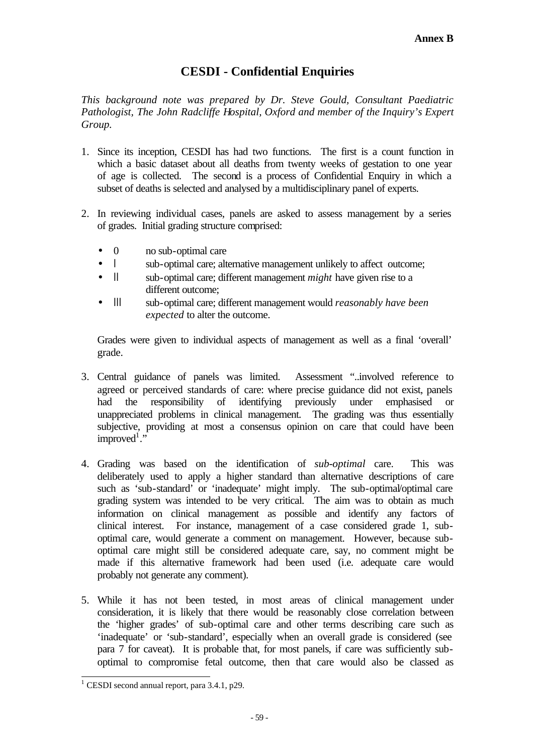**Annex B**

# CESDI - Confidential Enquiries

*This background note was prepared by Dr. Steve Gould, Consultant Paediatric Pathologist, The John Radcliffe Hospital, Oxford and member of the Inquiry's Expert Group.*

1. Since its inception, CESDI has had two functions. The first is a count function in which a basic dataset about all deaths from twenty weeks of gestation to one year of age is collected. The second is a process of Confidential Enquiry in which a subset of deaths is selected and analysed by a multidisciplinary panel of experts.

2. In reviewing individual cases, panels are asked to assess management by a series of grades. Initial grading structure comprised:

   - 0 no sub-optimal care
   - I sub-optimal care; alternative management unlikely to affect outcome;
   - II sub-optimal care; different management *might* have given rise to a different outcome;
   - III sub-optimal care; different management would *reasonably have been expected* to alter the outcome.

   Grades were given to individual aspects of management as well as a final 'overall' grade.

3. Central guidance of panels was limited. Assessment "..involved reference to agreed or perceived standards of care: where precise guidance did not exist, panels had the responsibility of identifying previously under emphasised or unappreciated problems in clinical management. The grading was thus essentially subjective, providing at most a consensus opinion on care that could have been improved[1]."

4. Grading was based on the identification of *sub-optimal* care. This was deliberately used to apply a higher standard than alternative descriptions of care such as 'sub-standard' or 'inadequate' might imply. The sub-optimal/optimal care grading system was intended to be very critical. The aim was to obtain as much information on clinical management as possible and identify any factors of clinical interest. For instance, management of a case considered grade 1, sub-optimal care, would generate a comment on management. However, because sub-optimal care might still be considered adequate care, say, no comment might be made if this alternative framework had been used (i.e. adequate care would probably not generate any comment).

5. While it has not been tested, in most areas of clinical management under consideration, it is likely that there would be reasonably close correlation between the 'higher grades' of sub-optimal care and other terms describing care such as 'inadequate' or 'sub-standard', especially when an overall grade is considered (see para 7 for caveat). It is probable that, for most panels, if care was sufficiently sub-optimal to compromise fetal outcome, then that care would also be classed as

[1] CESDI second annual report, para 3.4.1, p29.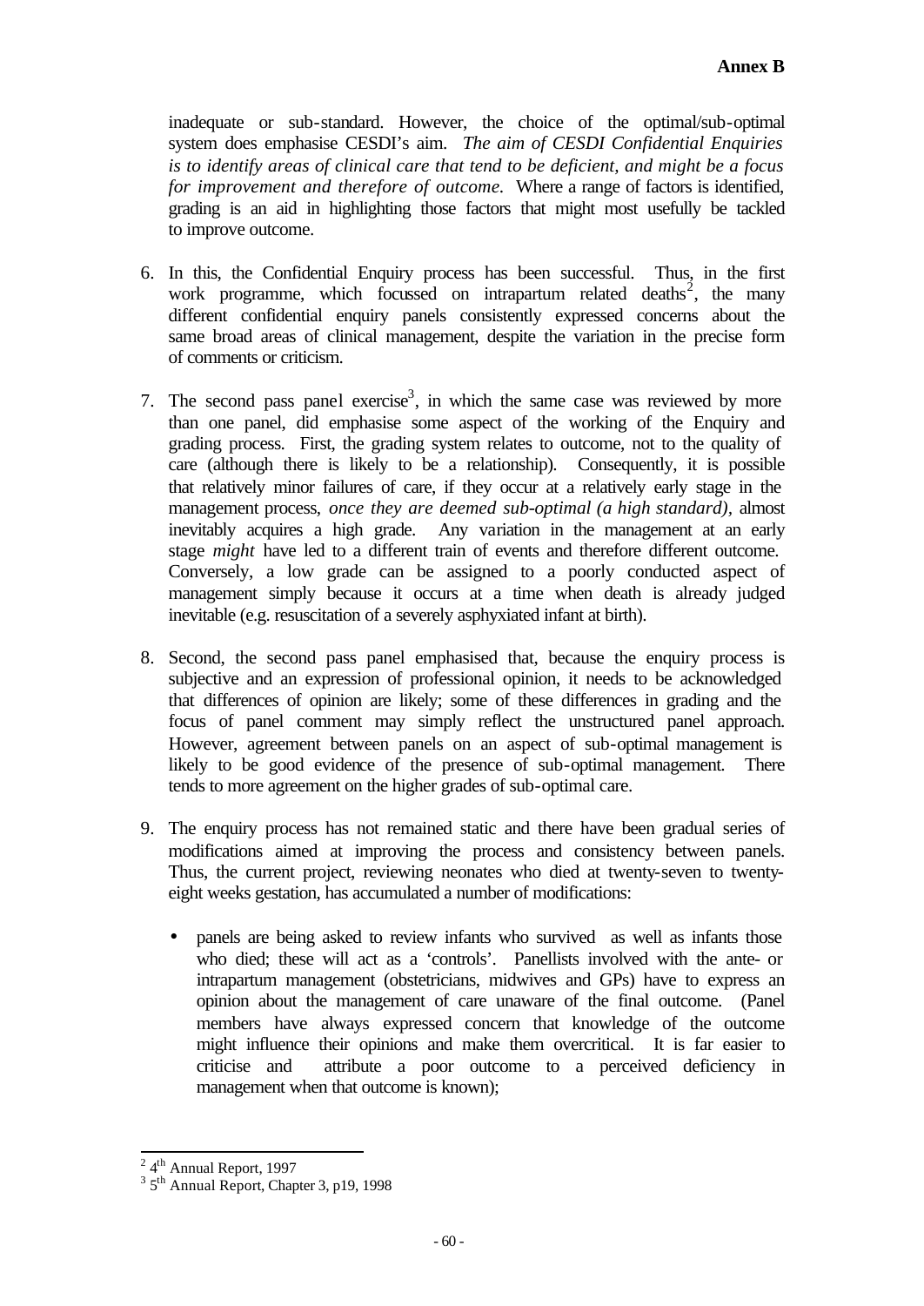inadequate or sub-standard. However, the choice of the optimal/sub-optimal system does emphasise CESDI's aim. *The aim of CESDI Confidential Enquiries is to identify areas of clinical care that tend to be deficient, and might be a focus for improvement and therefore of outcome.* Where a range of factors is identified, grading is an aid in highlighting those factors that might most usefully be tackled to improve outcome.

6. In this, the Confidential Enquiry process has been successful. Thus, in the first work programme, which focussed on intrapartum related deaths[2], the many different confidential enquiry panels consistently expressed concerns about the same broad areas of clinical management, despite the variation in the precise form of comments or criticism.

7. The second pass panel exercise[3], in which the same case was reviewed by more than one panel, did emphasise some aspect of the working of the Enquiry and grading process. First, the grading system relates to outcome, not to the quality of care (although there is likely to be a relationship). Consequently, it is possible that relatively minor failures of care, if they occur at a relatively early stage in the management process, *once they are deemed sub-optimal (a high standard),* almost inevitably acquires a high grade. Any variation in the management at an early stage *might* have led to a different train of events and therefore different outcome. Conversely, a low grade can be assigned to a poorly conducted aspect of management simply because it occurs at a time when death is already judged inevitable (e.g. resuscitation of a severely asphyxiated infant at birth).

8. Second, the second pass panel emphasised that, because the enquiry process is subjective and an expression of professional opinion, it needs to be acknowledged that differences of opinion are likely; some of these differences in grading and the focus of panel comment may simply reflect the unstructured panel approach. However, agreement between panels on an aspect of sub-optimal management is likely to be good evidence of the presence of sub-optimal management. There tends to more agreement on the higher grades of sub-optimal care.

9. The enquiry process has not remained static and there have been gradual series of modifications aimed at improving the process and consistency between panels. Thus, the current project, reviewing neonates who died at twenty-seven to twenty-eight weeks gestation, has accumulated a number of modifications:

   - panels are being asked to review infants who survived as well as infants those who died; these will act as a 'controls'. Panellists involved with the ante- or intrapartum management (obstetricians, midwives and GPs) have to express an opinion about the management of care unaware of the final outcome. (Panel members have always expressed concern that knowledge of the outcome might influence their opinions and make them overcritical. It is far easier to criticise and attribute a poor outcome to a perceived deficiency in management when that outcome is known);

---

[2] 4th Annual Report, 1997

[3] 5th Annual Report, Chapter 3, p19, 1998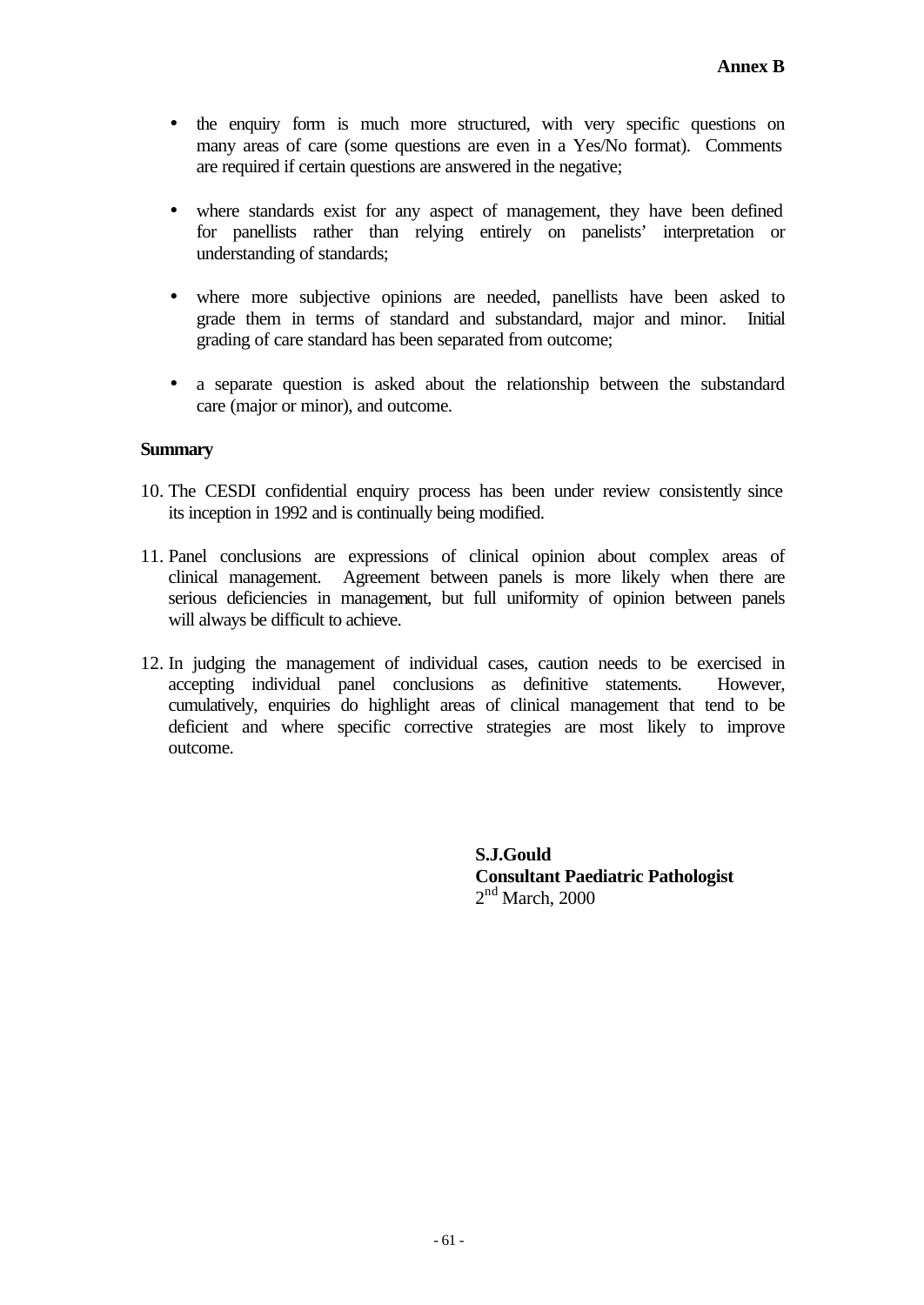- the enquiry form is much more structured, with very specific questions on many areas of care (some questions are even in a Yes/No format). Comments are required if certain questions are answered in the negative;

- where standards exist for any aspect of management, they have been defined for panellists rather than relying entirely on panelists' interpretation or understanding of standards;

- where more subjective opinions are needed, panellists have been asked to grade them in terms of standard and substandard, major and minor. Initial grading of care standard has been separated from outcome;

- a separate question is asked about the relationship between the substandard care (major or minor), and outcome.

**Summary**

10. The CESDI confidential enquiry process has been under review consistently since its inception in 1992 and is continually being modified.

11. Panel conclusions are expressions of clinical opinion about complex areas of clinical management. Agreement between panels is more likely when there are serious deficiencies in management, but full uniformity of opinion between panels will always be difficult to achieve.

12. In judging the management of individual cases, caution needs to be exercised in accepting individual panel conclusions as definitive statements. However, cumulatively, enquiries do highlight areas of clinical management that tend to be deficient and where specific corrective strategies are most likely to improve outcome.

**S.J.Gould**
**Consultant Paediatric Pathologist**
2nd March, 2000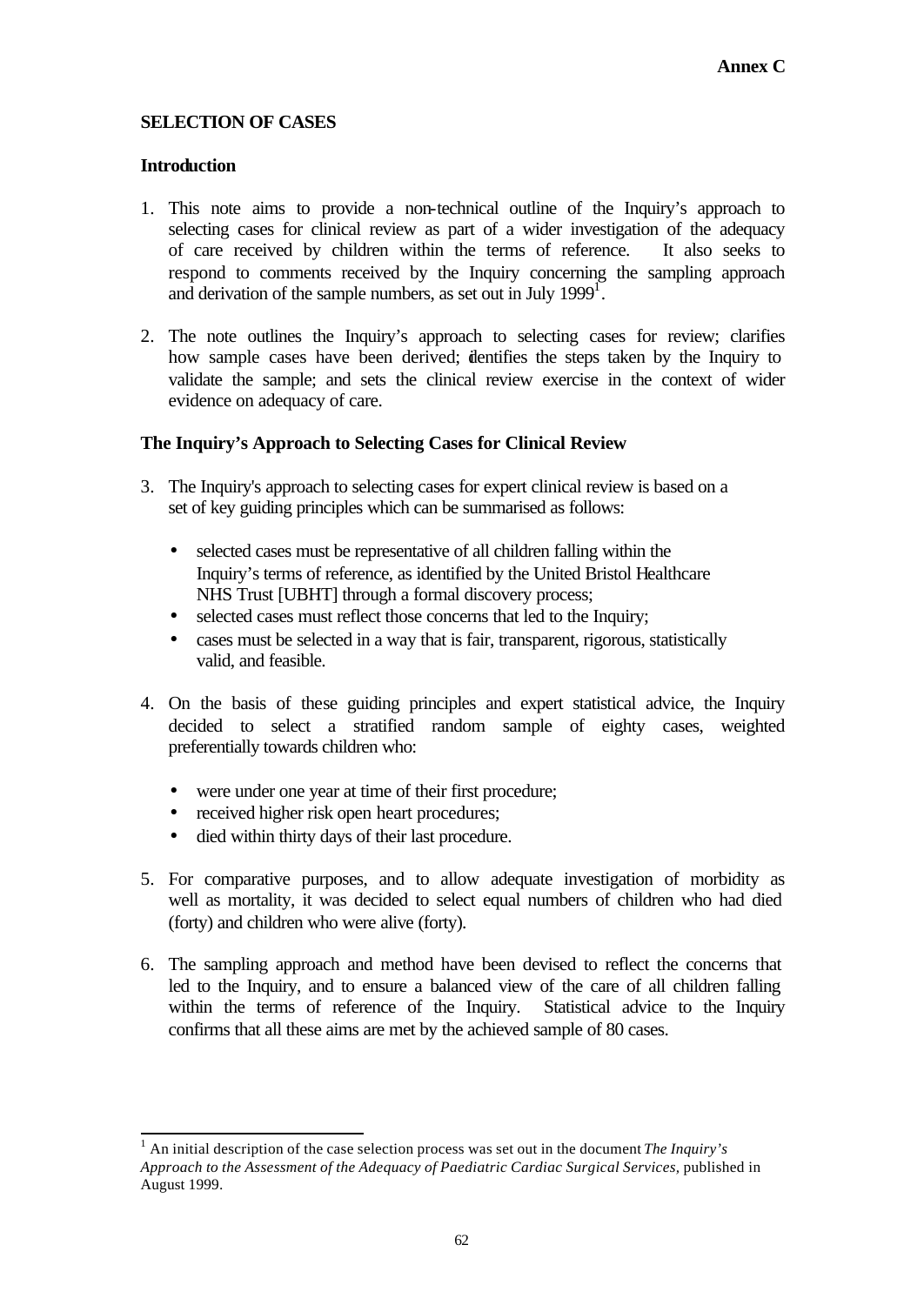**Annex C**

# SELECTION OF CASES

## Introduction

1. This note aims to provide a non-technical outline of the Inquiry's approach to selecting cases for clinical review as part of a wider investigation of the adequacy of care received by children within the terms of reference. It also seeks to respond to comments received by the Inquiry concerning the sampling approach and derivation of the sample numbers, as set out in July 1999[1].

2. The note outlines the Inquiry's approach to selecting cases for review; clarifies how sample cases have been derived; identifies the steps taken by the Inquiry to validate the sample; and sets the clinical review exercise in the context of wider evidence on adequacy of care.

## The Inquiry's Approach to Selecting Cases for Clinical Review

3. The Inquiry's approach to selecting cases for expert clinical review is based on a set of key guiding principles which can be summarised as follows:

   - selected cases must be representative of all children falling within the Inquiry's terms of reference, as identified by the United Bristol Healthcare NHS Trust [UBHT] through a formal discovery process;
   - selected cases must reflect those concerns that led to the Inquiry;
   - cases must be selected in a way that is fair, transparent, rigorous, statistically valid, and feasible.

4. On the basis of these guiding principles and expert statistical advice, the Inquiry decided to select a stratified random sample of eighty cases, weighted preferentially towards children who:

   - were under one year at time of their first procedure;
   - received higher risk open heart procedures;
   - died within thirty days of their last procedure.

5. For comparative purposes, and to allow adequate investigation of morbidity as well as mortality, it was decided to select equal numbers of children who had died (forty) and children who were alive (forty).

6. The sampling approach and method have been devised to reflect the concerns that led to the Inquiry, and to ensure a balanced view of the care of all children falling within the terms of reference of the Inquiry. Statistical advice to the Inquiry confirms that all these aims are met by the achieved sample of 80 cases.

---

[1] An initial description of the case selection process was set out in the document *The Inquiry's Approach to the Assessment of the Adequacy of Paediatric Cardiac Surgical Services,* published in August 1999.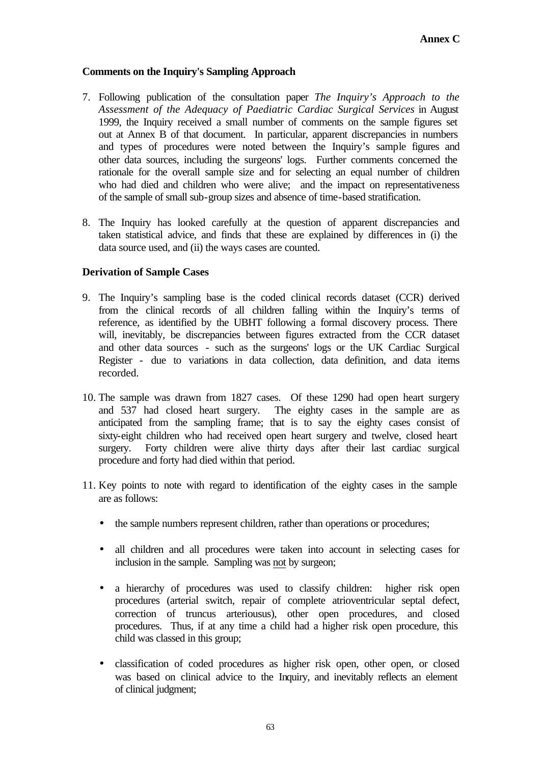**Annex C**

**Comments on the Inquiry's Sampling Approach**

7. Following publication of the consultation paper *The Inquiry's Approach to the Assessment of the Adequacy of Paediatric Cardiac Surgical Services* in August 1999, the Inquiry received a small number of comments on the sample figures set out at Annex B of that document. In particular, apparent discrepancies in numbers and types of procedures were noted between the Inquiry's sample figures and other data sources, including the surgeons' logs. Further comments concerned the rationale for the overall sample size and for selecting an equal number of children who had died and children who were alive; and the impact on representativeness of the sample of small sub-group sizes and absence of time-based stratification.

8. The Inquiry has looked carefully at the question of apparent discrepancies and taken statistical advice, and finds that these are explained by differences in (i) the data source used, and (ii) the ways cases are counted.

**Derivation of Sample Cases**

9. The Inquiry's sampling base is the coded clinical records dataset (CCR) derived from the clinical records of all children falling within the Inquiry's terms of reference, as identified by the UBHT following a formal discovery process. There will, inevitably, be discrepancies between figures extracted from the CCR dataset and other data sources - such as the surgeons' logs or the UK Cardiac Surgical Register - due to variations in data collection, data definition, and data items recorded.

10. The sample was drawn from 1827 cases. Of these 1290 had open heart surgery and 537 had closed heart surgery. The eighty cases in the sample are as anticipated from the sampling frame; that is to say the eighty cases consist of sixty-eight children who had received open heart surgery and twelve, closed heart surgery. Forty children were alive thirty days after their last cardiac surgical procedure and forty had died within that period.

11. Key points to note with regard to identification of the eighty cases in the sample are as follows:

   - the sample numbers represent children, rather than operations or procedures;

   - all children and all procedures were taken into account in selecting cases for inclusion in the sample. Sampling was <u>not</u> by surgeon;

   - a hierarchy of procedures was used to classify children: higher risk open procedures (arterial switch, repair of complete atrioventricular septal defect, correction of truncus arteriousus), other open procedures, and closed procedures. Thus, if at any time a child had a higher risk open procedure, this child was classed in this group;

   - classification of coded procedures as higher risk open, other open, or closed was based on clinical advice to the Inquiry, and inevitably reflects an element of clinical judgment;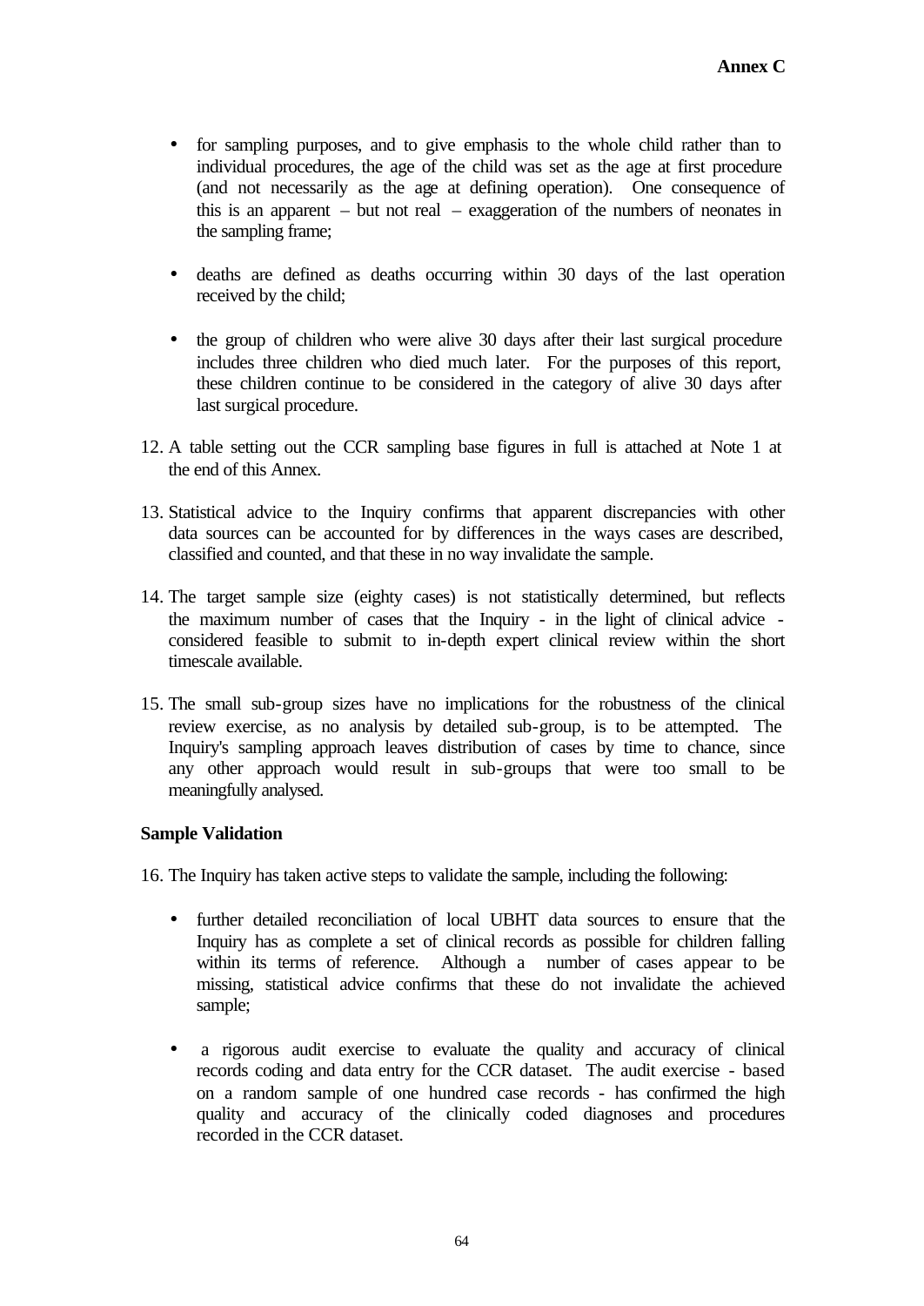- for sampling purposes, and to give emphasis to the whole child rather than to individual procedures, the age of the child was set as the age at first procedure (and not necessarily as the age at defining operation). One consequence of this is an apparent – but not real – exaggeration of the numbers of neonates in the sampling frame;

- deaths are defined as deaths occurring within 30 days of the last operation received by the child;

- the group of children who were alive 30 days after their last surgical procedure includes three children who died much later. For the purposes of this report, these children continue to be considered in the category of alive 30 days after last surgical procedure.

12. A table setting out the CCR sampling base figures in full is attached at Note 1 at the end of this Annex.

13. Statistical advice to the Inquiry confirms that apparent discrepancies with other data sources can be accounted for by differences in the ways cases are described, classified and counted, and that these in no way invalidate the sample.

14. The target sample size (eighty cases) is not statistically determined, but reflects the maximum number of cases that the Inquiry - in the light of clinical advice - considered feasible to submit to in-depth expert clinical review within the short timescale available.

15. The small sub-group sizes have no implications for the robustness of the clinical review exercise, as no analysis by detailed sub-group, is to be attempted. The Inquiry's sampling approach leaves distribution of cases by time to chance, since any other approach would result in sub-groups that were too small to be meaningfully analysed.

**Sample Validation**

16. The Inquiry has taken active steps to validate the sample, including the following:

- further detailed reconciliation of local UBHT data sources to ensure that the Inquiry has as complete a set of clinical records as possible for children falling within its terms of reference. Although a number of cases appear to be missing, statistical advice confirms that these do not invalidate the achieved sample;

- a rigorous audit exercise to evaluate the quality and accuracy of clinical records coding and data entry for the CCR dataset. The audit exercise - based on a random sample of one hundred case records - has confirmed the high quality and accuracy of the clinically coded diagnoses and procedures recorded in the CCR dataset.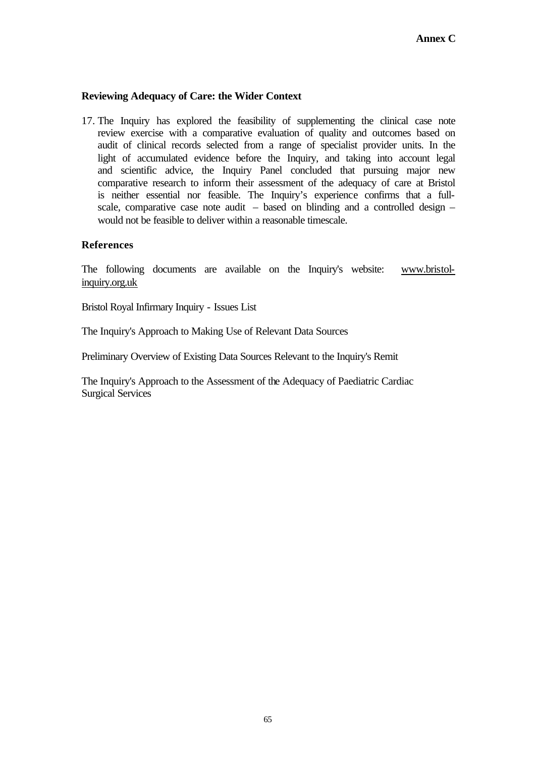**Annex C**

### Reviewing Adequacy of Care: the Wider Context

17. The Inquiry has explored the feasibility of supplementing the clinical case note review exercise with a comparative evaluation of quality and outcomes based on audit of clinical records selected from a range of specialist provider units. In the light of accumulated evidence before the Inquiry, and taking into account legal and scientific advice, the Inquiry Panel concluded that pursuing major new comparative research to inform their assessment of the adequacy of care at Bristol is neither essential nor feasible. The Inquiry's experience confirms that a full-scale, comparative case note audit – based on blinding and a controlled design – would not be feasible to deliver within a reasonable timescale.

### References

The following documents are available on the Inquiry's website: www.bristol-inquiry.org.uk

Bristol Royal Infirmary Inquiry - Issues List

The Inquiry's Approach to Making Use of Relevant Data Sources

Preliminary Overview of Existing Data Sources Relevant to the Inquiry's Remit

The Inquiry's Approach to the Assessment of the Adequacy of Paediatric Cardiac Surgical Services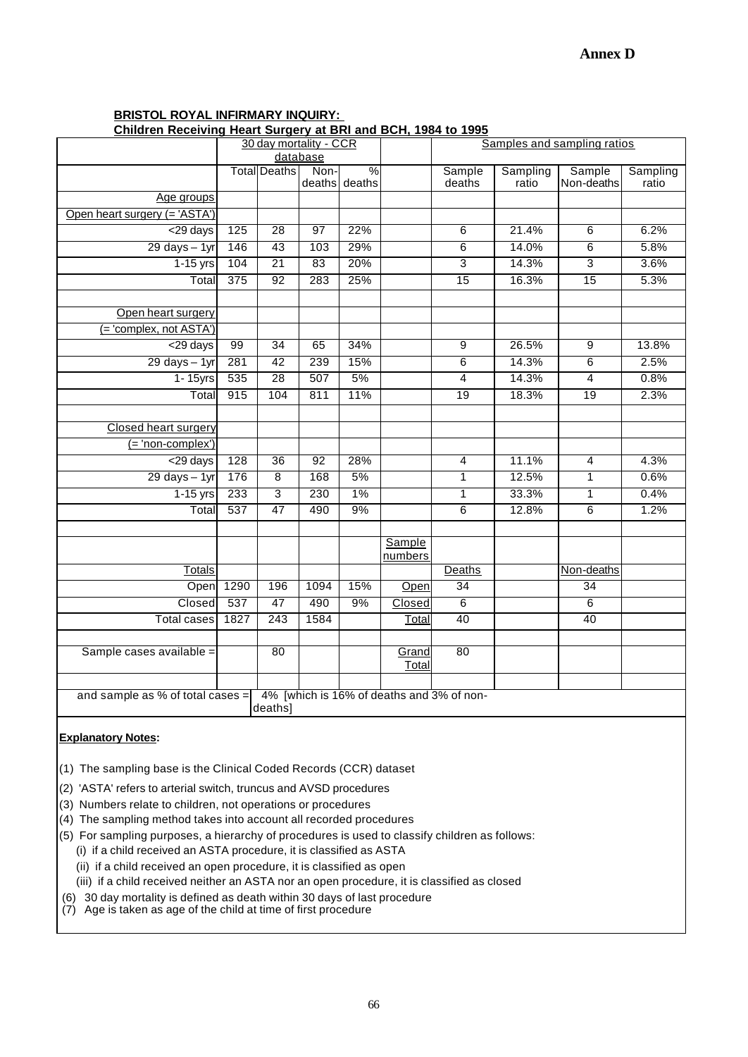**Annex D**

**BRISTOL ROYAL INFIRMARY INQUIRY:**
**Children Receiving Heart Surgery at BRI and BCH, 1984 to 1995**

| | 30 day mortality - CCR database | | | | | Samples and sampling ratios | | | |
|---|---|---|---|---|---|---|---|---|---|
| | Total | Deaths | Non-deaths | % deaths | | Sample deaths | Sampling ratio | Sample Non-deaths | Sampling ratio |
| Age groups | | | | | | | | | |
| Open heart surgery (= 'ASTA') | | | | | | | | | |
| <29 days | 125 | 28 | 97 | 22% | | 6 | 21.4% | 6 | 6.2% |
| 29 days – 1yr | 146 | 43 | 103 | 29% | | 6 | 14.0% | 6 | 5.8% |
| 1-15 yrs | 104 | 21 | 83 | 20% | | 3 | 14.3% | 3 | 3.6% |
| Total | 375 | 92 | 283 | 25% | | 15 | 16.3% | 15 | 5.3% |
| | | | | | | | | | |
| Open heart surgery (= 'complex, not ASTA') | | | | | | | | | |
| <29 days | 99 | 34 | 65 | 34% | | 9 | 26.5% | 9 | 13.8% |
| 29 days – 1yr | 281 | 42 | 239 | 15% | | 6 | 14.3% | 6 | 2.5% |
| 1- 15yrs | 535 | 28 | 507 | 5% | | 4 | 14.3% | 4 | 0.8% |
| Total | 915 | 104 | 811 | 11% | | 19 | 18.3% | 19 | 2.3% |
| | | | | | | | | | |
| Closed heart surgery (= 'non-complex') | | | | | | | | | |
| <29 days | 128 | 36 | 92 | 28% | | 4 | 11.1% | 4 | 4.3% |
| 29 days – 1yr | 176 | 8 | 168 | 5% | | 1 | 12.5% | 1 | 0.6% |
| 1-15 yrs | 233 | 3 | 230 | 1% | | 1 | 33.3% | 1 | 0.4% |
| Total | 537 | 47 | 490 | 9% | | 6 | 12.8% | 6 | 1.2% |
| | | | | | | | | | |
| | | | | | Sample numbers | | | | |
| Totals | | | | | | Deaths | | Non-deaths | |
| Open | 1290 | 196 | 1094 | 15% | Open | 34 | | 34 | |
| Closed | 537 | 47 | 490 | 9% | Closed | 6 | | 6 | |
| Total cases | 1827 | 243 | 1584 | | Total | 40 | | 40 | |
| | | | | | | | | | |
| Sample cases available = | | 80 | | | Grand Total | 80 | | | |
| | | | | | | | | | |
| and sample as % of total cases = | | 4% [which is 16% of deaths and 3% of non-deaths] | | | | | | | |

**Explanatory Notes:**

(1) The sampling base is the Clinical Coded Records (CCR) dataset

(2) 'ASTA' refers to arterial switch, truncus and AVSD procedures

(3) Numbers relate to children, not operations or procedures

(4) The sampling method takes into account all recorded procedures

(5) For sampling purposes, a hierarchy of procedures is used to classify children as follows:
  (i) if a child received an ASTA procedure, it is classified as ASTA
  (ii) if a child received an open procedure, it is classified as open
  (iii) if a child received neither an ASTA nor an open procedure, it is classified as closed

(6) 30 day mortality is defined as death within 30 days of last procedure

(7) Age is taken as age of the child at time of first procedure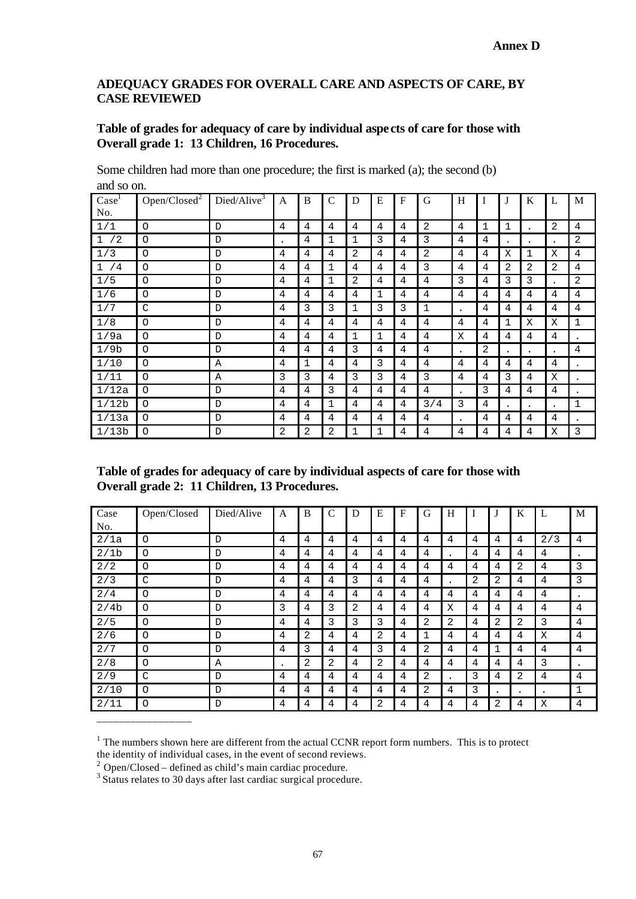**Annex D**

## ADEQUACY GRADES FOR OVERALL CARE AND ASPECTS OF CARE, BY CASE REVIEWED

### Table of grades for adequacy of care by individual aspects of care for those with Overall grade 1: 13 Children, 16 Procedures.

Some children had more than one procedure; the first is marked (a); the second (b) and so on.

| Case[1] No. | Open/Closed[2] | Died/Alive[3] | A | B | C | D | E | F | G | H | I | J | K | L | M |
|---|---|---|---|---|---|---|---|---|---|---|---|---|---|---|---|
| 1/1 | O | D | 4 | 4 | 4 | 4 | 4 | 4 | 2 | 4 | 1 | 1 | . | 2 | 4 |
| 1 /2 | O | D | . | 4 | 1 | 1 | 3 | 4 | 3 | 4 | 4 | . | . | . | 2 |
| 1/3 | O | D | 4 | 4 | 4 | 2 | 4 | 4 | 2 | 4 | 4 | X | 1 | X | 4 |
| 1 /4 | O | D | 4 | 4 | 1 | 4 | 4 | 4 | 3 | 4 | 4 | 2 | 2 | 2 | 4 |
| 1/5 | O | D | 4 | 4 | 1 | 2 | 4 | 4 | 4 | 3 | 4 | 3 | 3 | . | 2 |
| 1/6 | O | D | 4 | 4 | 4 | 4 | 1 | 4 | 4 | 4 | 4 | 4 | 4 | 4 | 4 |
| 1/7 | C | D | 4 | 3 | 3 | 1 | 3 | 3 | 1 | . | 4 | 4 | 4 | 4 | 4 |
| 1/8 | O | D | 4 | 4 | 4 | 4 | 4 | 4 | 4 | 4 | 4 | 1 | X | X | 1 |
| 1/9a | O | D | 4 | 4 | 4 | 1 | 1 | 4 | 4 | X | 4 | 4 | 4 | 4 | . |
| 1/9b | O | D | 4 | 4 | 4 | 3 | 4 | 4 | 4 | . | 2 | . | . | . | 4 |
| 1/10 | O | A | 4 | 1 | 4 | 4 | 3 | 4 | 4 | 4 | 4 | 4 | 4 | 4 | . |
| 1/11 | O | A | 3 | 3 | 4 | 3 | 3 | 4 | 3 | 4 | 4 | 3 | 4 | X | . |
| 1/12a | O | D | 4 | 4 | 3 | 4 | 4 | 4 | 4 | . | 3 | 4 | 4 | 4 | . |
| 1/12b | O | D | 4 | 4 | 1 | 4 | 4 | 4 | 3/4 | 3 | 4 | . | . | . | 1 |
| 1/13a | O | D | 4 | 4 | 4 | 4 | 4 | 4 | 4 | . | 4 | 4 | 4 | 4 | . |
| 1/13b | O | D | 2 | 2 | 2 | 1 | 1 | 4 | 4 | 4 | 4 | 4 | 4 | X | 3 |

### Table of grades for adequacy of care by individual aspects of care for those with Overall grade 2: 11 Children, 13 Procedures.

| Case No. | Open/Closed | Died/Alive | A | B | C | D | E | F | G | H | I | J | K | L | M |
|---|---|---|---|---|---|---|---|---|---|---|---|---|---|---|---|
| 2/1a | O | D | 4 | 4 | 4 | 4 | 4 | 4 | 4 | 4 | 4 | 4 | 4 | 2/3 | 4 |
| 2/1b | O | D | 4 | 4 | 4 | 4 | 4 | 4 | 4 | . | 4 | 4 | 4 | 4 | . |
| 2/2 | O | D | 4 | 4 | 4 | 4 | 4 | 4 | 4 | 4 | 4 | 4 | 2 | 4 | 3 |
| 2/3 | C | D | 4 | 4 | 4 | 3 | 4 | 4 | 4 | . | 2 | 2 | 4 | 4 | 3 |
| 2/4 | O | D | 4 | 4 | 4 | 4 | 4 | 4 | 4 | 4 | 4 | 4 | 4 | 4 | . |
| 2/4b | O | D | 3 | 4 | 3 | 2 | 4 | 4 | 4 | X | 4 | 4 | 4 | 4 | 4 |
| 2/5 | O | D | 4 | 4 | 3 | 3 | 3 | 4 | 2 | 2 | 4 | 2 | 2 | 3 | 4 |
| 2/6 | O | D | 4 | 2 | 4 | 4 | 2 | 4 | 1 | 4 | 4 | 4 | 4 | X | 4 |
| 2/7 | O | D | 4 | 3 | 4 | 4 | 3 | 4 | 2 | 4 | 4 | 1 | 4 | 4 | 4 |
| 2/8 | O | A | . | 2 | 2 | 4 | 2 | 4 | 4 | 4 | 4 | 4 | 4 | 3 | . |
| 2/9 | C | D | 4 | 4 | 4 | 4 | 4 | 4 | 2 | . | 3 | 4 | 2 | 4 | 4 |
| 2/10 | O | D | 4 | 4 | 4 | 4 | 4 | 4 | 2 | 4 | 3 | . | . | . | 1 |
| 2/11 | O | D | 4 | 4 | 4 | 4 | 2 | 4 | 4 | 4 | 4 | 2 | 4 | X | 4 |

---

[1] The numbers shown here are different from the actual CCNR report form numbers. This is to protect the identity of individual cases, in the event of second reviews.

[2] Open/Closed – defined as child's main cardiac procedure.

[3] Status relates to 30 days after last cardiac surgical procedure.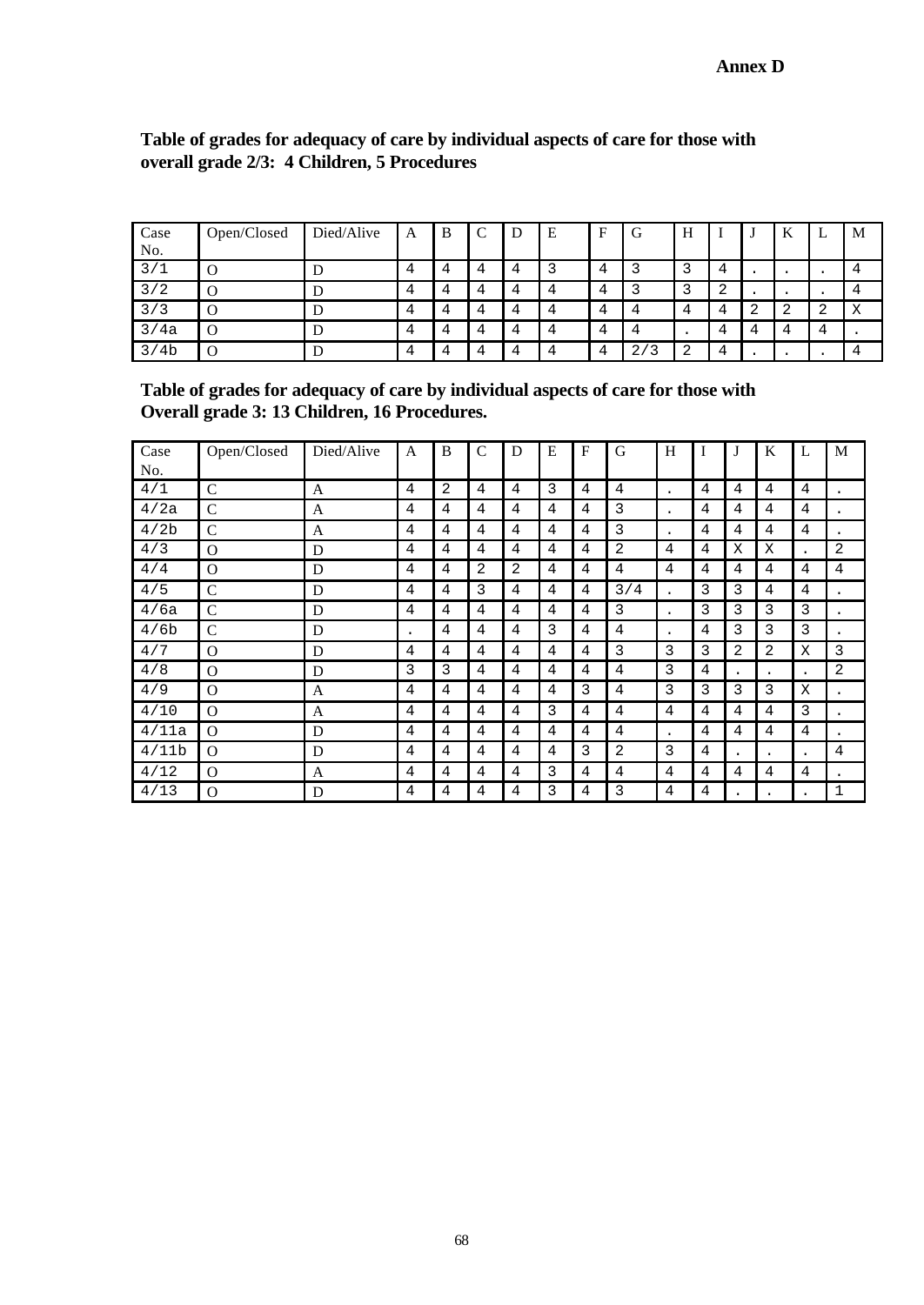**Annex D**

**Table of grades for adequacy of care by individual aspects of care for those with overall grade 2/3: 4 Children, 5 Procedures**

| Case No. | Open/Closed | Died/Alive | A | B | C | D | E | F | G | H | I | J | K | L | M |
|---|---|---|---|---|---|---|---|---|---|---|---|---|---|---|---|
| 3/1 | O | D | 4 | 4 | 4 | 4 | 3 | 4 | 3 | 3 | 4 | . | . | . | 4 |
| 3/2 | O | D | 4 | 4 | 4 | 4 | 4 | 4 | 3 | 3 | 2 | . | . | . | 4 |
| 3/3 | O | D | 4 | 4 | 4 | 4 | 4 | 4 | 4 | 4 | 4 | 2 | 2 | 2 | X |
| 3/4a | O | D | 4 | 4 | 4 | 4 | 4 | 4 | 4 | . | 4 | 4 | 4 | 4 | . |
| 3/4b | O | D | 4 | 4 | 4 | 4 | 4 | 4 | 2/3 | 2 | 4 | . | . | . | 4 |

**Table of grades for adequacy of care by individual aspects of care for those with Overall grade 3: 13 Children, 16 Procedures.**

| Case No. | Open/Closed | Died/Alive | A | B | C | D | E | F | G | H | I | J | K | L | M |
|---|---|---|---|---|---|---|---|---|---|---|---|---|---|---|---|
| 4/1 | C | A | 4 | 2 | 4 | 4 | 3 | 4 | 4 | . | 4 | 4 | 4 | 4 | . |
| 4/2a | C | A | 4 | 4 | 4 | 4 | 4 | 4 | 3 | . | 4 | 4 | 4 | 4 | . |
| 4/2b | C | A | 4 | 4 | 4 | 4 | 4 | 4 | 3 | . | 4 | 4 | 4 | 4 | . |
| 4/3 | O | D | 4 | 4 | 4 | 4 | 4 | 4 | 2 | 4 | 4 | X | X | . | 2 |
| 4/4 | O | D | 4 | 4 | 2 | 2 | 4 | 4 | 4 | 4 | 4 | 4 | 4 | 4 | 4 |
| 4/5 | C | D | 4 | 4 | 3 | 4 | 4 | 4 | 3/4 | . | 3 | 3 | 4 | 4 | . |
| 4/6a | C | D | 4 | 4 | 4 | 4 | 4 | 4 | 3 | . | 3 | 3 | 3 | 3 | . |
| 4/6b | C | D | . | 4 | 4 | 4 | 3 | 4 | 4 | . | 4 | 3 | 3 | 3 | . |
| 4/7 | O | D | 4 | 4 | 4 | 4 | 4 | 4 | 3 | 3 | 3 | 2 | 2 | X | 3 |
| 4/8 | O | D | 3 | 3 | 4 | 4 | 4 | 4 | 4 | 3 | 4 | . | . | . | 2 |
| 4/9 | O | A | 4 | 4 | 4 | 4 | 4 | 3 | 4 | 3 | 3 | 3 | 3 | X | . |
| 4/10 | O | A | 4 | 4 | 4 | 4 | 3 | 4 | 4 | 4 | 4 | 4 | 4 | 3 | . |
| 4/11a | O | D | 4 | 4 | 4 | 4 | 4 | 4 | 4 | . | 4 | 4 | 4 | 4 | . |
| 4/11b | O | D | 4 | 4 | 4 | 4 | 4 | 3 | 2 | 3 | 4 | . | . | . | 4 |
| 4/12 | O | A | 4 | 4 | 4 | 4 | 3 | 4 | 4 | 4 | 4 | 4 | 4 | 4 | . |
| 4/13 | O | D | 4 | 4 | 4 | 4 | 3 | 4 | 3 | 4 | 4 | . | . | . | 1 |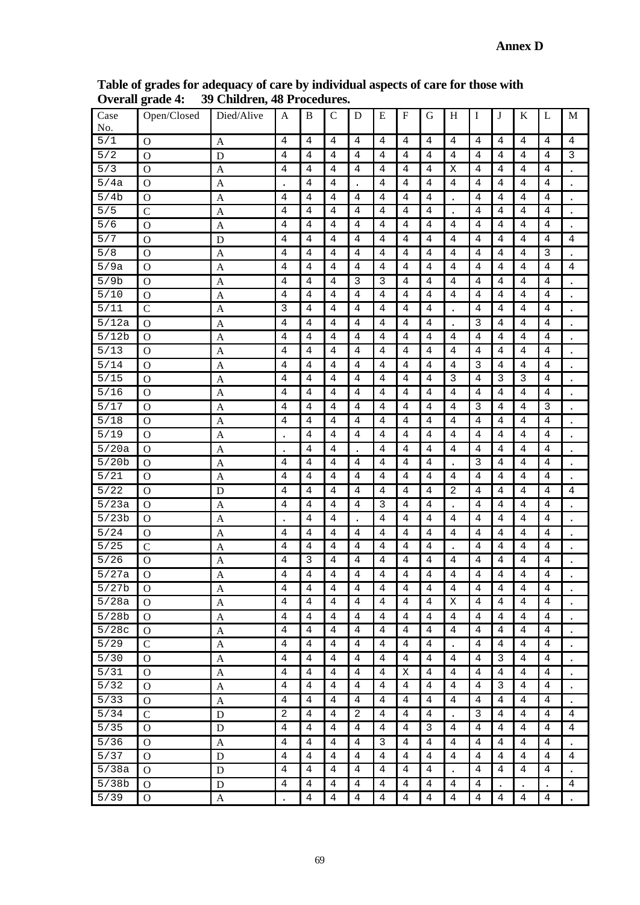**Annex D**

**Table of grades for adequacy of care by individual aspects of care for those with Overall grade 4: 39 Children, 48 Procedures.**

| Case No. | Open/Closed | Died/Alive | A | B | C | D | E | F | G | H | I | J | K | L | M |
|---|---|---|---|---|---|---|---|---|---|---|---|---|---|---|---|
| 5/1 | O | A | 4 | 4 | 4 | 4 | 4 | 4 | 4 | 4 | 4 | 4 | 4 | 4 | 4 |
| 5/2 | O | D | 4 | 4 | 4 | 4 | 4 | 4 | 4 | 4 | 4 | 4 | 4 | 4 | 3 |
| 5/3 | O | A | 4 | 4 | 4 | 4 | 4 | 4 | 4 | X | 4 | 4 | 4 | 4 | . |
| 5/4a | O | A | . | 4 | 4 | . | 4 | 4 | 4 | 4 | 4 | 4 | 4 | 4 | . |
| 5/4b | O | A | 4 | 4 | 4 | 4 | 4 | 4 | 4 | . | 4 | 4 | 4 | 4 | . |
| 5/5 | C | A | 4 | 4 | 4 | 4 | 4 | 4 | 4 | . | 4 | 4 | 4 | 4 | . |
| 5/6 | O | A | 4 | 4 | 4 | 4 | 4 | 4 | 4 | 4 | 4 | 4 | 4 | 4 | . |
| 5/7 | O | D | 4 | 4 | 4 | 4 | 4 | 4 | 4 | 4 | 4 | 4 | 4 | 4 | 4 |
| 5/8 | O | A | 4 | 4 | 4 | 4 | 4 | 4 | 4 | 4 | 4 | 4 | 4 | 3 | . |
| 5/9a | O | A | 4 | 4 | 4 | 4 | 4 | 4 | 4 | 4 | 4 | 4 | 4 | 4 | 4 |
| 5/9b | O | A | 4 | 4 | 4 | 3 | 3 | 4 | 4 | 4 | 4 | 4 | 4 | 4 | . |
| 5/10 | O | A | 4 | 4 | 4 | 4 | 4 | 4 | 4 | 4 | 4 | 4 | 4 | 4 | . |
| 5/11 | C | A | 3 | 4 | 4 | 4 | 4 | 4 | 4 | . | 4 | 4 | 4 | 4 | . |
| 5/12a | O | A | 4 | 4 | 4 | 4 | 4 | 4 | 4 | . | 3 | 4 | 4 | 4 | . |
| 5/12b | O | A | 4 | 4 | 4 | 4 | 4 | 4 | 4 | 4 | 4 | 4 | 4 | 4 | . |
| 5/13 | O | A | 4 | 4 | 4 | 4 | 4 | 4 | 4 | 4 | 4 | 4 | 4 | 4 | . |
| 5/14 | O | A | 4 | 4 | 4 | 4 | 4 | 4 | 4 | 4 | 3 | 4 | 4 | 4 | . |
| 5/15 | O | A | 4 | 4 | 4 | 4 | 4 | 4 | 4 | 3 | 4 | 3 | 3 | 4 | . |
| 5/16 | O | A | 4 | 4 | 4 | 4 | 4 | 4 | 4 | 4 | 4 | 4 | 4 | 4 | . |
| 5/17 | O | A | 4 | 4 | 4 | 4 | 4 | 4 | 4 | 4 | 3 | 4 | 4 | 3 | . |
| 5/18 | O | A | 4 | 4 | 4 | 4 | 4 | 4 | 4 | 4 | 4 | 4 | 4 | 4 | . |
| 5/19 | O | A | . | 4 | 4 | 4 | 4 | 4 | 4 | 4 | 4 | 4 | 4 | 4 | . |
| 5/20a | O | A | . | 4 | 4 | . | 4 | 4 | 4 | 4 | 4 | 4 | 4 | 4 | . |
| 5/20b | O | A | 4 | 4 | 4 | 4 | 4 | 4 | 4 | . | 3 | 4 | 4 | 4 | . |
| 5/21 | O | A | 4 | 4 | 4 | 4 | 4 | 4 | 4 | 4 | 4 | 4 | 4 | 4 | . |
| 5/22 | O | D | 4 | 4 | 4 | 4 | 4 | 4 | 4 | 2 | 4 | 4 | 4 | 4 | 4 |
| 5/23a | O | A | 4 | 4 | 4 | 4 | 3 | 4 | 4 | . | 4 | 4 | 4 | 4 | . |
| 5/23b | O | A | . | 4 | 4 | . | 4 | 4 | 4 | 4 | 4 | 4 | 4 | 4 | . |
| 5/24 | O | A | 4 | 4 | 4 | 4 | 4 | 4 | 4 | 4 | 4 | 4 | 4 | 4 | . |
| 5/25 | C | A | 4 | 4 | 4 | 4 | 4 | 4 | 4 | . | 4 | 4 | 4 | 4 | . |
| 5/26 | O | A | 4 | 3 | 4 | 4 | 4 | 4 | 4 | 4 | 4 | 4 | 4 | 4 | . |
| 5/27a | O | A | 4 | 4 | 4 | 4 | 4 | 4 | 4 | 4 | 4 | 4 | 4 | 4 | . |
| 5/27b | O | A | 4 | 4 | 4 | 4 | 4 | 4 | 4 | 4 | 4 | 4 | 4 | 4 | . |
| 5/28a | O | A | 4 | 4 | 4 | 4 | 4 | 4 | 4 | X | 4 | 4 | 4 | 4 | . |
| 5/28b | O | A | 4 | 4 | 4 | 4 | 4 | 4 | 4 | 4 | 4 | 4 | 4 | 4 | . |
| 5/28c | O | A | 4 | 4 | 4 | 4 | 4 | 4 | 4 | 4 | 4 | 4 | 4 | 4 | . |
| 5/29 | C | A | 4 | 4 | 4 | 4 | 4 | 4 | 4 | . | 4 | 4 | 4 | 4 | . |
| 5/30 | O | A | 4 | 4 | 4 | 4 | 4 | 4 | 4 | 4 | 4 | 3 | 4 | 4 | . |
| 5/31 | O | A | 4 | 4 | 4 | 4 | 4 | X | 4 | 4 | 4 | 4 | 4 | 4 | . |
| 5/32 | O | A | 4 | 4 | 4 | 4 | 4 | 4 | 4 | 4 | 4 | 3 | 4 | 4 | . |
| 5/33 | O | A | 4 | 4 | 4 | 4 | 4 | 4 | 4 | 4 | 4 | 4 | 4 | 4 | . |
| 5/34 | C | D | 2 | 4 | 4 | 2 | 4 | 4 | 4 | . | 3 | 4 | 4 | 4 | 4 |
| 5/35 | O | D | 4 | 4 | 4 | 4 | 4 | 4 | 3 | 4 | 4 | 4 | 4 | 4 | 4 |
| 5/36 | O | A | 4 | 4 | 4 | 4 | 3 | 4 | 4 | 4 | 4 | 4 | 4 | 4 | . |
| 5/37 | O | D | 4 | 4 | 4 | 4 | 4 | 4 | 4 | 4 | 4 | 4 | 4 | 4 | 4 |
| 5/38a | O | D | 4 | 4 | 4 | 4 | 4 | 4 | 4 | . | 4 | 4 | 4 | 4 | . |
| 5/38b | O | D | 4 | 4 | 4 | 4 | 4 | 4 | 4 | 4 | 4 | . | . | . | 4 |
| 5/39 | O | A | . | 4 | 4 | 4 | 4 | 4 | 4 | 4 | 4 | 4 | 4 | 4 | . |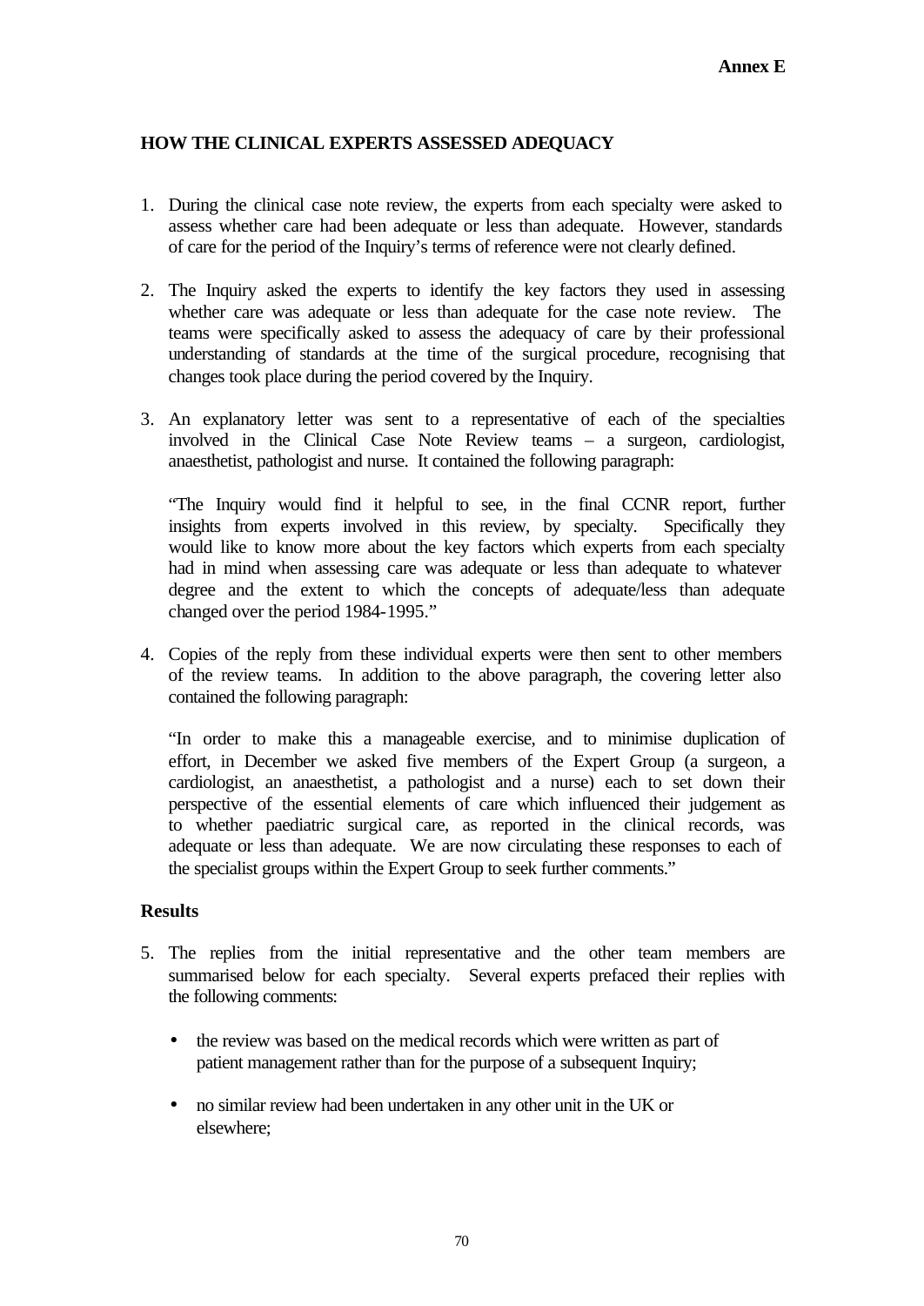**Annex E**

## HOW THE CLINICAL EXPERTS ASSESSED ADEQUACY

1. During the clinical case note review, the experts from each specialty were asked to assess whether care had been adequate or less than adequate. However, standards of care for the period of the Inquiry's terms of reference were not clearly defined.

2. The Inquiry asked the experts to identify the key factors they used in assessing whether care was adequate or less than adequate for the case note review. The teams were specifically asked to assess the adequacy of care by their professional understanding of standards at the time of the surgical procedure, recognising that changes took place during the period covered by the Inquiry.

3. An explanatory letter was sent to a representative of each of the specialties involved in the Clinical Case Note Review teams – a surgeon, cardiologist, anaesthetist, pathologist and nurse. It contained the following paragraph:

   "The Inquiry would find it helpful to see, in the final CCNR report, further insights from experts involved in this review, by specialty. Specifically they would like to know more about the key factors which experts from each specialty had in mind when assessing care was adequate or less than adequate to whatever degree and the extent to which the concepts of adequate/less than adequate changed over the period 1984-1995."

4. Copies of the reply from these individual experts were then sent to other members of the review teams. In addition to the above paragraph, the covering letter also contained the following paragraph:

   "In order to make this a manageable exercise, and to minimise duplication of effort, in December we asked five members of the Expert Group (a surgeon, a cardiologist, an anaesthetist, a pathologist and a nurse) each to set down their perspective of the essential elements of care which influenced their judgement as to whether paediatric surgical care, as reported in the clinical records, was adequate or less than adequate. We are now circulating these responses to each of the specialist groups within the Expert Group to seek further comments."

### Results

5. The replies from the initial representative and the other team members are summarised below for each specialty. Several experts prefaced their replies with the following comments:

   - the review was based on the medical records which were written as part of patient management rather than for the purpose of a subsequent Inquiry;

   - no similar review had been undertaken in any other unit in the UK or elsewhere;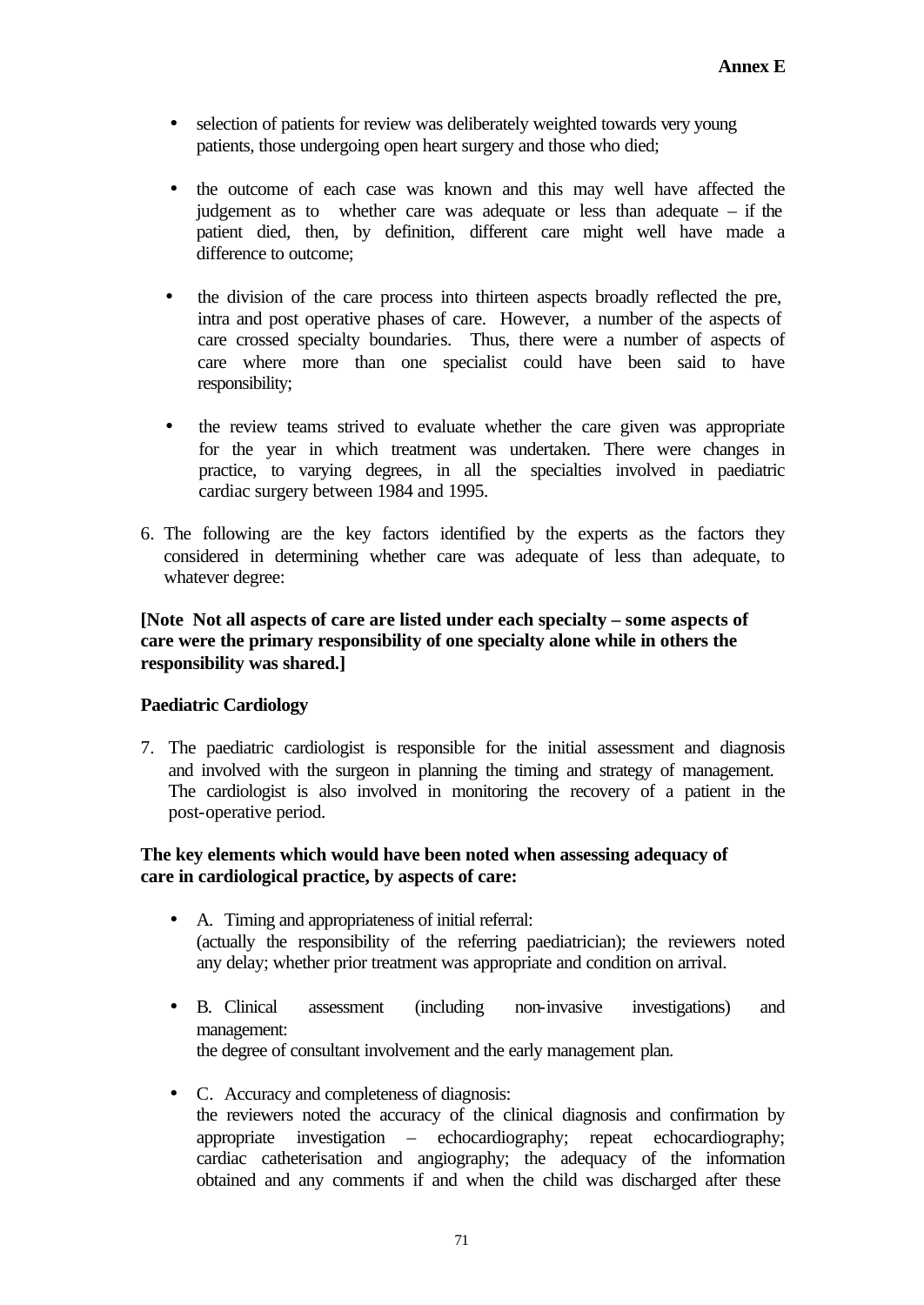- selection of patients for review was deliberately weighted towards very young patients, those undergoing open heart surgery and those who died;

- the outcome of each case was known and this may well have affected the judgement as to whether care was adequate or less than adequate – if the patient died, then, by definition, different care might well have made a difference to outcome;

- the division of the care process into thirteen aspects broadly reflected the pre, intra and post operative phases of care. However, a number of the aspects of care crossed specialty boundaries. Thus, there were a number of aspects of care where more than one specialist could have been said to have responsibility;

- the review teams strived to evaluate whether the care given was appropriate for the year in which treatment was undertaken. There were changes in practice, to varying degrees, in all the specialties involved in paediatric cardiac surgery between 1984 and 1995.

6. The following are the key factors identified by the experts as the factors they considered in determining whether care was adequate of less than adequate, to whatever degree:

**[Note Not all aspects of care are listed under each specialty – some aspects of care were the primary responsibility of one specialty alone while in others the responsibility was shared.]**

**Paediatric Cardiology**

7. The paediatric cardiologist is responsible for the initial assessment and diagnosis and involved with the surgeon in planning the timing and strategy of management. The cardiologist is also involved in monitoring the recovery of a patient in the post-operative period.

**The key elements which would have been noted when assessing adequacy of care in cardiological practice, by aspects of care:**

- A. Timing and appropriateness of initial referral:
  (actually the responsibility of the referring paediatrician); the reviewers noted any delay; whether prior treatment was appropriate and condition on arrival.

- B. Clinical assessment (including non-invasive investigations) and management:
  the degree of consultant involvement and the early management plan.

- C. Accuracy and completeness of diagnosis:
  the reviewers noted the accuracy of the clinical diagnosis and confirmation by appropriate investigation – echocardiography; repeat echocardiography; cardiac catheterisation and angiography; the adequacy of the information obtained and any comments if and when the child was discharged after these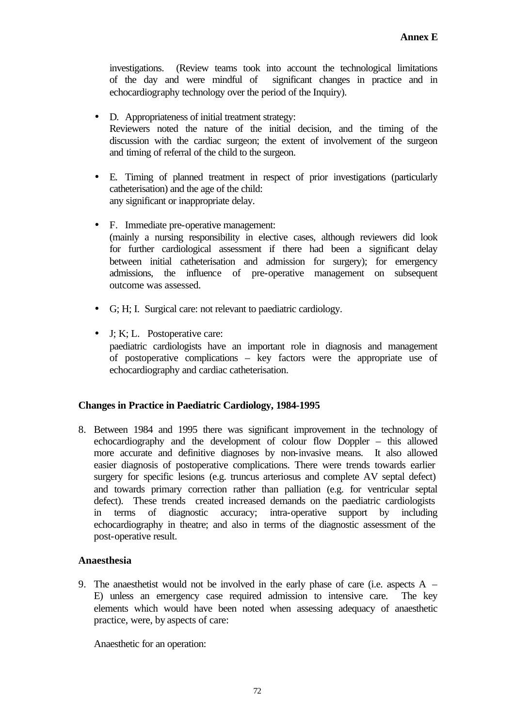investigations. (Review teams took into account the technological limitations of the day and were mindful of significant changes in practice and in echocardiography technology over the period of the Inquiry).

- D. Appropriateness of initial treatment strategy:
  Reviewers noted the nature of the initial decision, and the timing of the discussion with the cardiac surgeon; the extent of involvement of the surgeon and timing of referral of the child to the surgeon.

- E. Timing of planned treatment in respect of prior investigations (particularly catheterisation) and the age of the child:
  any significant or inappropriate delay.

- F. Immediate pre-operative management:
  (mainly a nursing responsibility in elective cases, although reviewers did look for further cardiological assessment if there had been a significant delay between initial catheterisation and admission for surgery); for emergency admissions, the influence of pre-operative management on subsequent outcome was assessed.

- G; H; I. Surgical care: not relevant to paediatric cardiology.

- J; K; L. Postoperative care:
  paediatric cardiologists have an important role in diagnosis and management of postoperative complications – key factors were the appropriate use of echocardiography and cardiac catheterisation.

**Changes in Practice in Paediatric Cardiology, 1984-1995**

8. Between 1984 and 1995 there was significant improvement in the technology of echocardiography and the development of colour flow Doppler – this allowed more accurate and definitive diagnoses by non-invasive means. It also allowed easier diagnosis of postoperative complications. There were trends towards earlier surgery for specific lesions (e.g. truncus arteriosus and complete AV septal defect) and towards primary correction rather than palliation (e.g. for ventricular septal defect). These trends created increased demands on the paediatric cardiologists in terms of diagnostic accuracy; intra-operative support by including echocardiography in theatre; and also in terms of the diagnostic assessment of the post-operative result.

**Anaesthesia**

9. The anaesthetist would not be involved in the early phase of care (i.e. aspects A – E) unless an emergency case required admission to intensive care. The key elements which would have been noted when assessing adequacy of anaesthetic practice, were, by aspects of care:

   Anaesthetic for an operation: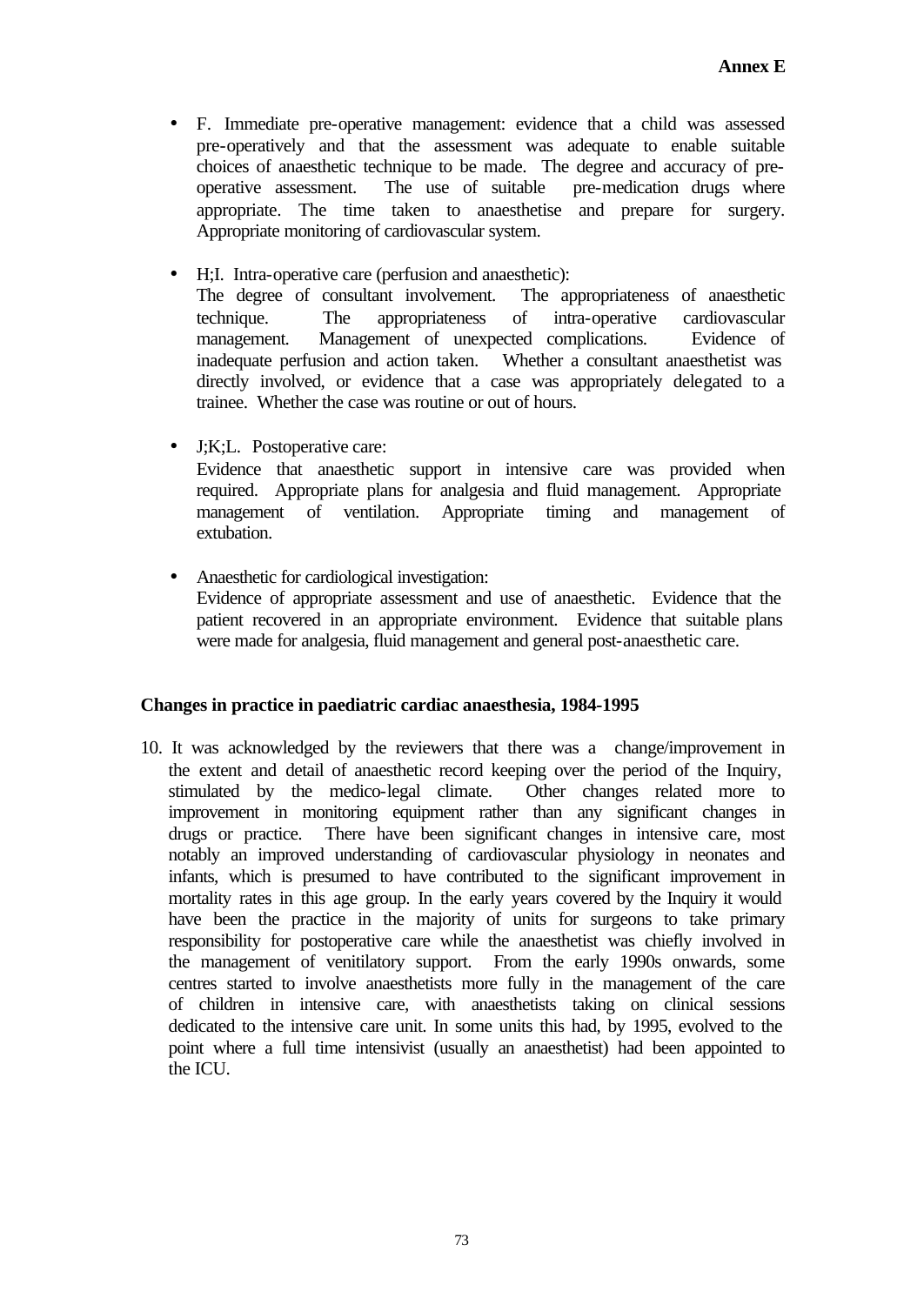- F. Immediate pre-operative management: evidence that a child was assessed pre-operatively and that the assessment was adequate to enable suitable choices of anaesthetic technique to be made. The degree and accuracy of pre-operative assessment. The use of suitable pre-medication drugs where appropriate. The time taken to anaesthetise and prepare for surgery. Appropriate monitoring of cardiovascular system.

- H;I. Intra-operative care (perfusion and anaesthetic):
  The degree of consultant involvement. The appropriateness of anaesthetic technique. The appropriateness of intra-operative cardiovascular management. Management of unexpected complications. Evidence of inadequate perfusion and action taken. Whether a consultant anaesthetist was directly involved, or evidence that a case was appropriately delegated to a trainee. Whether the case was routine or out of hours.

- J;K;L. Postoperative care:
  Evidence that anaesthetic support in intensive care was provided when required. Appropriate plans for analgesia and fluid management. Appropriate management of ventilation. Appropriate timing and management of extubation.

- Anaesthetic for cardiological investigation:
  Evidence of appropriate assessment and use of anaesthetic. Evidence that the patient recovered in an appropriate environment. Evidence that suitable plans were made for analgesia, fluid management and general post-anaesthetic care.

**Changes in practice in paediatric cardiac anaesthesia, 1984-1995**

10. It was acknowledged by the reviewers that there was a change/improvement in the extent and detail of anaesthetic record keeping over the period of the Inquiry, stimulated by the medico-legal climate. Other changes related more to improvement in monitoring equipment rather than any significant changes in drugs or practice. There have been significant changes in intensive care, most notably an improved understanding of cardiovascular physiology in neonates and infants, which is presumed to have contributed to the significant improvement in mortality rates in this age group. In the early years covered by the Inquiry it would have been the practice in the majority of units for surgeons to take primary responsibility for postoperative care while the anaesthetist was chiefly involved in the management of venitilatory support. From the early 1990s onwards, some centres started to involve anaesthetists more fully in the management of the care of children in intensive care, with anaesthetists taking on clinical sessions dedicated to the intensive care unit. In some units this had, by 1995, evolved to the point where a full time intensivist (usually an anaesthetist) had been appointed to the ICU.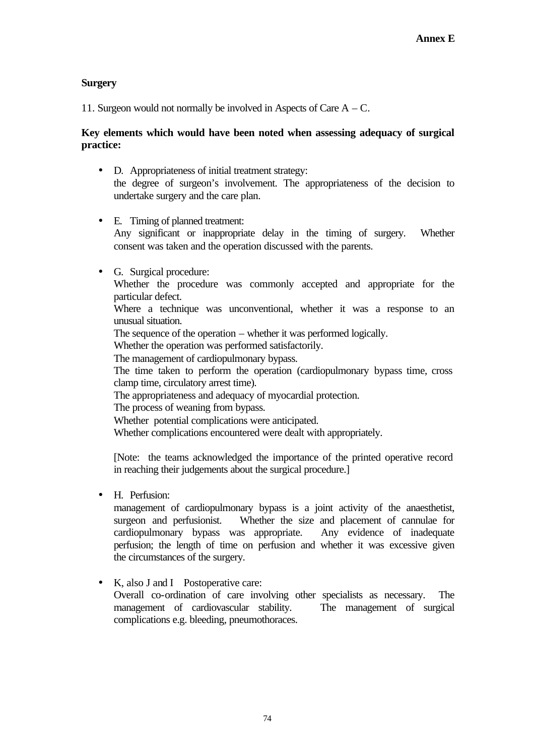## Surgery

11. Surgeon would not normally be involved in Aspects of Care A – C.

**Key elements which would have been noted when assessing adequacy of surgical practice:**

- D. Appropriateness of initial treatment strategy:
  the degree of surgeon's involvement. The appropriateness of the decision to undertake surgery and the care plan.

- E. Timing of planned treatment:
  Any significant or inappropriate delay in the timing of surgery. Whether consent was taken and the operation discussed with the parents.

- G. Surgical procedure:
  Whether the procedure was commonly accepted and appropriate for the particular defect.
  Where a technique was unconventional, whether it was a response to an unusual situation.
  The sequence of the operation – whether it was performed logically.
  Whether the operation was performed satisfactorily.
  The management of cardiopulmonary bypass.
  The time taken to perform the operation (cardiopulmonary bypass time, cross clamp time, circulatory arrest time).
  The appropriateness and adequacy of myocardial protection.
  The process of weaning from bypass.
  Whether potential complications were anticipated.
  Whether complications encountered were dealt with appropriately.

  [Note: the teams acknowledged the importance of the printed operative record in reaching their judgements about the surgical procedure.]

- H. Perfusion:
  management of cardiopulmonary bypass is a joint activity of the anaesthetist, surgeon and perfusionist. Whether the size and placement of cannulae for cardiopulmonary bypass was appropriate. Any evidence of inadequate perfusion; the length of time on perfusion and whether it was excessive given the circumstances of the surgery.

- K, also J and I Postoperative care:
  Overall co-ordination of care involving other specialists as necessary. The management of cardiovascular stability. The management of surgical complications e.g. bleeding, pneumothoraces.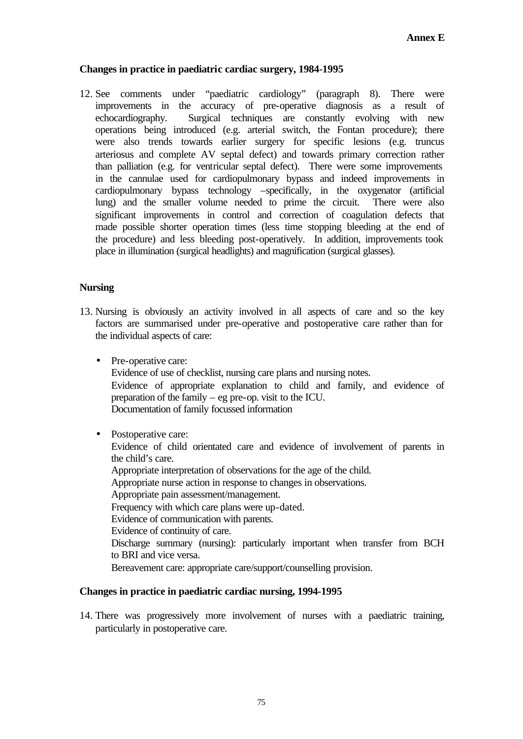Annex E

**Changes in practice in paediatric cardiac surgery, 1984-1995**

12. See comments under "paediatric cardiology" (paragraph 8). There were improvements in the accuracy of pre-operative diagnosis as a result of echocardiography. Surgical techniques are constantly evolving with new operations being introduced (e.g. arterial switch, the Fontan procedure); there were also trends towards earlier surgery for specific lesions (e.g. truncus arteriosus and complete AV septal defect) and towards primary correction rather than palliation (e.g. for ventricular septal defect). There were some improvements in the cannulae used for cardiopulmonary bypass and indeed improvements in cardiopulmonary bypass technology –specifically, in the oxygenator (artificial lung) and the smaller volume needed to prime the circuit. There were also significant improvements in control and correction of coagulation defects that made possible shorter operation times (less time stopping bleeding at the end of the procedure) and less bleeding post-operatively. In addition, improvements took place in illumination (surgical headlights) and magnification (surgical glasses).

**Nursing**

13. Nursing is obviously an activity involved in all aspects of care and so the key factors are summarised under pre-operative and postoperative care rather than for the individual aspects of care:

- Pre-operative care:
  Evidence of use of checklist, nursing care plans and nursing notes.
  Evidence of appropriate explanation to child and family, and evidence of preparation of the family – eg pre-op. visit to the ICU.
  Documentation of family focussed information

- Postoperative care:
  Evidence of child orientated care and evidence of involvement of parents in the child's care.
  Appropriate interpretation of observations for the age of the child.
  Appropriate nurse action in response to changes in observations.
  Appropriate pain assessment/management.
  Frequency with which care plans were up-dated.
  Evidence of communication with parents.
  Evidence of continuity of care.
  Discharge summary (nursing): particularly important when transfer from BCH to BRI and vice versa.
  Bereavement care: appropriate care/support/counselling provision.

**Changes in practice in paediatric cardiac nursing, 1994-1995**

14. There was progressively more involvement of nurses with a paediatric training, particularly in postoperative care.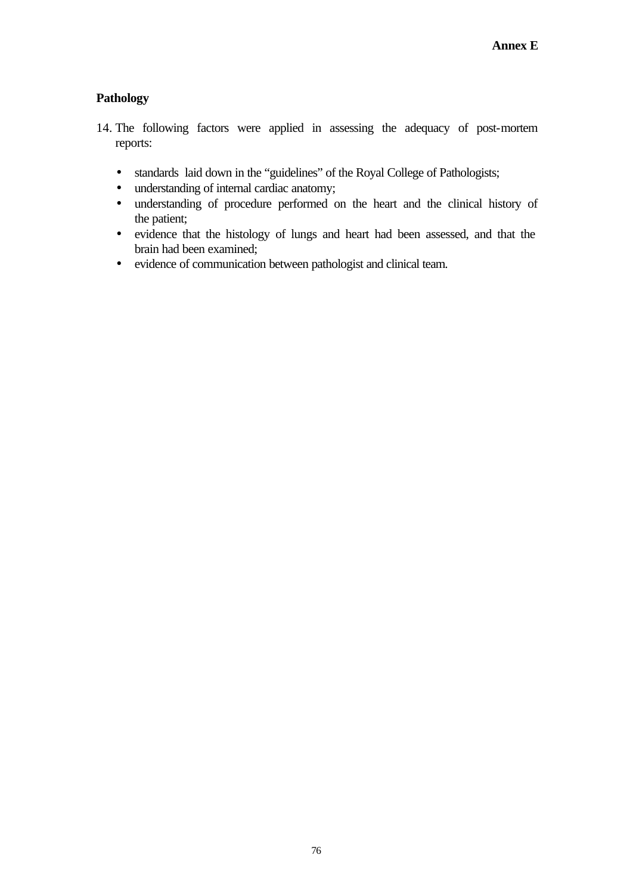**Pathology**

14. The following factors were applied in assessing the adequacy of post-mortem reports:

- standards laid down in the “guidelines” of the Royal College of Pathologists;
- understanding of internal cardiac anatomy;
- understanding of procedure performed on the heart and the clinical history of the patient;
- evidence that the histology of lungs and heart had been assessed, and that the brain had been examined;
- evidence of communication between pathologist and clinical team.